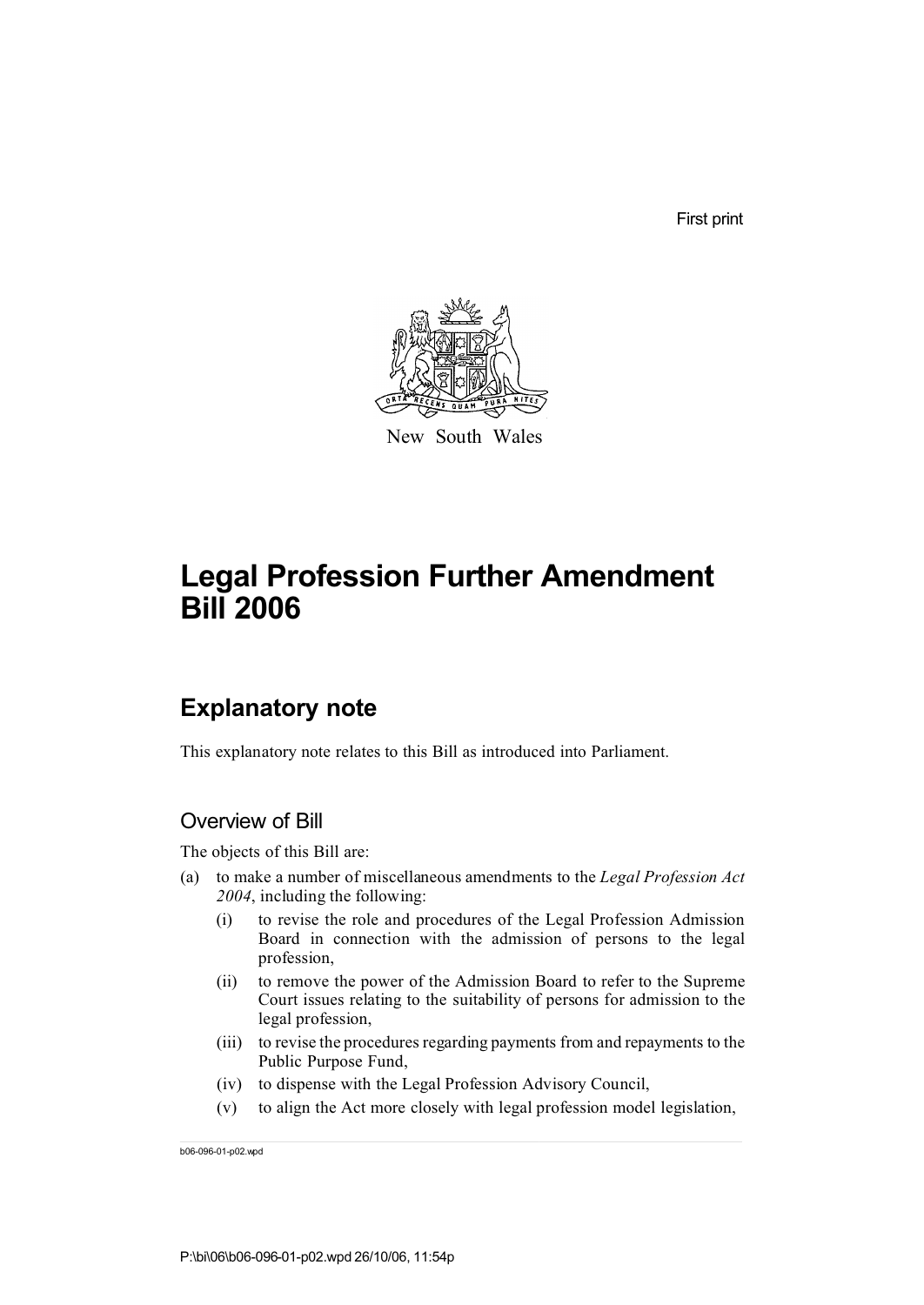First print

New South Wales

# Legal Profession Further Amendment Bill 2006

## Explanatory note

This explanatory note relates to this Bill as introduced into Parliament.

### Overview of Bill

The objects of this Bill are:

(a) to make a number of miscellaneous amendments to the *Legal Profession Act 2004*, including the following:

- (i) to revise the role and procedures of the Legal Profession Admission Board in connection with the admission of persons to the legal profession,
- (ii) to remove the power of the Admission Board to refer to the Supreme Court issues relating to the suitability of persons for admission to the legal profession,
- (iii) to revise the procedures regarding payments from and repayments to the Public Purpose Fund,
- (iv) to dispense with the Legal Profession Advisory Council,
- (v) to align the Act more closely with legal profession model legislation,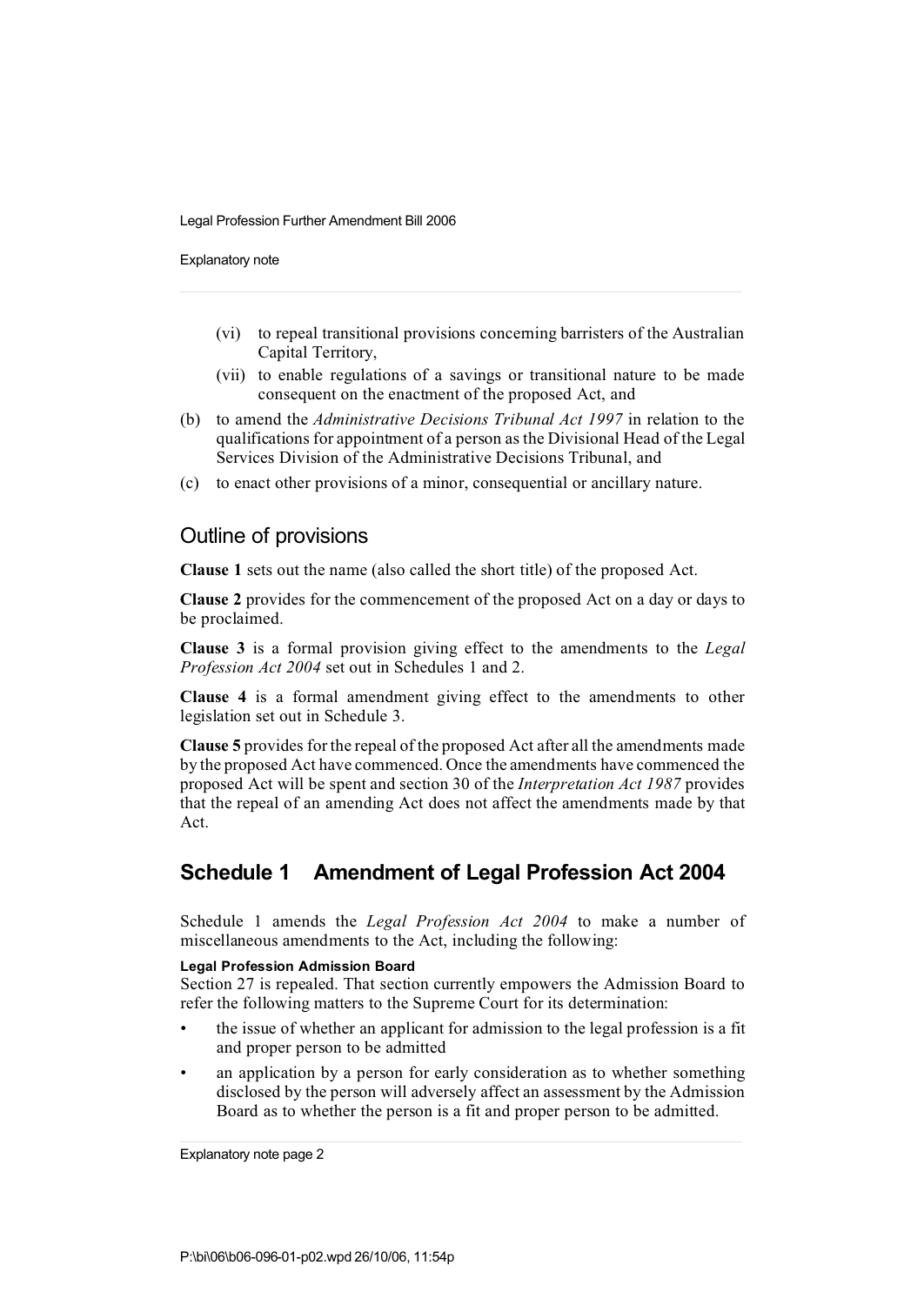(vi) to repeal transitional provisions concerning barristers of the Australian Capital Territory,

(vii) to enable regulations of a savings or transitional nature to be made consequent on the enactment of the proposed Act, and

(b) to amend the *Administrative Decisions Tribunal Act 1997* in relation to the qualifications for appointment of a person as the Divisional Head of the Legal Services Division of the Administrative Decisions Tribunal, and

(c) to enact other provisions of a minor, consequential or ancillary nature.

## Outline of provisions

**Clause 1** sets out the name (also called the short title) of the proposed Act.

**Clause 2** provides for the commencement of the proposed Act on a day or days to be proclaimed.

**Clause 3** is a formal provision giving effect to the amendments to the *Legal Profession Act 2004* set out in Schedules 1 and 2.

**Clause 4** is a formal amendment giving effect to the amendments to other legislation set out in Schedule 3.

**Clause 5** provides for the repeal of the proposed Act after all the amendments made by the proposed Act have commenced. Once the amendments have commenced the proposed Act will be spent and section 30 of the *Interpretation Act 1987* provides that the repeal of an amending Act does not affect the amendments made by that Act.

## Schedule 1 Amendment of Legal Profession Act 2004

Schedule 1 amends the *Legal Profession Act 2004* to make a number of miscellaneous amendments to the Act, including the following:

**Legal Profession Admission Board**

Section 27 is repealed. That section currently empowers the Admission Board to refer the following matters to the Supreme Court for its determination:

- the issue of whether an applicant for admission to the legal profession is a fit and proper person to be admitted
- an application by a person for early consideration as to whether something disclosed by the person will adversely affect an assessment by the Admission Board as to whether the person is a fit and proper person to be admitted.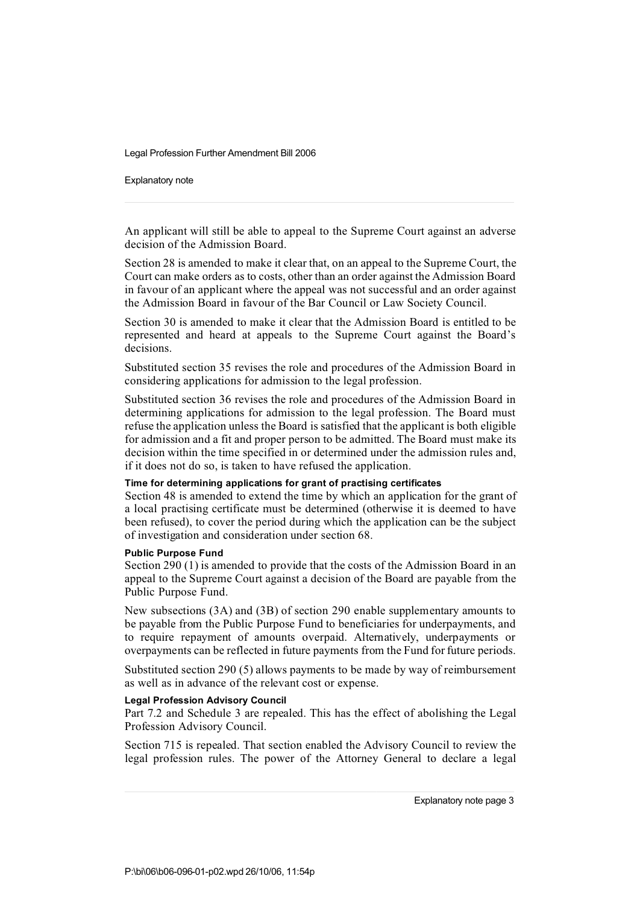An applicant will still be able to appeal to the Supreme Court against an adverse decision of the Admission Board.

Section 28 is amended to make it clear that, on an appeal to the Supreme Court, the Court can make orders as to costs, other than an order against the Admission Board in favour of an applicant where the appeal was not successful and an order against the Admission Board in favour of the Bar Council or Law Society Council.

Section 30 is amended to make it clear that the Admission Board is entitled to be represented and heard at appeals to the Supreme Court against the Board's decisions.

Substituted section 35 revises the role and procedures of the Admission Board in considering applications for admission to the legal profession.

Substituted section 36 revises the role and procedures of the Admission Board in determining applications for admission to the legal profession. The Board must refuse the application unless the Board is satisfied that the applicant is both eligible for admission and a fit and proper person to be admitted. The Board must make its decision within the time specified in or determined under the admission rules and, if it does not do so, is taken to have refused the application.

**Time for determining applications for grant of practising certificates**

Section 48 is amended to extend the time by which an application for the grant of a local practising certificate must be determined (otherwise it is deemed to have been refused), to cover the period during which the application can be the subject of investigation and consideration under section 68.

**Public Purpose Fund**

Section 290 (1) is amended to provide that the costs of the Admission Board in an appeal to the Supreme Court against a decision of the Board are payable from the Public Purpose Fund.

New subsections (3A) and (3B) of section 290 enable supplementary amounts to be payable from the Public Purpose Fund to beneficiaries for underpayments, and to require repayment of amounts overpaid. Alternatively, underpayments or overpayments can be reflected in future payments from the Fund for future periods.

Substituted section 290 (5) allows payments to be made by way of reimbursement as well as in advance of the relevant cost or expense.

**Legal Profession Advisory Council**

Part 7.2 and Schedule 3 are repealed. This has the effect of abolishing the Legal Profession Advisory Council.

Section 715 is repealed. That section enabled the Advisory Council to review the legal profession rules. The power of the Attorney General to declare a legal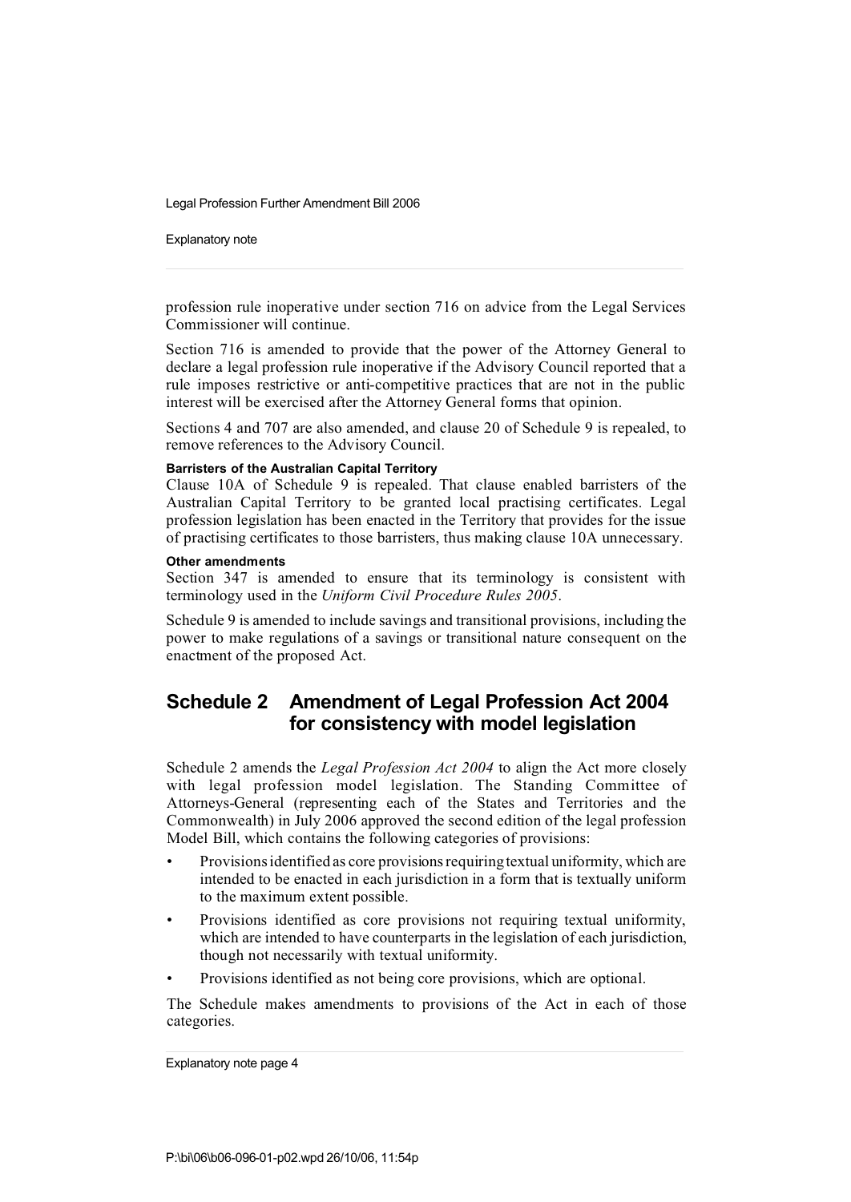profession rule inoperative under section 716 on advice from the Legal Services Commissioner will continue.

Section 716 is amended to provide that the power of the Attorney General to declare a legal profession rule inoperative if the Advisory Council reported that a rule imposes restrictive or anti-competitive practices that are not in the public interest will be exercised after the Attorney General forms that opinion.

Sections 4 and 707 are also amended, and clause 20 of Schedule 9 is repealed, to remove references to the Advisory Council.

#### Barristers of the Australian Capital Territory

Clause 10A of Schedule 9 is repealed. That clause enabled barristers of the Australian Capital Territory to be granted local practising certificates. Legal profession legislation has been enacted in the Territory that provides for the issue of practising certificates to those barristers, thus making clause 10A unnecessary.

#### Other amendments

Section 347 is amended to ensure that its terminology is consistent with terminology used in the *Uniform Civil Procedure Rules 2005*.

Schedule 9 is amended to include savings and transitional provisions, including the power to make regulations of a savings or transitional nature consequent on the enactment of the proposed Act.

## Schedule 2 Amendment of Legal Profession Act 2004 for consistency with model legislation

Schedule 2 amends the *Legal Profession Act 2004* to align the Act more closely with legal profession model legislation. The Standing Committee of Attorneys-General (representing each of the States and Territories and the Commonwealth) in July 2006 approved the second edition of the legal profession Model Bill, which contains the following categories of provisions:

- Provisions identified as core provisions requiring textual uniformity, which are intended to be enacted in each jurisdiction in a form that is textually uniform to the maximum extent possible.
- Provisions identified as core provisions not requiring textual uniformity, which are intended to have counterparts in the legislation of each jurisdiction, though not necessarily with textual uniformity.
- Provisions identified as not being core provisions, which are optional.

The Schedule makes amendments to provisions of the Act in each of those categories.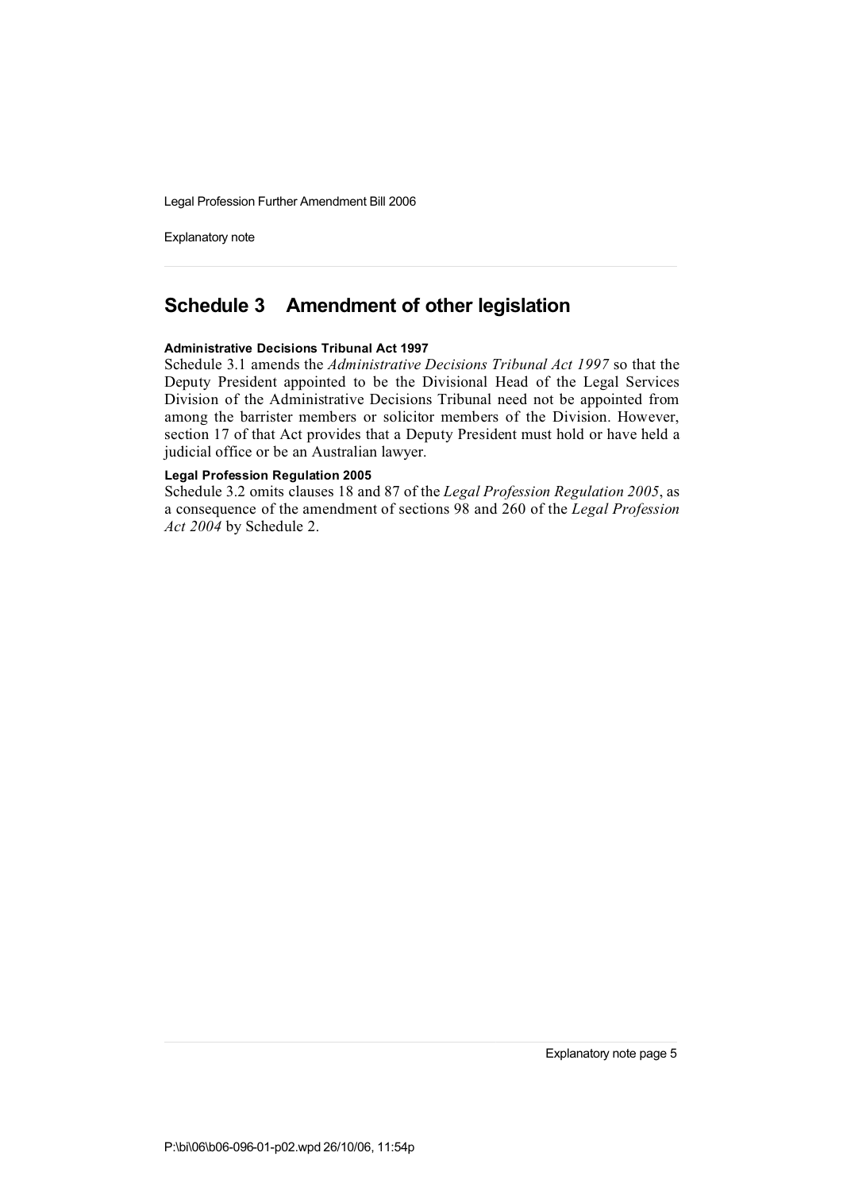## Schedule 3 Amendment of other legislation

**Administrative Decisions Tribunal Act 1997**

Schedule 3.1 amends the *Administrative Decisions Tribunal Act 1997* so that the Deputy President appointed to be the Divisional Head of the Legal Services Division of the Administrative Decisions Tribunal need not be appointed from among the barrister members or solicitor members of the Division. However, section 17 of that Act provides that a Deputy President must hold or have held a judicial office or be an Australian lawyer.

**Legal Profession Regulation 2005**

Schedule 3.2 omits clauses 18 and 87 of the *Legal Profession Regulation 2005*, as a consequence of the amendment of sections 98 and 260 of the *Legal Profession Act 2004* by Schedule 2.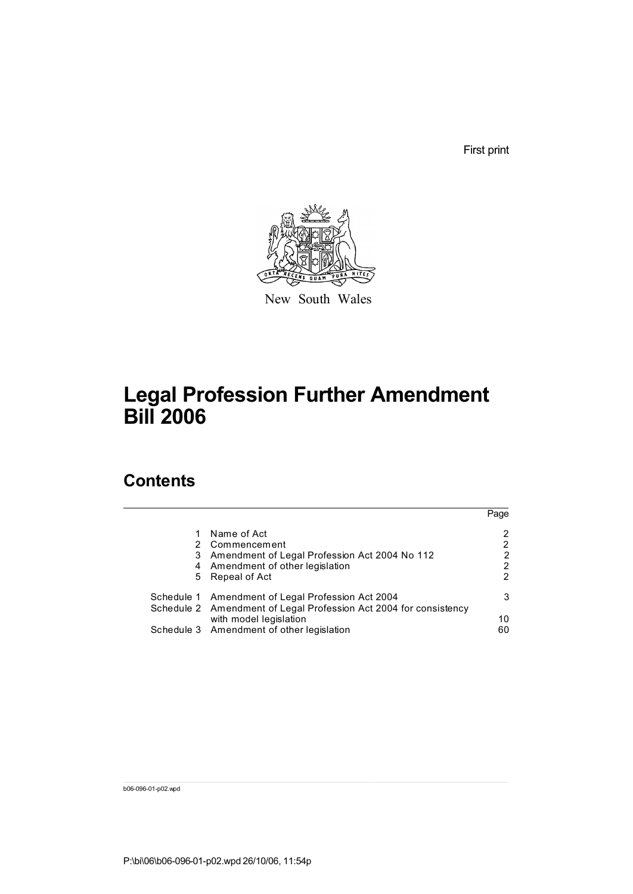First print

New South Wales

# Legal Profession Further Amendment Bill 2006

## Contents

| | | Page |
|---|---|---|
| 1 | Name of Act | 2 |
| 2 | Commencement | 2 |
| 3 | Amendment of Legal Profession Act 2004 No 112 | 2 |
| 4 | Amendment of other legislation | 2 |
| 5 | Repeal of Act | 2 |
| Schedule 1 | Amendment of Legal Profession Act 2004 | 3 |
| Schedule 2 | Amendment of Legal Profession Act 2004 for consistency with model legislation | 10 |
| Schedule 3 | Amendment of other legislation | 60 |

b06-096-01-p02.wpd

P:\bi\06\b06-096-01-p02.wpd 26/10/06, 11:54p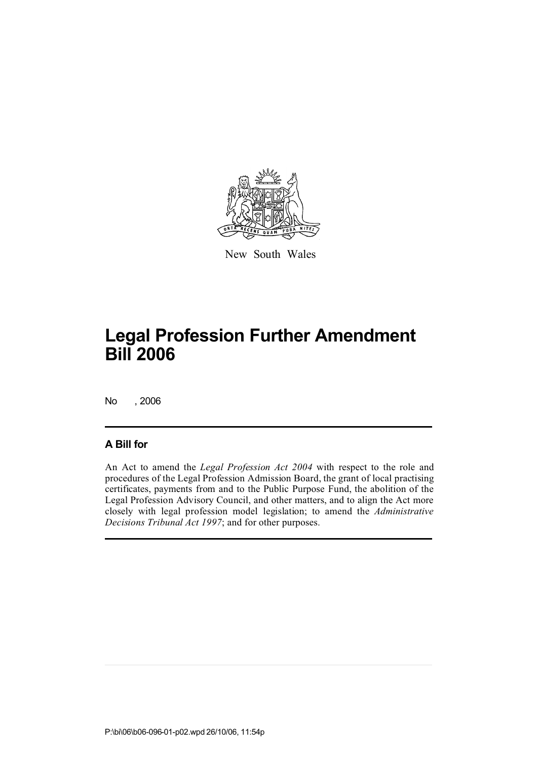New South Wales

# Legal Profession Further Amendment Bill 2006

No , 2006

## A Bill for

An Act to amend the *Legal Profession Act 2004* with respect to the role and procedures of the Legal Profession Admission Board, the grant of local practising certificates, payments from and to the Public Purpose Fund, the abolition of the Legal Profession Advisory Council, and other matters, and to align the Act more closely with legal profession model legislation; to amend the *Administrative Decisions Tribunal Act 1997*; and for other purposes.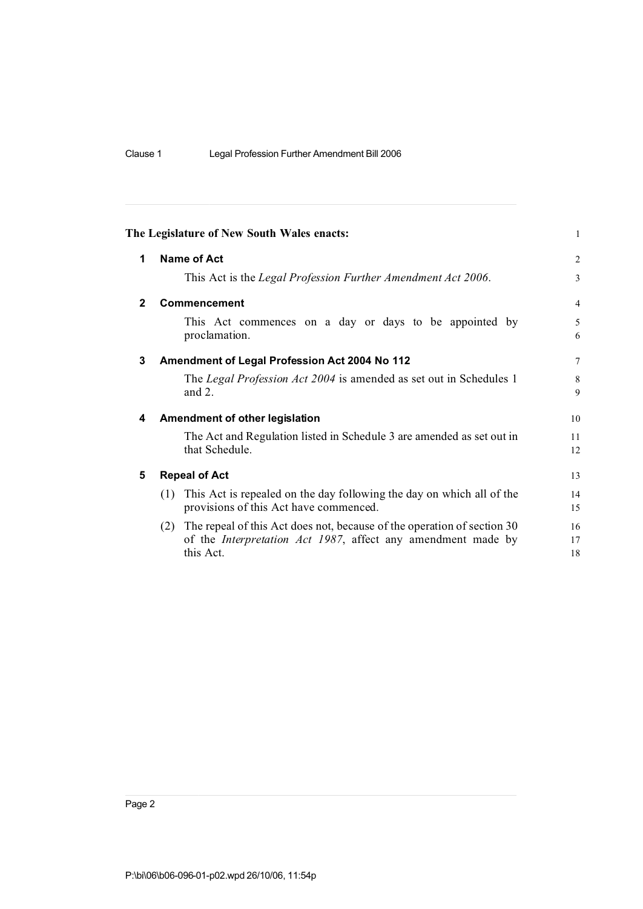**The Legislature of New South Wales enacts:**

## 1 Name of Act

This Act is the *Legal Profession Further Amendment Act 2006*.

## 2 Commencement

This Act commences on a day or days to be appointed by proclamation.

## 3 Amendment of Legal Profession Act 2004 No 112

The *Legal Profession Act 2004* is amended as set out in Schedules 1 and 2.

## 4 Amendment of other legislation

The Act and Regulation listed in Schedule 3 are amended as set out in that Schedule.

## 5 Repeal of Act

(1) This Act is repealed on the day following the day on which all of the provisions of this Act have commenced.

(2) The repeal of this Act does not, because of the operation of section 30 of the *Interpretation Act 1987*, affect any amendment made by this Act.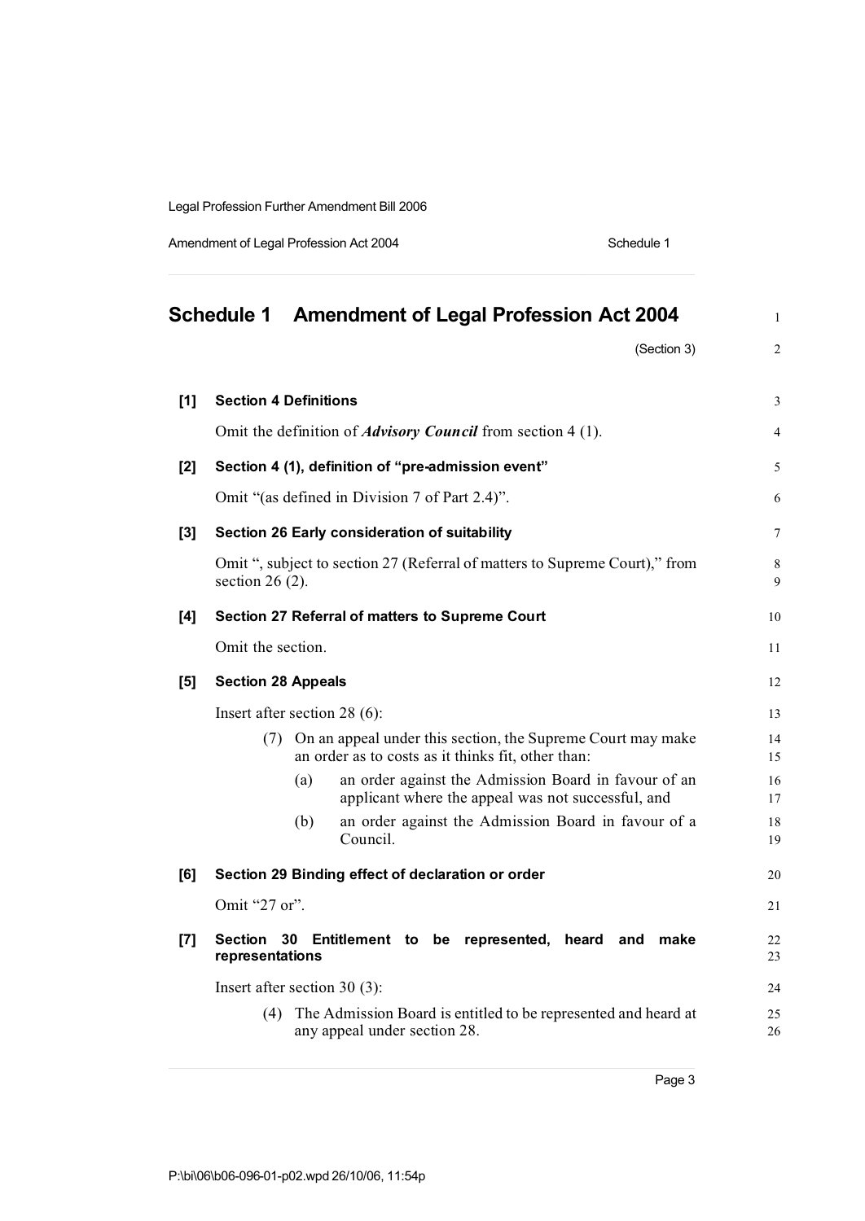# Schedule 1 Amendment of Legal Profession Act 2004

(Section 3)

**[1] Section 4 Definitions**

Omit the definition of ***Advisory Council*** from section 4 (1).

**[2] Section 4 (1), definition of "pre-admission event"**

Omit "(as defined in Division 7 of Part 2.4)".

**[3] Section 26 Early consideration of suitability**

Omit ", subject to section 27 (Referral of matters to Supreme Court)," from section 26 (2).

**[4] Section 27 Referral of matters to Supreme Court**

Omit the section.

**[5] Section 28 Appeals**

Insert after section 28 (6):

(7) On an appeal under this section, the Supreme Court may make an order as to costs as it thinks fit, other than:

(a) an order against the Admission Board in favour of an applicant where the appeal was not successful, and

(b) an order against the Admission Board in favour of a Council.

**[6] Section 29 Binding effect of declaration or order**

Omit "27 or".

**[7] Section 30 Entitlement to be represented, heard and make representations**

Insert after section 30 (3):

(4) The Admission Board is entitled to be represented and heard at any appeal under section 28.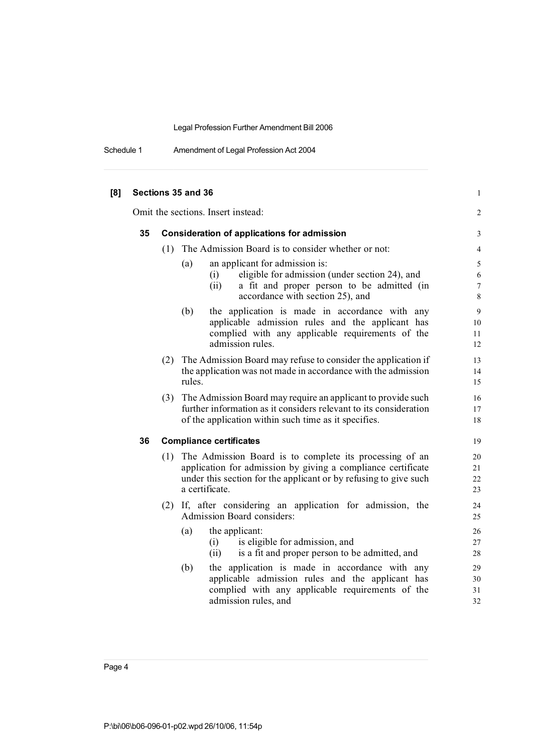**[8] Sections 35 and 36**

Omit the sections. Insert instead:

### 35 Consideration of applications for admission

(1) The Admission Board is to consider whether or not:

  (a) an applicant for admission is:

    (i) eligible for admission (under section 24), and

    (ii) a fit and proper person to be admitted (in accordance with section 25), and

  (b) the application is made in accordance with any applicable admission rules and the applicant has complied with any applicable requirements of the admission rules.

(2) The Admission Board may refuse to consider the application if the application was not made in accordance with the admission rules.

(3) The Admission Board may require an applicant to provide such further information as it considers relevant to its consideration of the application within such time as it specifies.

### 36 Compliance certificates

(1) The Admission Board is to complete its processing of an application for admission by giving a compliance certificate under this section for the applicant or by refusing to give such a certificate.

(2) If, after considering an application for admission, the Admission Board considers:

  (a) the applicant:

    (i) is eligible for admission, and

    (ii) is a fit and proper person to be admitted, and

  (b) the application is made in accordance with any applicable admission rules and the applicant has complied with any applicable requirements of the admission rules, and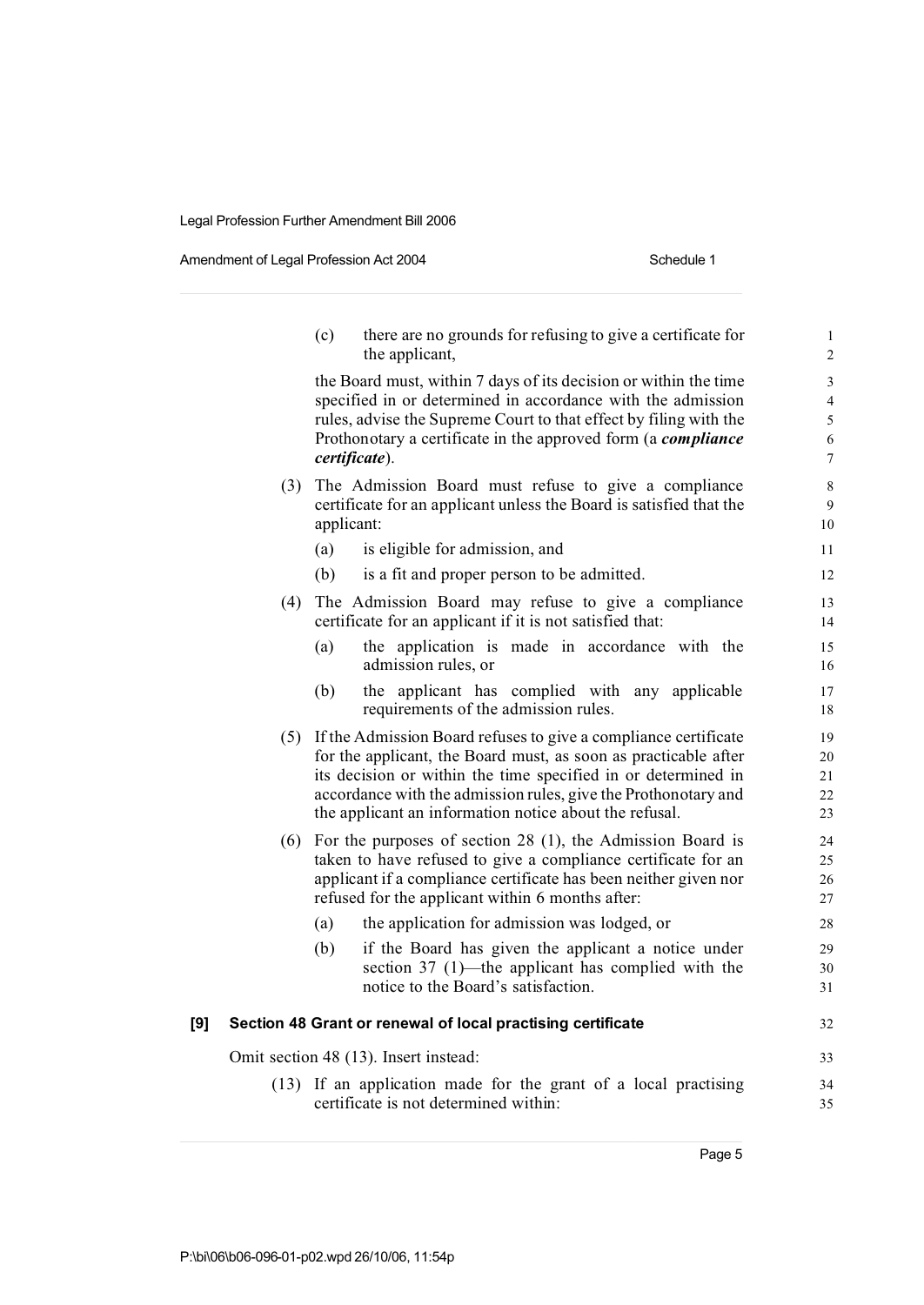(c) there are no grounds for refusing to give a certificate for the applicant,

the Board must, within 7 days of its decision or within the time specified in or determined in accordance with the admission rules, advise the Supreme Court to that effect by filing with the Prothonotary a certificate in the approved form (a ***compliance certificate***).

(3) The Admission Board must refuse to give a compliance certificate for an applicant unless the Board is satisfied that the applicant:

(a) is eligible for admission, and

(b) is a fit and proper person to be admitted.

(4) The Admission Board may refuse to give a compliance certificate for an applicant if it is not satisfied that:

(a) the application is made in accordance with the admission rules, or

(b) the applicant has complied with any applicable requirements of the admission rules.

(5) If the Admission Board refuses to give a compliance certificate for the applicant, the Board must, as soon as practicable after its decision or within the time specified in or determined in accordance with the admission rules, give the Prothonotary and the applicant an information notice about the refusal.

(6) For the purposes of section 28 (1), the Admission Board is taken to have refused to give a compliance certificate for an applicant if a compliance certificate has been neither given nor refused for the applicant within 6 months after:

(a) the application for admission was lodged, or

(b) if the Board has given the applicant a notice under section 37 (1)—the applicant has complied with the notice to the Board's satisfaction.

**[9] Section 48 Grant or renewal of local practising certificate**

Omit section 48 (13). Insert instead:

(13) If an application made for the grant of a local practising certificate is not determined within: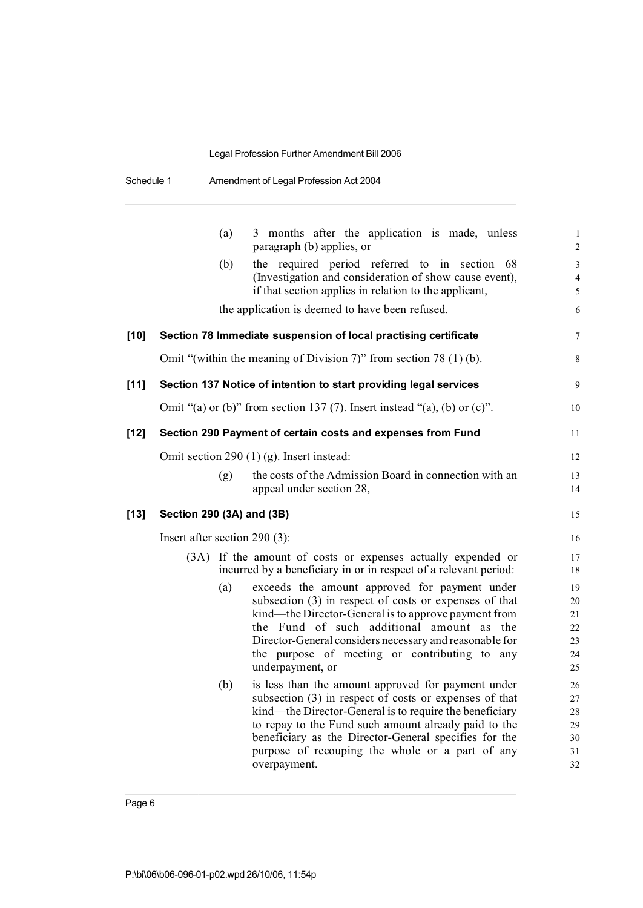(a) 3 months after the application is made, unless paragraph (b) applies, or

(b) the required period referred to in section 68 (Investigation and consideration of show cause event), if that section applies in relation to the applicant,

the application is deemed to have been refused.

**[10] Section 78 Immediate suspension of local practising certificate**

Omit "(within the meaning of Division 7)" from section 78 (1) (b).

**[11] Section 137 Notice of intention to start providing legal services**

Omit "(a) or (b)" from section 137 (7). Insert instead "(a), (b) or (c)".

**[12] Section 290 Payment of certain costs and expenses from Fund**

Omit section 290 (1) (g). Insert instead:

(g) the costs of the Admission Board in connection with an appeal under section 28,

**[13] Section 290 (3A) and (3B)**

Insert after section 290 (3):

(3A) If the amount of costs or expenses actually expended or incurred by a beneficiary in or in respect of a relevant period:

(a) exceeds the amount approved for payment under subsection (3) in respect of costs or expenses of that kind—the Director-General is to approve payment from the Fund of such additional amount as the Director-General considers necessary and reasonable for the purpose of meeting or contributing to any underpayment, or

(b) is less than the amount approved for payment under subsection (3) in respect of costs or expenses of that kind—the Director-General is to require the beneficiary to repay to the Fund such amount already paid to the beneficiary as the Director-General specifies for the purpose of recouping the whole or a part of any overpayment.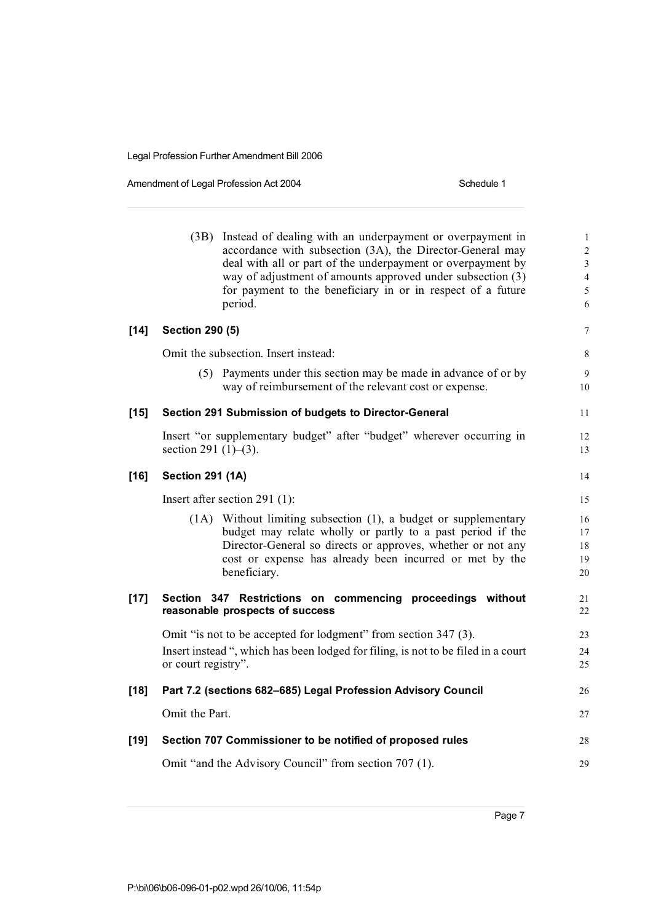(3B) Instead of dealing with an underpayment or overpayment in accordance with subsection (3A), the Director-General may deal with all or part of the underpayment or overpayment by way of adjustment of amounts approved under subsection (3) for payment to the beneficiary in or in respect of a future period.

**[14] Section 290 (5)**

Omit the subsection. Insert instead:

(5) Payments under this section may be made in advance of or by way of reimbursement of the relevant cost or expense.

**[15] Section 291 Submission of budgets to Director-General**

Insert "or supplementary budget" after "budget" wherever occurring in section 291 (1)–(3).

**[16] Section 291 (1A)**

Insert after section 291 (1):

(1A) Without limiting subsection (1), a budget or supplementary budget may relate wholly or partly to a past period if the Director-General so directs or approves, whether or not any cost or expense has already been incurred or met by the beneficiary.

**[17] Section 347 Restrictions on commencing proceedings without reasonable prospects of success**

Omit "is not to be accepted for lodgment" from section 347 (3).

Insert instead ", which has been lodged for filing, is not to be filed in a court or court registry".

**[18] Part 7.2 (sections 682–685) Legal Profession Advisory Council**

Omit the Part.

**[19] Section 707 Commissioner to be notified of proposed rules**

Omit "and the Advisory Council" from section 707 (1).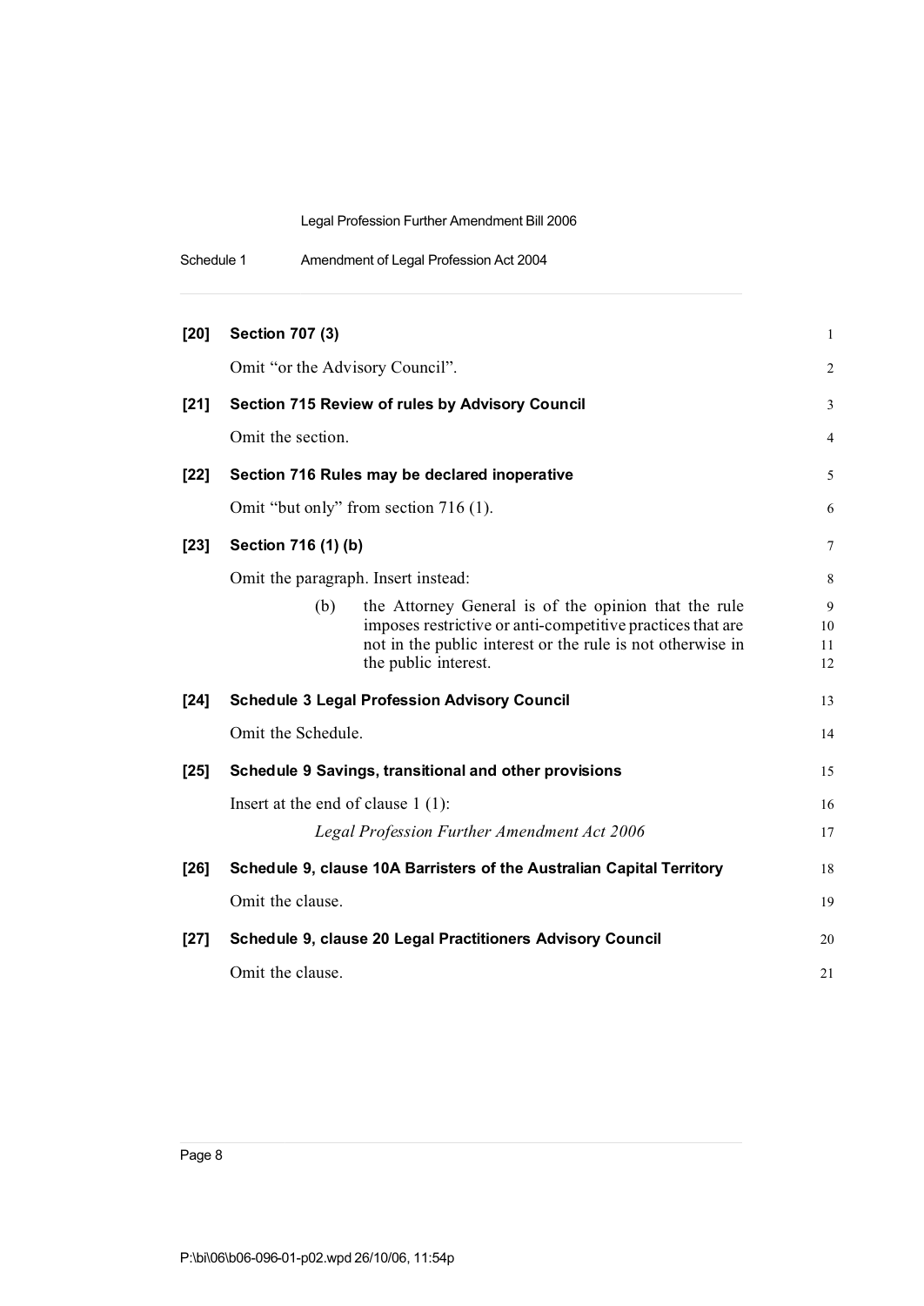**[20] Section 707 (3)**

Omit "or the Advisory Council".

**[21] Section 715 Review of rules by Advisory Council**

Omit the section.

**[22] Section 716 Rules may be declared inoperative**

Omit "but only" from section 716 (1).

**[23] Section 716 (1) (b)**

Omit the paragraph. Insert instead:

> (b) the Attorney General is of the opinion that the rule imposes restrictive or anti-competitive practices that are not in the public interest or the rule is not otherwise in the public interest.

**[24] Schedule 3 Legal Profession Advisory Council**

Omit the Schedule.

**[25] Schedule 9 Savings, transitional and other provisions**

Insert at the end of clause 1 (1):

> *Legal Profession Further Amendment Act 2006*

**[26] Schedule 9, clause 10A Barristers of the Australian Capital Territory**

Omit the clause.

**[27] Schedule 9, clause 20 Legal Practitioners Advisory Council**

Omit the clause.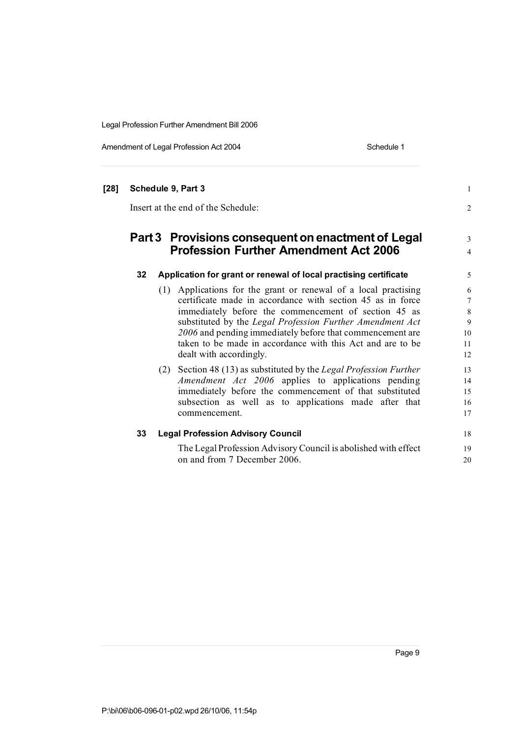**[28] Schedule 9, Part 3**

Insert at the end of the Schedule:

## Part 3 Provisions consequent on enactment of Legal Profession Further Amendment Act 2006

### 32 Application for grant or renewal of local practising certificate

(1) Applications for the grant or renewal of a local practising certificate made in accordance with section 45 as in force immediately before the commencement of section 45 as substituted by the *Legal Profession Further Amendment Act 2006* and pending immediately before that commencement are taken to be made in accordance with this Act and are to be dealt with accordingly.

(2) Section 48 (13) as substituted by the *Legal Profession Further Amendment Act 2006* applies to applications pending immediately before the commencement of that substituted subsection as well as to applications made after that commencement.

### 33 Legal Profession Advisory Council

The Legal Profession Advisory Council is abolished with effect on and from 7 December 2006.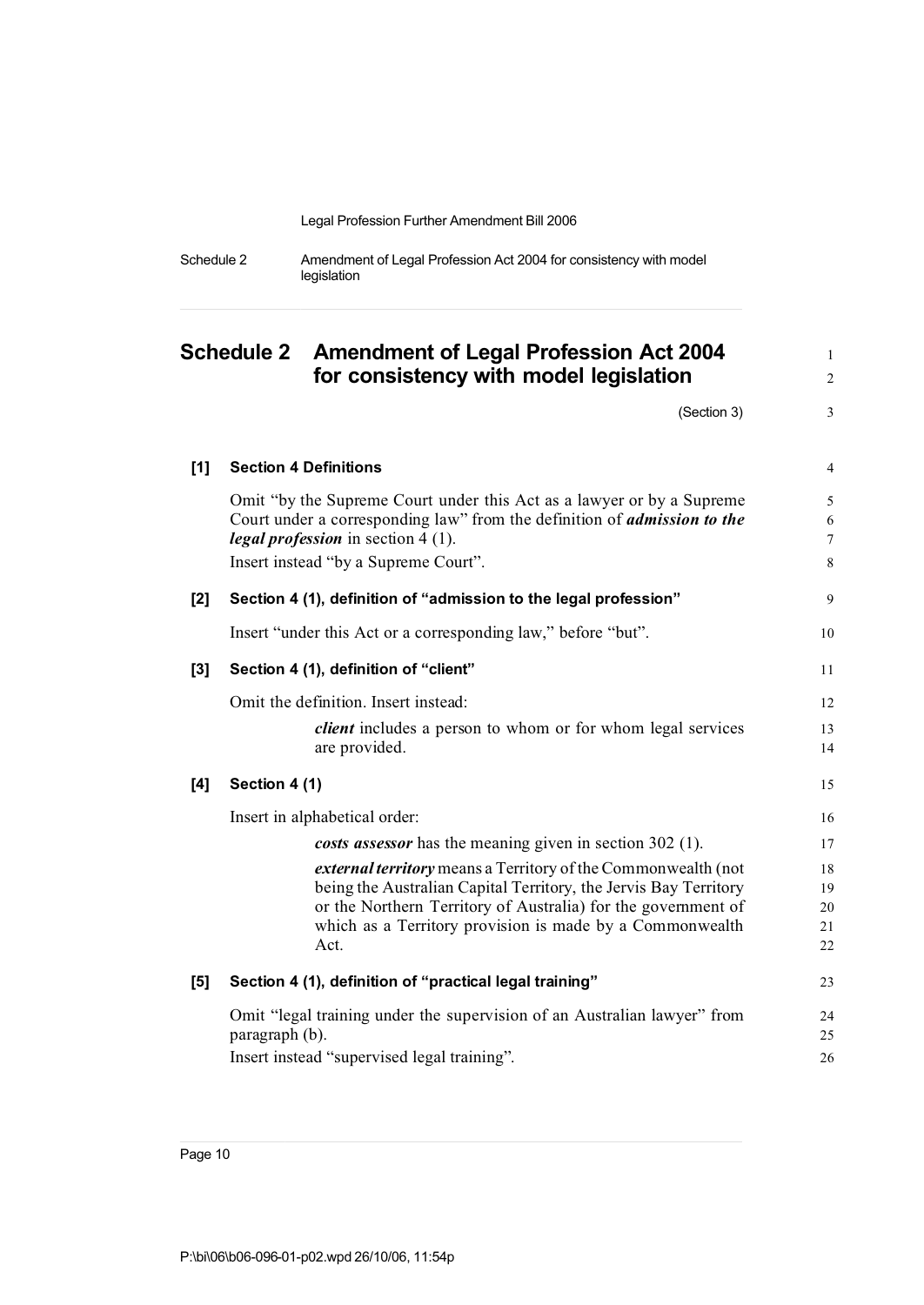# Schedule 2 Amendment of Legal Profession Act 2004 for consistency with model legislation

(Section 3)

## [1] Section 4 Definitions

Omit "by the Supreme Court under this Act as a lawyer or by a Supreme Court under a corresponding law" from the definition of ***admission to the legal profession*** in section 4 (1).

Insert instead "by a Supreme Court".

## [2] Section 4 (1), definition of "admission to the legal profession"

Insert "under this Act or a corresponding law," before "but".

## [3] Section 4 (1), definition of "client"

Omit the definition. Insert instead:

> ***client*** includes a person to whom or for whom legal services are provided.

## [4] Section 4 (1)

Insert in alphabetical order:

> ***costs assessor*** has the meaning given in section 302 (1).
>
> ***external territory*** means a Territory of the Commonwealth (not being the Australian Capital Territory, the Jervis Bay Territory or the Northern Territory of Australia) for the government of which as a Territory provision is made by a Commonwealth Act.

## [5] Section 4 (1), definition of "practical legal training"

Omit "legal training under the supervision of an Australian lawyer" from paragraph (b).

Insert instead "supervised legal training".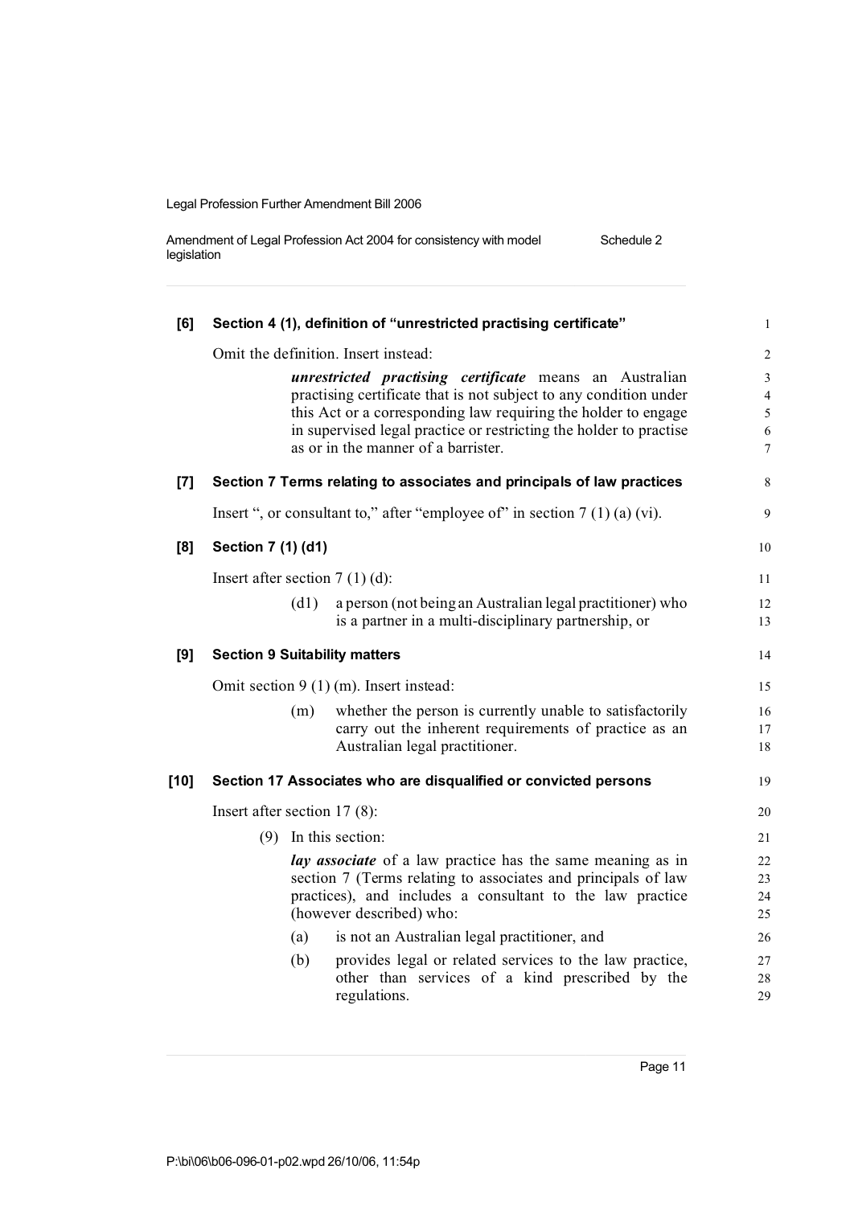**[6] Section 4 (1), definition of "unrestricted practising certificate"**

Omit the definition. Insert instead:

> ***unrestricted practising certificate*** means an Australian practising certificate that is not subject to any condition under this Act or a corresponding law requiring the holder to engage in supervised legal practice or restricting the holder to practise as or in the manner of a barrister.

**[7] Section 7 Terms relating to associates and principals of law practices**

Insert ", or consultant to," after "employee of" in section 7 (1) (a) (vi).

**[8] Section 7 (1) (d1)**

Insert after section 7 (1) (d):

> (d1) a person (not being an Australian legal practitioner) who is a partner in a multi-disciplinary partnership, or

**[9] Section 9 Suitability matters**

Omit section 9 (1) (m). Insert instead:

> (m) whether the person is currently unable to satisfactorily carry out the inherent requirements of practice as an Australian legal practitioner.

**[10] Section 17 Associates who are disqualified or convicted persons**

Insert after section 17 (8):

> (9) In this section:
>
> ***lay associate*** of a law practice has the same meaning as in section 7 (Terms relating to associates and principals of law practices), and includes a consultant to the law practice (however described) who:
>
> (a) is not an Australian legal practitioner, and
>
> (b) provides legal or related services to the law practice, other than services of a kind prescribed by the regulations.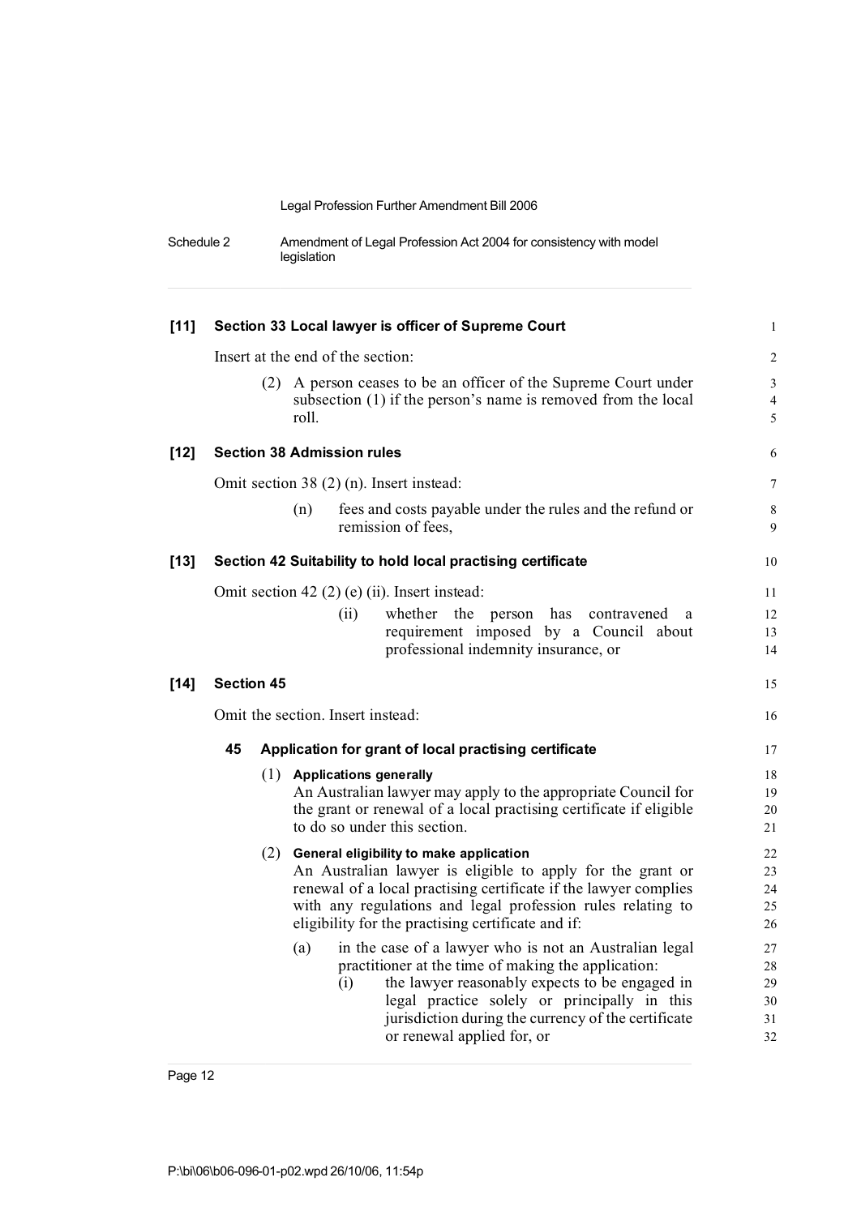**[11] Section 33 Local lawyer is officer of Supreme Court**

Insert at the end of the section:

(2) A person ceases to be an officer of the Supreme Court under subsection (1) if the person's name is removed from the local roll.

**[12] Section 38 Admission rules**

Omit section 38 (2) (n). Insert instead:

(n) fees and costs payable under the rules and the refund or remission of fees,

**[13] Section 42 Suitability to hold local practising certificate**

Omit section 42 (2) (e) (ii). Insert instead:

(ii) whether the person has contravened a requirement imposed by a Council about professional indemnity insurance, or

**[14] Section 45**

Omit the section. Insert instead:

**45 Application for grant of local practising certificate**

(1) **Applications generally**

An Australian lawyer may apply to the appropriate Council for the grant or renewal of a local practising certificate if eligible to do so under this section.

(2) **General eligibility to make application**

An Australian lawyer is eligible to apply for the grant or renewal of a local practising certificate if the lawyer complies with any regulations and legal profession rules relating to eligibility for the practising certificate and if:

(a) in the case of a lawyer who is not an Australian legal practitioner at the time of making the application:

(i) the lawyer reasonably expects to be engaged in legal practice solely or principally in this jurisdiction during the currency of the certificate or renewal applied for, or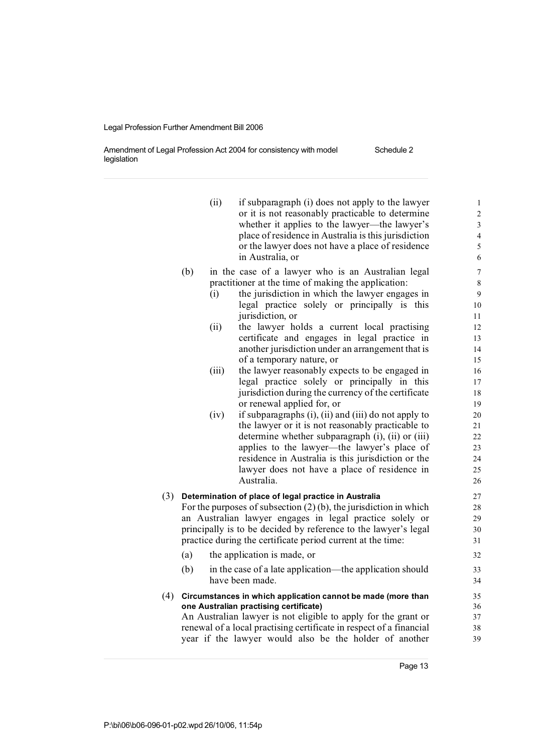(ii) if subparagraph (i) does not apply to the lawyer or it is not reasonably practicable to determine whether it applies to the lawyer—the lawyer's place of residence in Australia is this jurisdiction or the lawyer does not have a place of residence in Australia, or

(b) in the case of a lawyer who is an Australian legal practitioner at the time of making the application:

(i) the jurisdiction in which the lawyer engages in legal practice solely or principally is this jurisdiction, or

(ii) the lawyer holds a current local practising certificate and engages in legal practice in another jurisdiction under an arrangement that is of a temporary nature, or

(iii) the lawyer reasonably expects to be engaged in legal practice solely or principally in this jurisdiction during the currency of the certificate or renewal applied for, or

(iv) if subparagraphs (i), (ii) and (iii) do not apply to the lawyer or it is not reasonably practicable to determine whether subparagraph (i), (ii) or (iii) applies to the lawyer—the lawyer's place of residence in Australia is this jurisdiction or the lawyer does not have a place of residence in Australia.

(3) **Determination of place of legal practice in Australia**

For the purposes of subsection (2) (b), the jurisdiction in which an Australian lawyer engages in legal practice solely or principally is to be decided by reference to the lawyer's legal practice during the certificate period current at the time:

(a) the application is made, or

(b) in the case of a late application—the application should have been made.

(4) **Circumstances in which application cannot be made (more than one Australian practising certificate)**

An Australian lawyer is not eligible to apply for the grant or renewal of a local practising certificate in respect of a financial year if the lawyer would also be the holder of another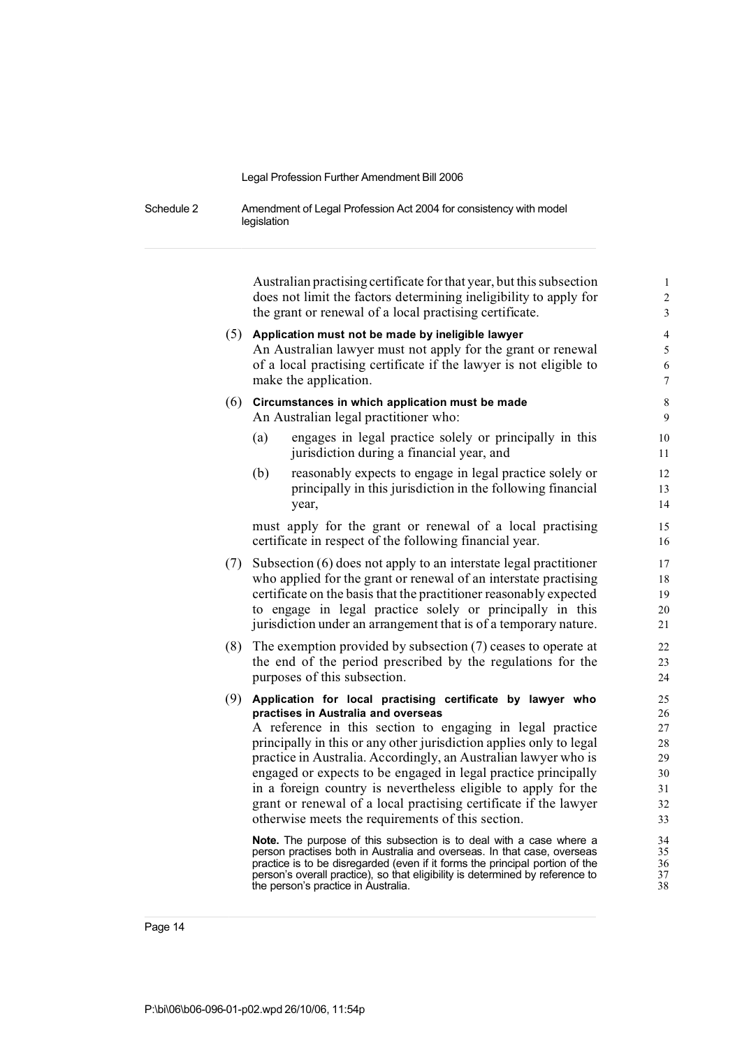Australian practising certificate for that year, but this subsection does not limit the factors determining ineligibility to apply for the grant or renewal of a local practising certificate.

(5) **Application must not be made by ineligible lawyer**

An Australian lawyer must not apply for the grant or renewal of a local practising certificate if the lawyer is not eligible to make the application.

(6) **Circumstances in which application must be made**

An Australian legal practitioner who:

- (a) engages in legal practice solely or principally in this jurisdiction during a financial year, and
- (b) reasonably expects to engage in legal practice solely or principally in this jurisdiction in the following financial year,

must apply for the grant or renewal of a local practising certificate in respect of the following financial year.

(7) Subsection (6) does not apply to an interstate legal practitioner who applied for the grant or renewal of an interstate practising certificate on the basis that the practitioner reasonably expected to engage in legal practice solely or principally in this jurisdiction under an arrangement that is of a temporary nature.

(8) The exemption provided by subsection (7) ceases to operate at the end of the period prescribed by the regulations for the purposes of this subsection.

(9) **Application for local practising certificate by lawyer who practises in Australia and overseas**

A reference in this section to engaging in legal practice principally in this or any other jurisdiction applies only to legal practice in Australia. Accordingly, an Australian lawyer who is engaged or expects to be engaged in legal practice principally in a foreign country is nevertheless eligible to apply for the grant or renewal of a local practising certificate if the lawyer otherwise meets the requirements of this section.

**Note.** The purpose of this subsection is to deal with a case where a person practises both in Australia and overseas. In that case, overseas practice is to be disregarded (even if it forms the principal portion of the person's overall practice), so that eligibility is determined by reference to the person's practice in Australia.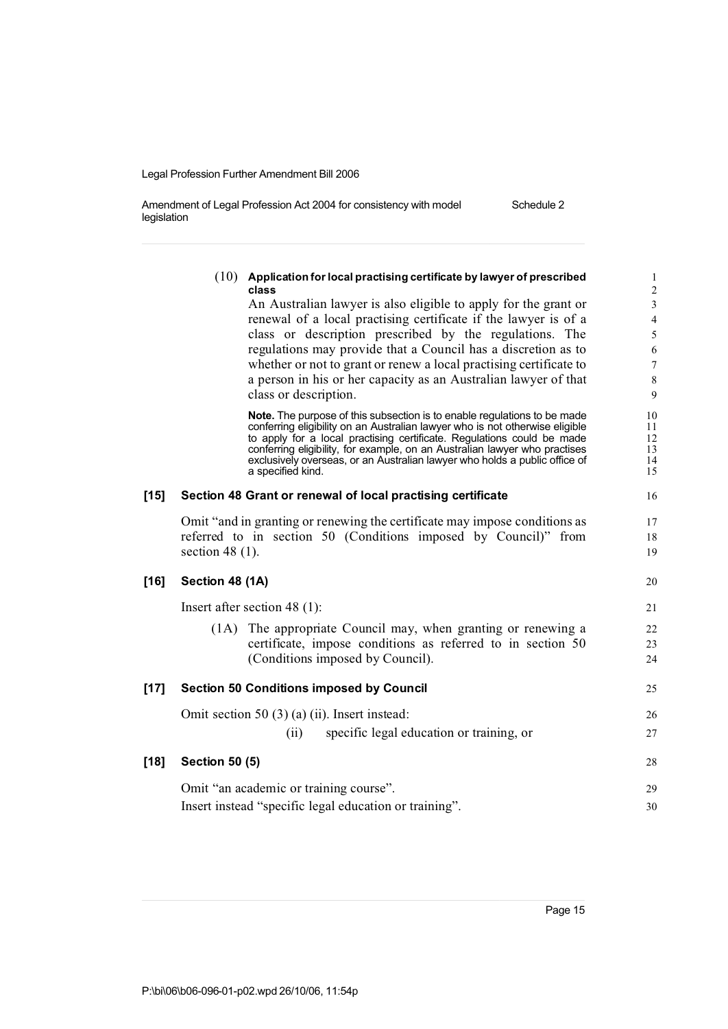(10) **Application for local practising certificate by lawyer of prescribed class**

An Australian lawyer is also eligible to apply for the grant or renewal of a local practising certificate if the lawyer is of a class or description prescribed by the regulations. The regulations may provide that a Council has a discretion as to whether or not to grant or renew a local practising certificate to a person in his or her capacity as an Australian lawyer of that class or description.

**Note.** The purpose of this subsection is to enable regulations to be made conferring eligibility on an Australian lawyer who is not otherwise eligible to apply for a local practising certificate. Regulations could be made conferring eligibility, for example, on an Australian lawyer who practises exclusively overseas, or an Australian lawyer who holds a public office of a specified kind.

### [15] Section 48 Grant or renewal of local practising certificate

Omit "and in granting or renewing the certificate may impose conditions as referred to in section 50 (Conditions imposed by Council)" from section 48 (1).

### [16] Section 48 (1A)

Insert after section 48 (1):

(1A) The appropriate Council may, when granting or renewing a certificate, impose conditions as referred to in section 50 (Conditions imposed by Council).

### [17] Section 50 Conditions imposed by Council

Omit section 50 (3) (a) (ii). Insert instead:

(ii) specific legal education or training, or

### [18] Section 50 (5)

Omit "an academic or training course".

Insert instead "specific legal education or training".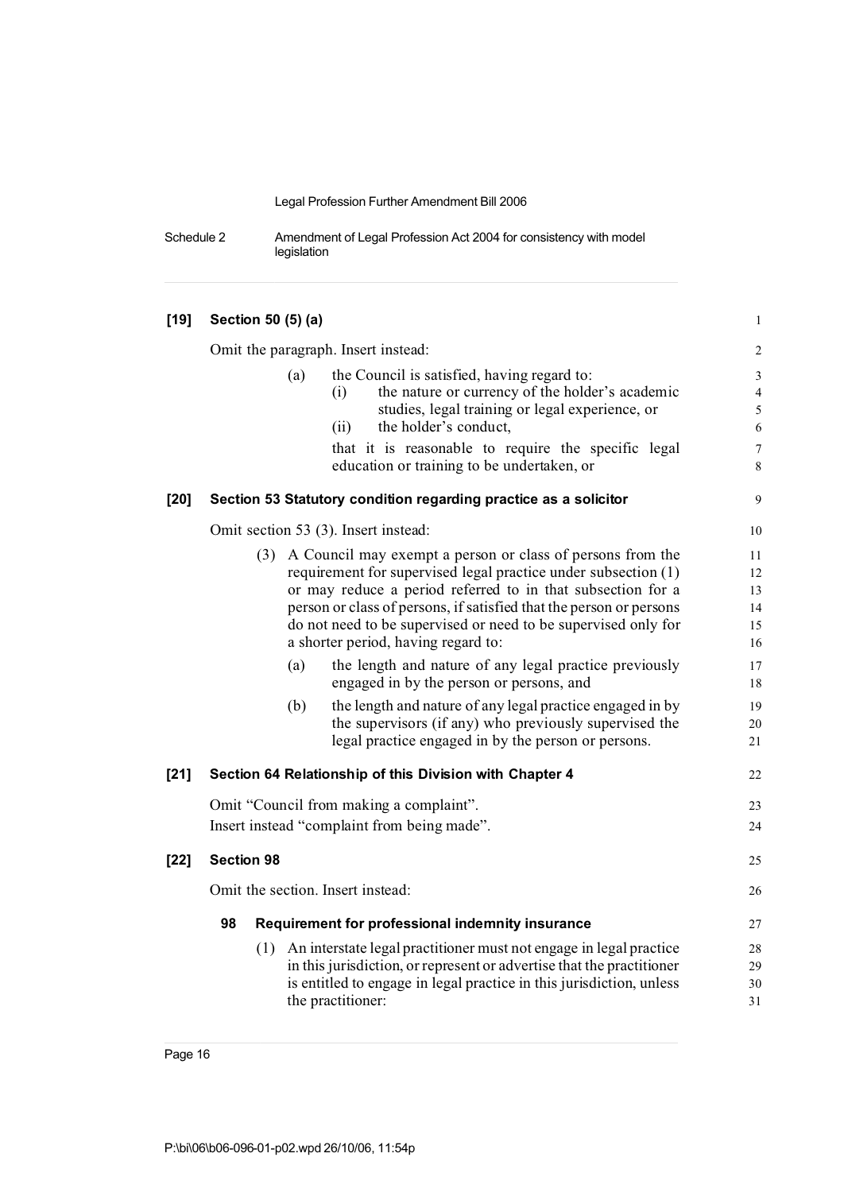**[19] Section 50 (5) (a)**

Omit the paragraph. Insert instead:

> (a) the Council is satisfied, having regard to:
>
> > (i) the nature or currency of the holder's academic studies, legal training or legal experience, or
> >
> > (ii) the holder's conduct,
>
> that it is reasonable to require the specific legal education or training to be undertaken, or

**[20] Section 53 Statutory condition regarding practice as a solicitor**

Omit section 53 (3). Insert instead:

> (3) A Council may exempt a person or class of persons from the requirement for supervised legal practice under subsection (1) or may reduce a period referred to in that subsection for a person or class of persons, if satisfied that the person or persons do not need to be supervised or need to be supervised only for a shorter period, having regard to:
>
> (a) the length and nature of any legal practice previously engaged in by the person or persons, and
>
> (b) the length and nature of any legal practice engaged in by the supervisors (if any) who previously supervised the legal practice engaged in by the person or persons.

**[21] Section 64 Relationship of this Division with Chapter 4**

Omit "Council from making a complaint".

Insert instead "complaint from being made".

**[22] Section 98**

Omit the section. Insert instead:

> **98 Requirement for professional indemnity insurance**
>
> (1) An interstate legal practitioner must not engage in legal practice in this jurisdiction, or represent or advertise that the practitioner is entitled to engage in legal practice in this jurisdiction, unless the practitioner: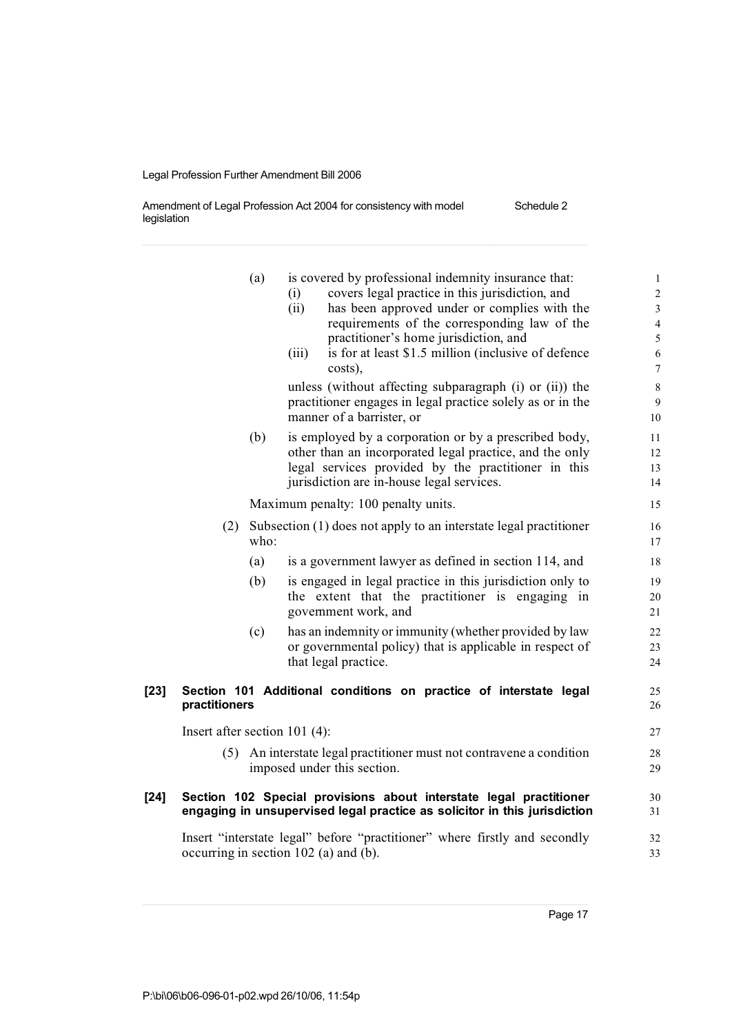(a) is covered by professional indemnity insurance that:

   (i) covers legal practice in this jurisdiction, and

   (ii) has been approved under or complies with the requirements of the corresponding law of the practitioner's home jurisdiction, and

   (iii) is for at least $1.5 million (inclusive of defence costs),

   unless (without affecting subparagraph (i) or (ii)) the practitioner engages in legal practice solely as or in the manner of a barrister, or

(b) is employed by a corporation or by a prescribed body, other than an incorporated legal practice, and the only legal services provided by the practitioner in this jurisdiction are in-house legal services.

Maximum penalty: 100 penalty units.

(2) Subsection (1) does not apply to an interstate legal practitioner who:

   (a) is a government lawyer as defined in section 114, and

   (b) is engaged in legal practice in this jurisdiction only to the extent that the practitioner is engaging in government work, and

   (c) has an indemnity or immunity (whether provided by law or governmental policy) that is applicable in respect of that legal practice.

**[23] Section 101 Additional conditions on practice of interstate legal practitioners**

Insert after section 101 (4):

(5) An interstate legal practitioner must not contravene a condition imposed under this section.

**[24] Section 102 Special provisions about interstate legal practitioner engaging in unsupervised legal practice as solicitor in this jurisdiction**

Insert "interstate legal" before "practitioner" where firstly and secondly occurring in section 102 (a) and (b).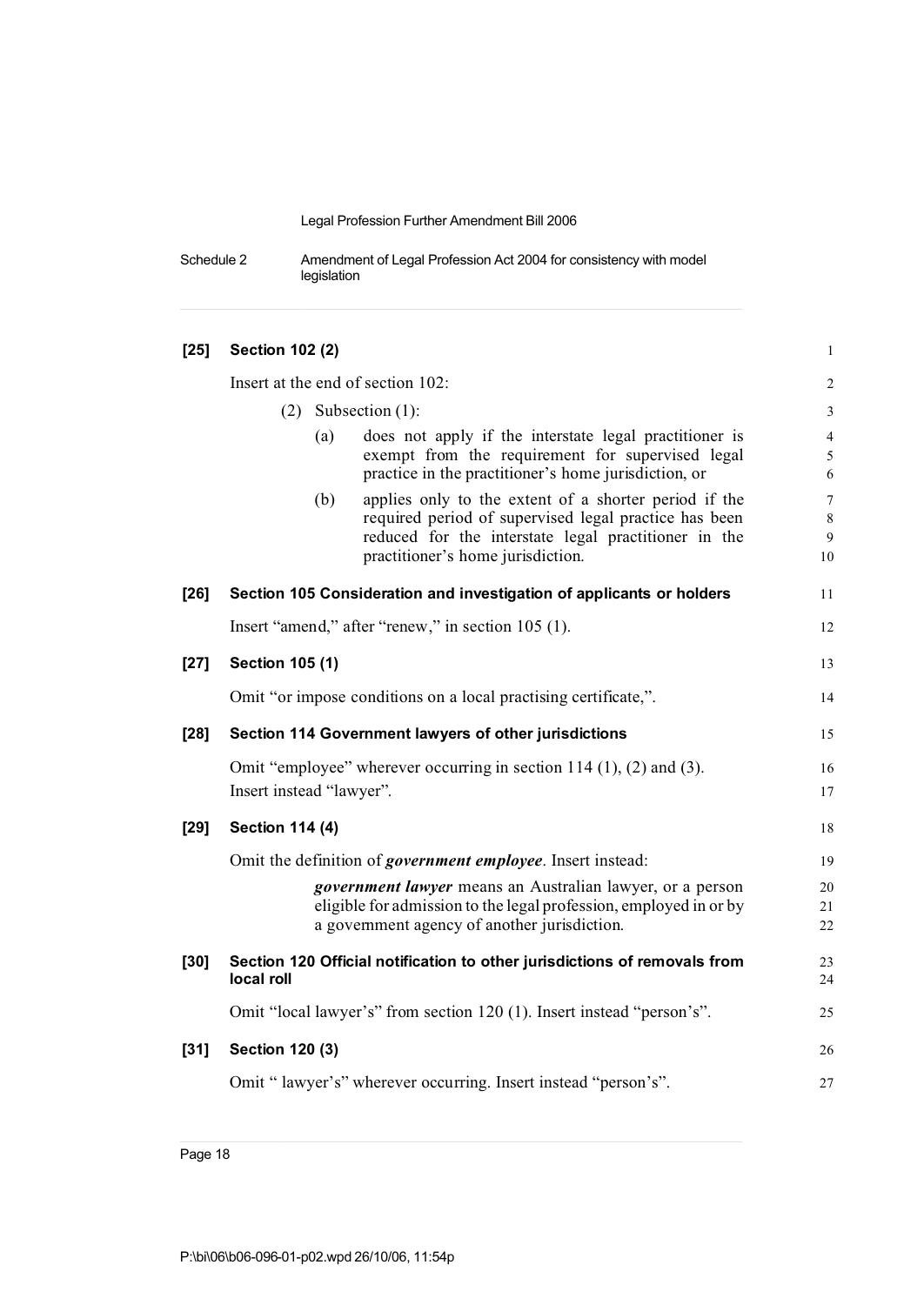**[25] Section 102 (2)**

Insert at the end of section 102:

(2) Subsection (1):

(a) does not apply if the interstate legal practitioner is exempt from the requirement for supervised legal practice in the practitioner's home jurisdiction, or

(b) applies only to the extent of a shorter period if the required period of supervised legal practice has been reduced for the interstate legal practitioner in the practitioner's home jurisdiction.

**[26] Section 105 Consideration and investigation of applicants or holders**

Insert "amend," after "renew," in section 105 (1).

**[27] Section 105 (1)**

Omit "or impose conditions on a local practising certificate,".

**[28] Section 114 Government lawyers of other jurisdictions**

Omit "employee" wherever occurring in section 114 (1), (2) and (3). Insert instead "lawyer".

**[29] Section 114 (4)**

Omit the definition of ***government employee***. Insert instead:

***government lawyer*** means an Australian lawyer, or a person eligible for admission to the legal profession, employed in or by a government agency of another jurisdiction.

**[30] Section 120 Official notification to other jurisdictions of removals from local roll**

Omit "local lawyer's" from section 120 (1). Insert instead "person's".

**[31] Section 120 (3)**

Omit " lawyer's" wherever occurring. Insert instead "person's".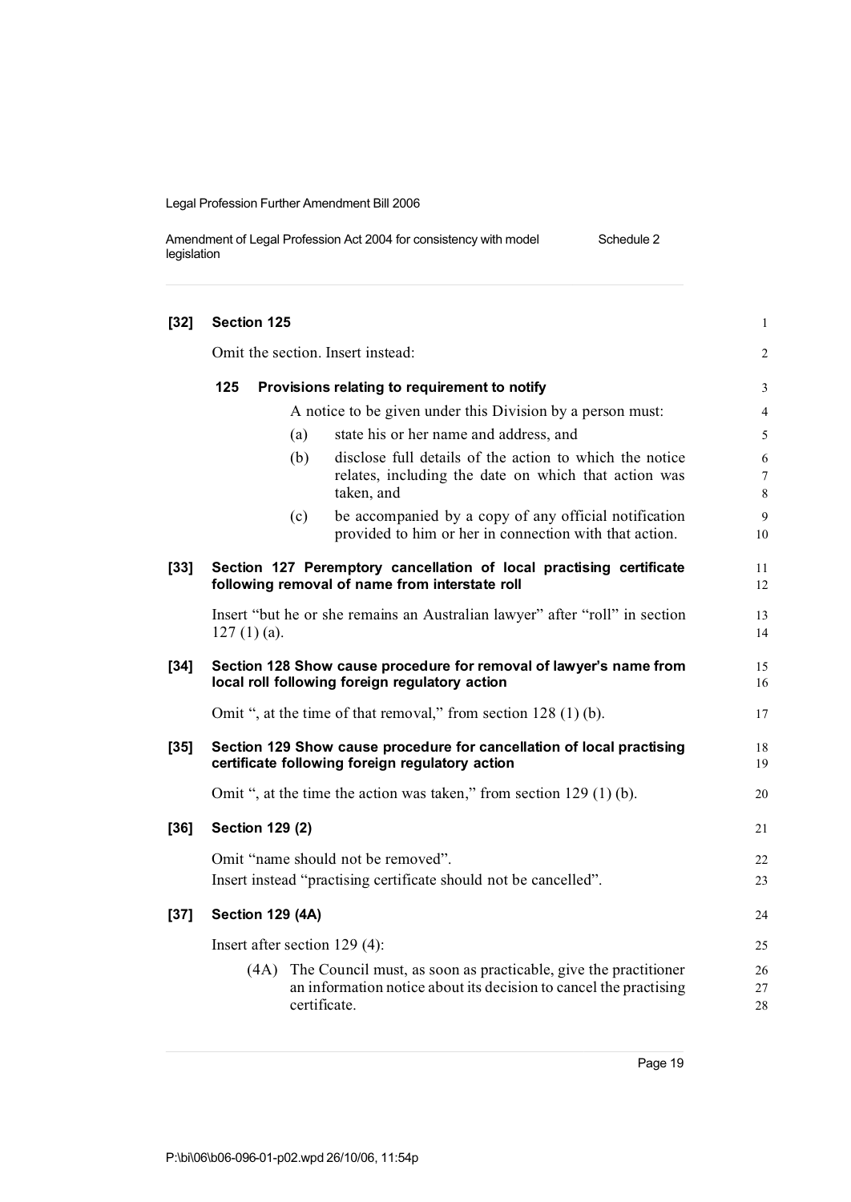**[32] Section 125**

Omit the section. Insert instead:

**125 Provisions relating to requirement to notify**

A notice to be given under this Division by a person must:

(a) state his or her name and address, and

(b) disclose full details of the action to which the notice relates, including the date on which that action was taken, and

(c) be accompanied by a copy of any official notification provided to him or her in connection with that action.

**[33] Section 127 Peremptory cancellation of local practising certificate following removal of name from interstate roll**

Insert "but he or she remains an Australian lawyer" after "roll" in section 127 (1) (a).

**[34] Section 128 Show cause procedure for removal of lawyer's name from local roll following foreign regulatory action**

Omit ", at the time of that removal," from section 128 (1) (b).

**[35] Section 129 Show cause procedure for cancellation of local practising certificate following foreign regulatory action**

Omit ", at the time the action was taken," from section 129 (1) (b).

**[36] Section 129 (2)**

Omit "name should not be removed".

Insert instead "practising certificate should not be cancelled".

**[37] Section 129 (4A)**

Insert after section 129 (4):

(4A) The Council must, as soon as practicable, give the practitioner an information notice about its decision to cancel the practising certificate.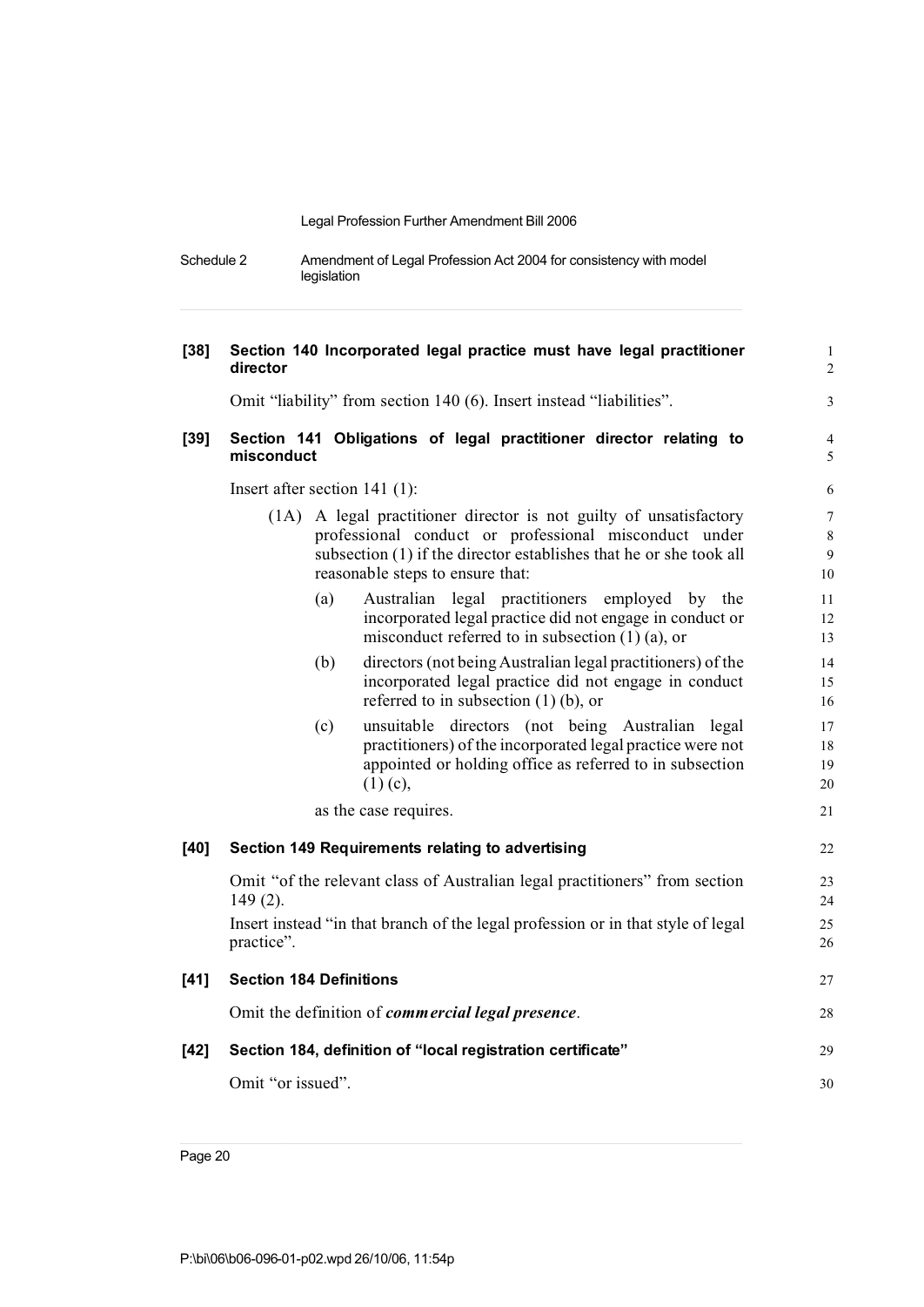**[38] Section 140 Incorporated legal practice must have legal practitioner director**

Omit "liability" from section 140 (6). Insert instead "liabilities".

**[39] Section 141 Obligations of legal practitioner director relating to misconduct**

Insert after section 141 (1):

(1A) A legal practitioner director is not guilty of unsatisfactory professional conduct or professional misconduct under subsection (1) if the director establishes that he or she took all reasonable steps to ensure that:

(a) Australian legal practitioners employed by the incorporated legal practice did not engage in conduct or misconduct referred to in subsection (1) (a), or

(b) directors (not being Australian legal practitioners) of the incorporated legal practice did not engage in conduct referred to in subsection (1) (b), or

(c) unsuitable directors (not being Australian legal practitioners) of the incorporated legal practice were not appointed or holding office as referred to in subsection (1) (c),

as the case requires.

**[40] Section 149 Requirements relating to advertising**

Omit "of the relevant class of Australian legal practitioners" from section 149 (2).

Insert instead "in that branch of the legal profession or in that style of legal practice".

**[41] Section 184 Definitions**

Omit the definition of ***commercial legal presence***.

**[42] Section 184, definition of "local registration certificate"**

Omit "or issued".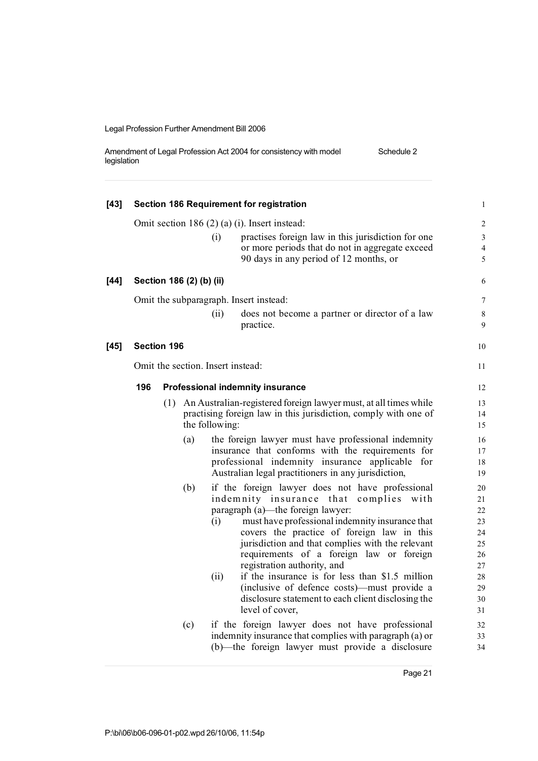**[43] Section 186 Requirement for registration**

Omit section 186 (2) (a) (i). Insert instead:

> (i) practises foreign law in this jurisdiction for one or more periods that do not in aggregate exceed 90 days in any period of 12 months, or

**[44] Section 186 (2) (b) (ii)**

Omit the subparagraph. Insert instead:

> (ii) does not become a partner or director of a law practice.

**[45] Section 196**

Omit the section. Insert instead:

**196 Professional indemnity insurance**

(1) An Australian-registered foreign lawyer must, at all times while practising foreign law in this jurisdiction, comply with one of the following:

(a) the foreign lawyer must have professional indemnity insurance that conforms with the requirements for professional indemnity insurance applicable for Australian legal practitioners in any jurisdiction,

(b) if the foreign lawyer does not have professional indemnity insurance that complies with paragraph (a)—the foreign lawyer:

(i) must have professional indemnity insurance that covers the practice of foreign law in this jurisdiction and that complies with the relevant requirements of a foreign law or foreign registration authority, and

(ii) if the insurance is for less than $1.5 million (inclusive of defence costs)—must provide a disclosure statement to each client disclosing the level of cover,

(c) if the foreign lawyer does not have professional indemnity insurance that complies with paragraph (a) or (b)—the foreign lawyer must provide a disclosure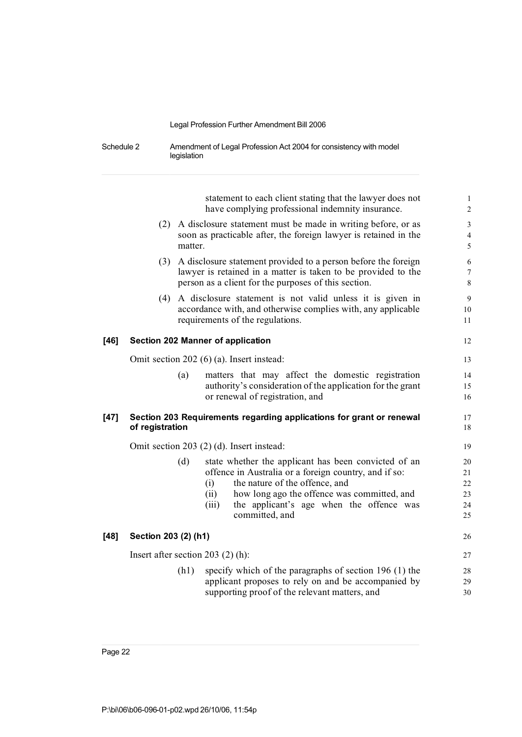statement to each client stating that the lawyer does not have complying professional indemnity insurance.

(2) A disclosure statement must be made in writing before, or as soon as practicable after, the foreign lawyer is retained in the matter.

(3) A disclosure statement provided to a person before the foreign lawyer is retained in a matter is taken to be provided to the person as a client for the purposes of this section.

(4) A disclosure statement is not valid unless it is given in accordance with, and otherwise complies with, any applicable requirements of the regulations.

**[46] Section 202 Manner of application**

Omit section 202 (6) (a). Insert instead:

(a) matters that may affect the domestic registration authority's consideration of the application for the grant or renewal of registration, and

**[47] Section 203 Requirements regarding applications for grant or renewal of registration**

Omit section 203 (2) (d). Insert instead:

(d) state whether the applicant has been convicted of an offence in Australia or a foreign country, and if so:
- (i) the nature of the offence, and
- (ii) how long ago the offence was committed, and
- (iii) the applicant's age when the offence was committed, and

**[48] Section 203 (2) (h1)**

Insert after section 203 (2) (h):

(h1) specify which of the paragraphs of section 196 (1) the applicant proposes to rely on and be accompanied by supporting proof of the relevant matters, and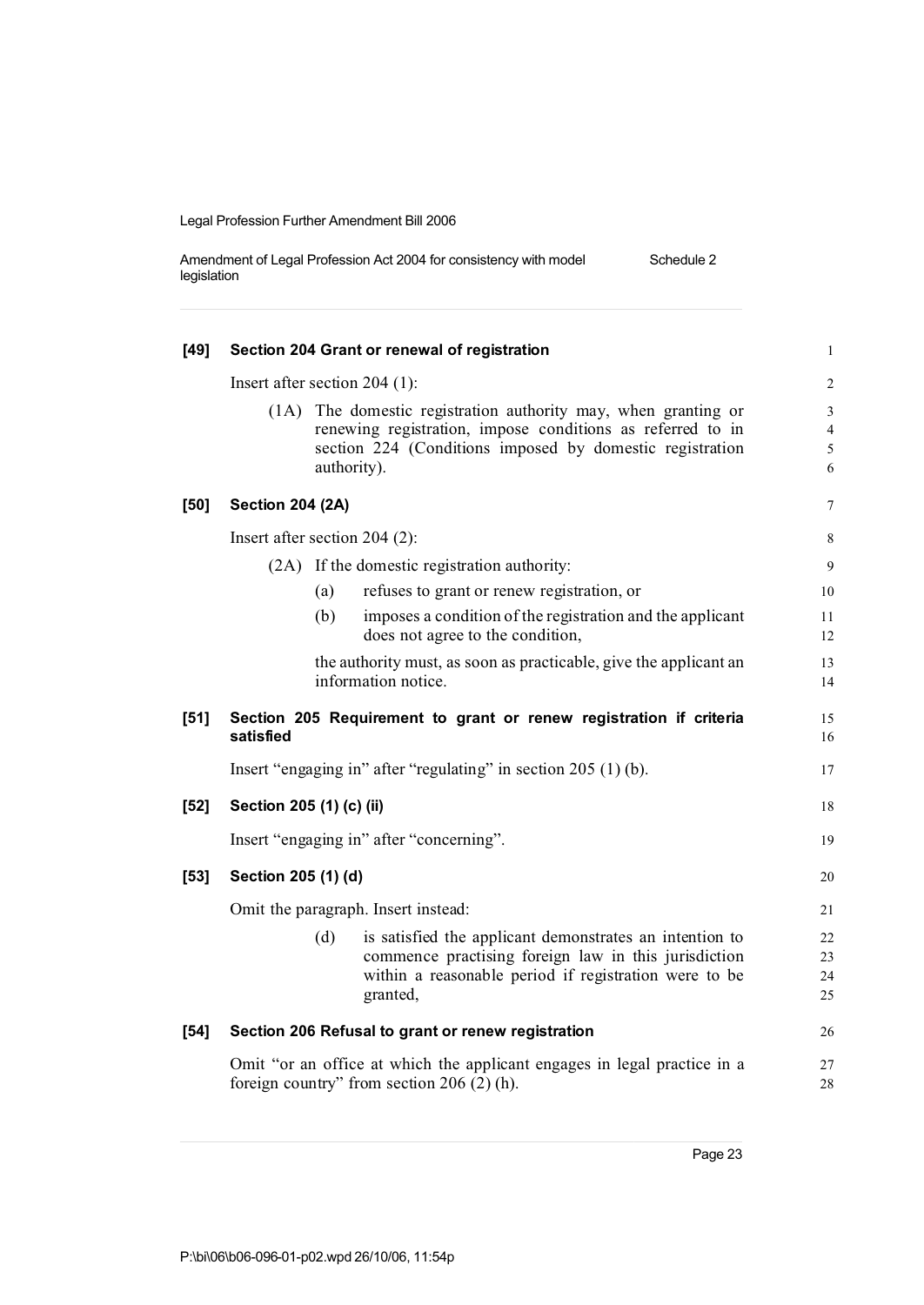**[49] Section 204 Grant or renewal of registration**

Insert after section 204 (1):

(1A) The domestic registration authority may, when granting or renewing registration, impose conditions as referred to in section 224 (Conditions imposed by domestic registration authority).

**[50] Section 204 (2A)**

Insert after section 204 (2):

(2A) If the domestic registration authority:

(a) refuses to grant or renew registration, or

(b) imposes a condition of the registration and the applicant does not agree to the condition,

the authority must, as soon as practicable, give the applicant an information notice.

**[51] Section 205 Requirement to grant or renew registration if criteria satisfied**

Insert "engaging in" after "regulating" in section 205 (1) (b).

**[52] Section 205 (1) (c) (ii)**

Insert "engaging in" after "concerning".

**[53] Section 205 (1) (d)**

Omit the paragraph. Insert instead:

(d) is satisfied the applicant demonstrates an intention to commence practising foreign law in this jurisdiction within a reasonable period if registration were to be granted,

**[54] Section 206 Refusal to grant or renew registration**

Omit "or an office at which the applicant engages in legal practice in a foreign country" from section 206 (2) (h).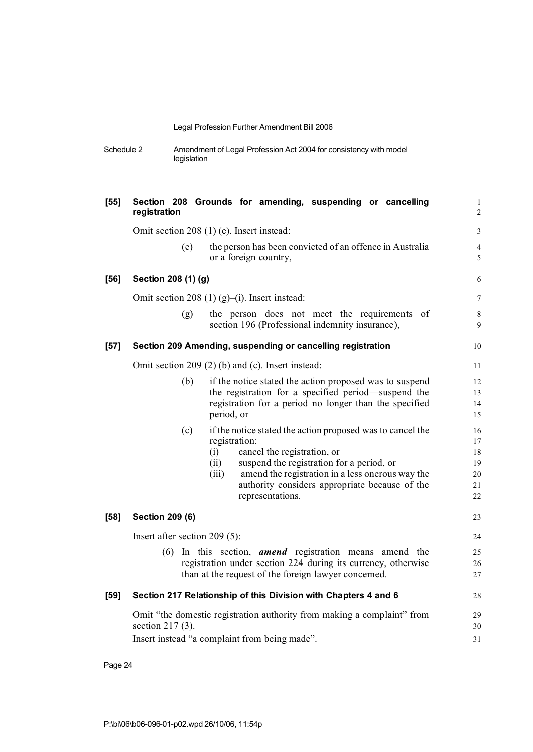**[55] Section 208 Grounds for amending, suspending or cancelling registration**

Omit section 208 (1) (e). Insert instead:

(e) the person has been convicted of an offence in Australia or a foreign country,

**[56] Section 208 (1) (g)**

Omit section 208 (1) (g)–(i). Insert instead:

(g) the person does not meet the requirements of section 196 (Professional indemnity insurance),

**[57] Section 209 Amending, suspending or cancelling registration**

Omit section 209 (2) (b) and (c). Insert instead:

(b) if the notice stated the action proposed was to suspend the registration for a specified period—suspend the registration for a period no longer than the specified period, or

(c) if the notice stated the action proposed was to cancel the registration:

(i) cancel the registration, or

(ii) suspend the registration for a period, or

(iii) amend the registration in a less onerous way the authority considers appropriate because of the representations.

**[58] Section 209 (6)**

Insert after section 209 (5):

(6) In this section, ***amend*** registration means amend the registration under section 224 during its currency, otherwise than at the request of the foreign lawyer concerned.

**[59] Section 217 Relationship of this Division with Chapters 4 and 6**

Omit "the domestic registration authority from making a complaint" from section 217 (3).

Insert instead "a complaint from being made".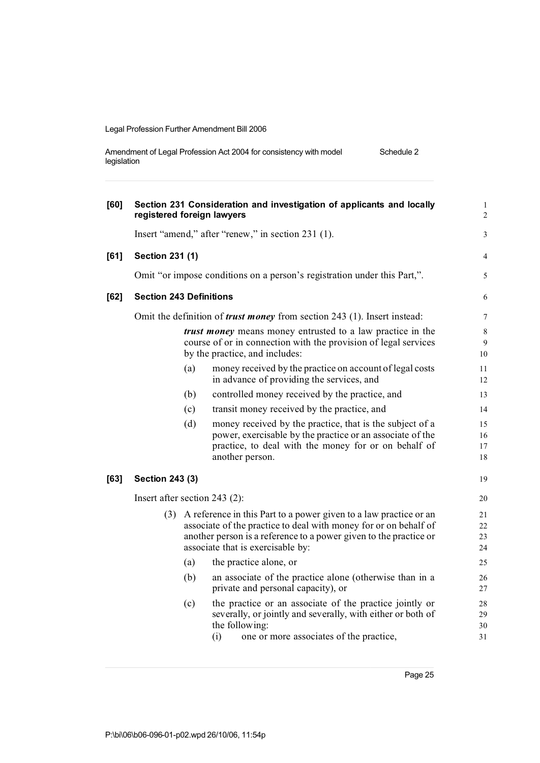**[60] Section 231 Consideration and investigation of applicants and locally registered foreign lawyers**

Insert "amend," after "renew," in section 231 (1).

**[61] Section 231 (1)**

Omit "or impose conditions on a person's registration under this Part,".

**[62] Section 243 Definitions**

Omit the definition of ***trust money*** from section 243 (1). Insert instead:

> ***trust money*** means money entrusted to a law practice in the course of or in connection with the provision of legal services by the practice, and includes:
>
> (a) money received by the practice on account of legal costs in advance of providing the services, and
>
> (b) controlled money received by the practice, and
>
> (c) transit money received by the practice, and
>
> (d) money received by the practice, that is the subject of a power, exercisable by the practice or an associate of the practice, to deal with the money for or on behalf of another person.

**[63] Section 243 (3)**

Insert after section 243 (2):

> (3) A reference in this Part to a power given to a law practice or an associate of the practice to deal with money for or on behalf of another person is a reference to a power given to the practice or associate that is exercisable by:
>
> (a) the practice alone, or
>
> (b) an associate of the practice alone (otherwise than in a private and personal capacity), or
>
> (c) the practice or an associate of the practice jointly or severally, or jointly and severally, with either or both of the following:
>
> (i) one or more associates of the practice,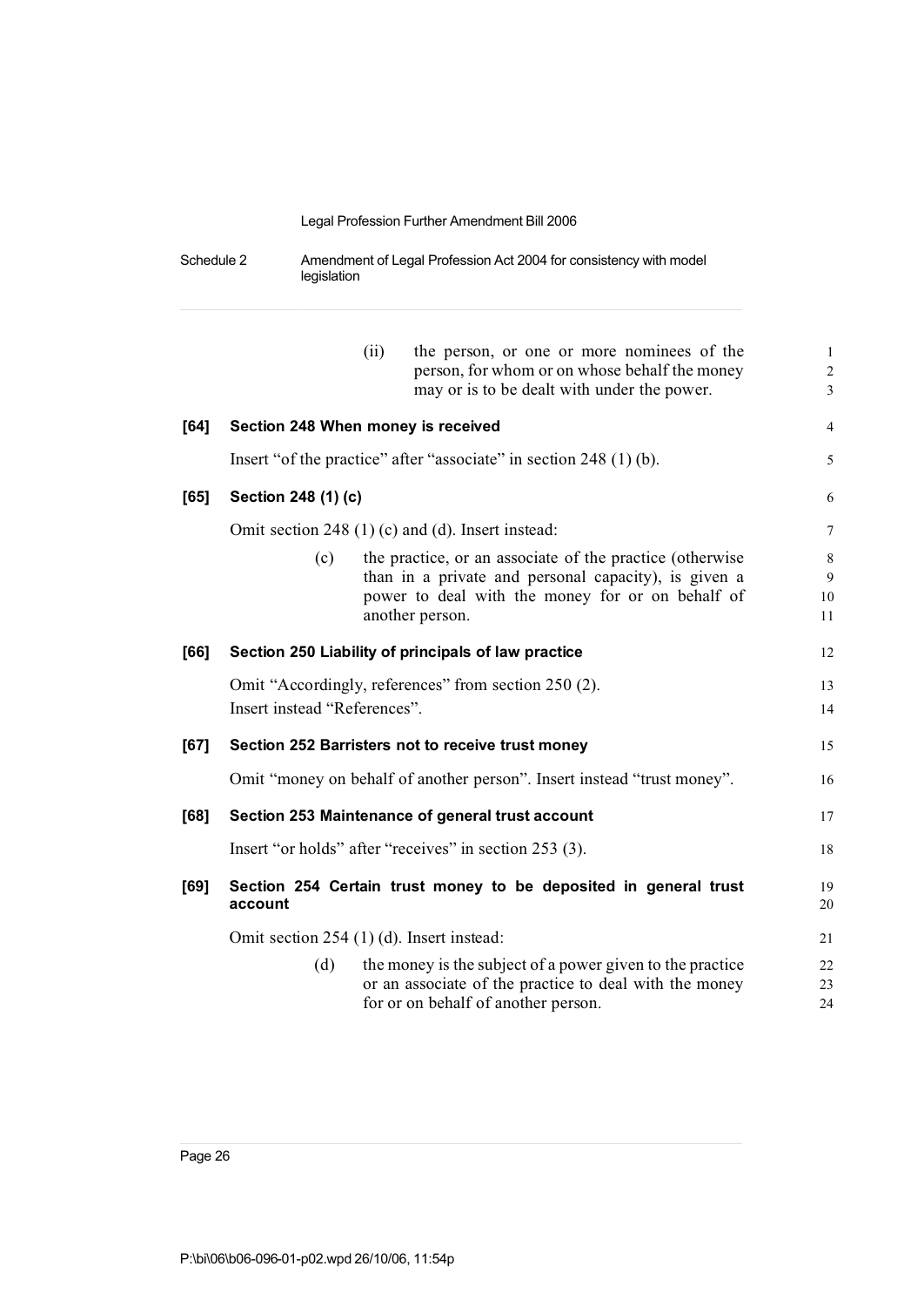(ii) the person, or one or more nominees of the person, for whom or on whose behalf the money may or is to be dealt with under the power.

**[64] Section 248 When money is received**

Insert "of the practice" after "associate" in section 248 (1) (b).

**[65] Section 248 (1) (c)**

Omit section 248 (1) (c) and (d). Insert instead:

(c) the practice, or an associate of the practice (otherwise than in a private and personal capacity), is given a power to deal with the money for or on behalf of another person.

**[66] Section 250 Liability of principals of law practice**

Omit "Accordingly, references" from section 250 (2).

Insert instead "References".

**[67] Section 252 Barristers not to receive trust money**

Omit "money on behalf of another person". Insert instead "trust money".

**[68] Section 253 Maintenance of general trust account**

Insert "or holds" after "receives" in section 253 (3).

**[69] Section 254 Certain trust money to be deposited in general trust account**

Omit section 254 (1) (d). Insert instead:

(d) the money is the subject of a power given to the practice or an associate of the practice to deal with the money for or on behalf of another person.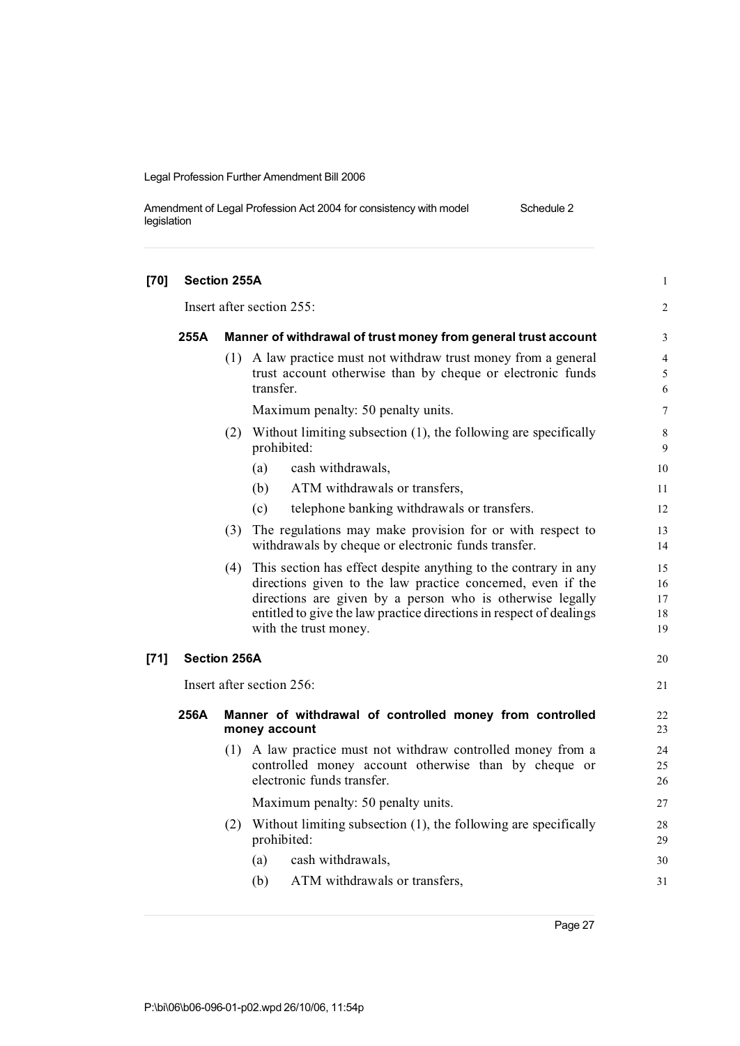**[70] Section 255A**

Insert after section 255:

**255A Manner of withdrawal of trust money from general trust account**

(1) A law practice must not withdraw trust money from a general trust account otherwise than by cheque or electronic funds transfer.

Maximum penalty: 50 penalty units.

(2) Without limiting subsection (1), the following are specifically prohibited:

(a) cash withdrawals,

(b) ATM withdrawals or transfers,

(c) telephone banking withdrawals or transfers.

(3) The regulations may make provision for or with respect to withdrawals by cheque or electronic funds transfer.

(4) This section has effect despite anything to the contrary in any directions given to the law practice concerned, even if the directions are given by a person who is otherwise legally entitled to give the law practice directions in respect of dealings with the trust money.

**[71] Section 256A**

Insert after section 256:

**256A Manner of withdrawal of controlled money from controlled money account**

(1) A law practice must not withdraw controlled money from a controlled money account otherwise than by cheque or electronic funds transfer.

Maximum penalty: 50 penalty units.

(2) Without limiting subsection (1), the following are specifically prohibited:

(a) cash withdrawals,

(b) ATM withdrawals or transfers,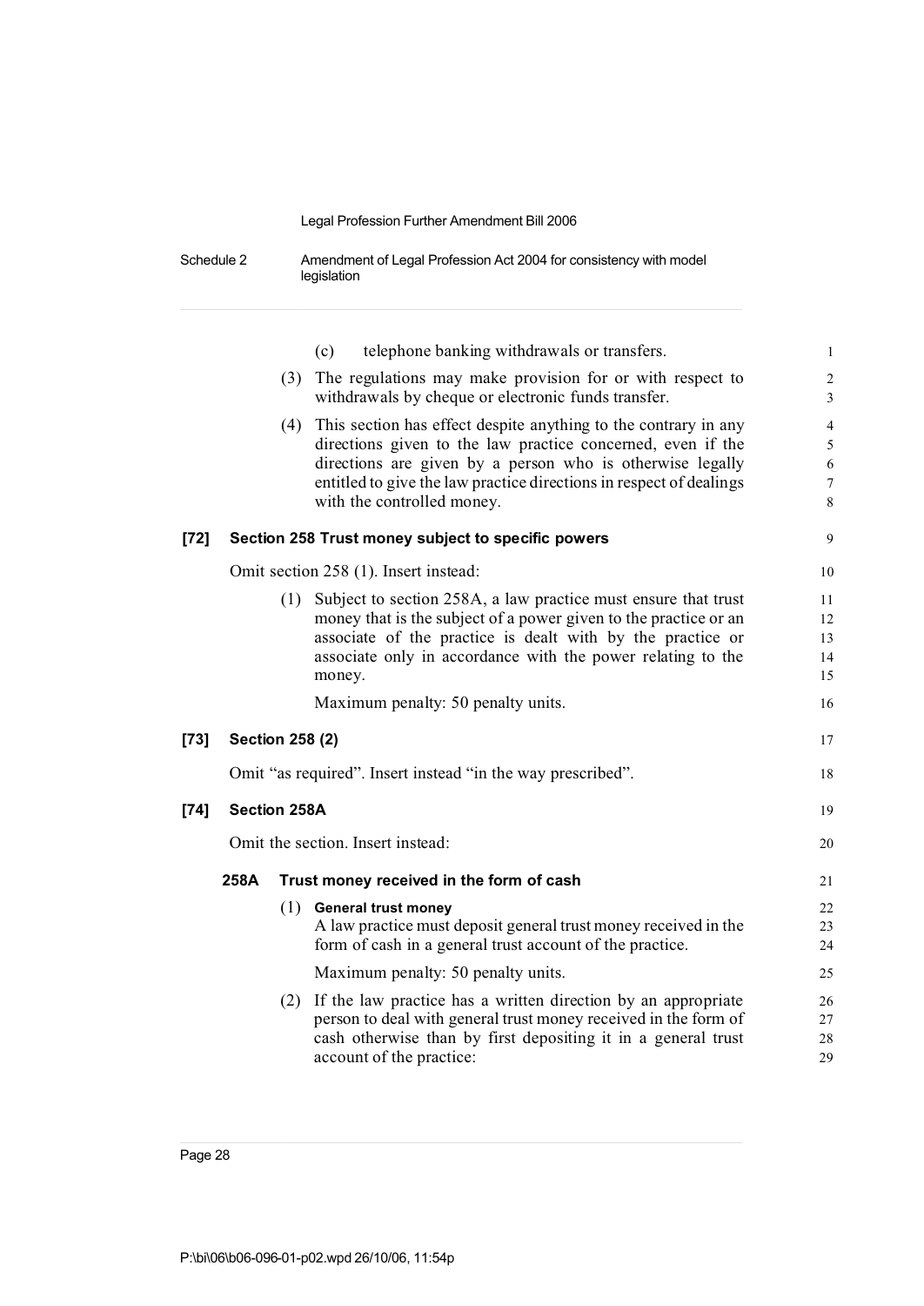(c) telephone banking withdrawals or transfers.

(3) The regulations may make provision for or with respect to withdrawals by cheque or electronic funds transfer.

(4) This section has effect despite anything to the contrary in any directions given to the law practice concerned, even if the directions are given by a person who is otherwise legally entitled to give the law practice directions in respect of dealings with the controlled money.

**[72] Section 258 Trust money subject to specific powers**

Omit section 258 (1). Insert instead:

(1) Subject to section 258A, a law practice must ensure that trust money that is the subject of a power given to the practice or an associate of the practice is dealt with by the practice or associate only in accordance with the power relating to the money.

Maximum penalty: 50 penalty units.

**[73] Section 258 (2)**

Omit "as required". Insert instead "in the way prescribed".

**[74] Section 258A**

Omit the section. Insert instead:

**258A Trust money received in the form of cash**

(1) **General trust money**

A law practice must deposit general trust money received in the form of cash in a general trust account of the practice.

Maximum penalty: 50 penalty units.

(2) If the law practice has a written direction by an appropriate person to deal with general trust money received in the form of cash otherwise than by first depositing it in a general trust account of the practice: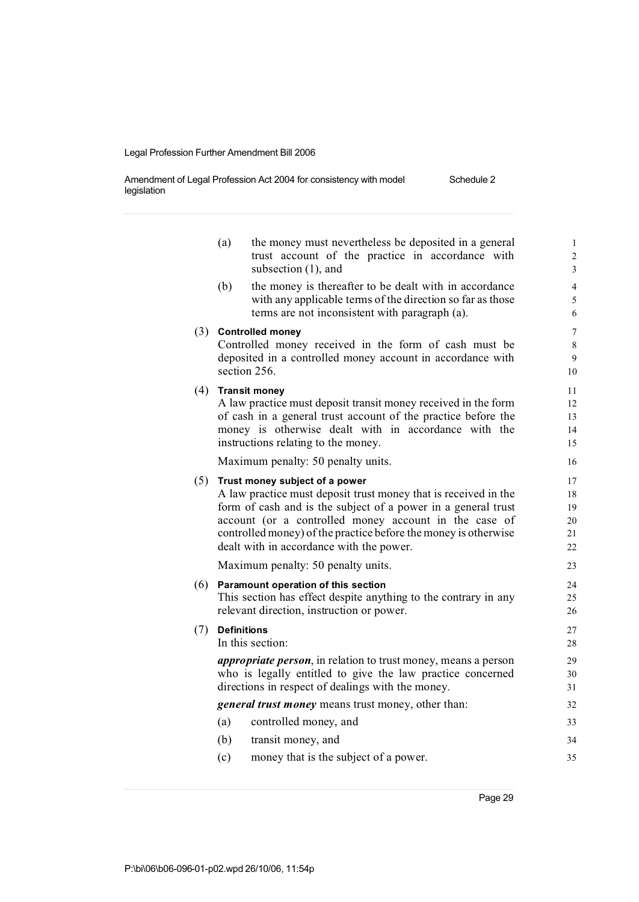(a) the money must nevertheless be deposited in a general trust account of the practice in accordance with subsection (1), and

(b) the money is thereafter to be dealt with in accordance with any applicable terms of the direction so far as those terms are not inconsistent with paragraph (a).

(3) **Controlled money**

Controlled money received in the form of cash must be deposited in a controlled money account in accordance with section 256.

(4) **Transit money**

A law practice must deposit transit money received in the form of cash in a general trust account of the practice before the money is otherwise dealt with in accordance with the instructions relating to the money.

Maximum penalty: 50 penalty units.

(5) **Trust money subject of a power**

A law practice must deposit trust money that is received in the form of cash and is the subject of a power in a general trust account (or a controlled money account in the case of controlled money) of the practice before the money is otherwise dealt with in accordance with the power.

Maximum penalty: 50 penalty units.

(6) **Paramount operation of this section**

This section has effect despite anything to the contrary in any relevant direction, instruction or power.

(7) **Definitions**

In this section:

***appropriate person***, in relation to trust money, means a person who is legally entitled to give the law practice concerned directions in respect of dealings with the money.

***general trust money*** means trust money, other than:

(a) controlled money, and

(b) transit money, and

(c) money that is the subject of a power.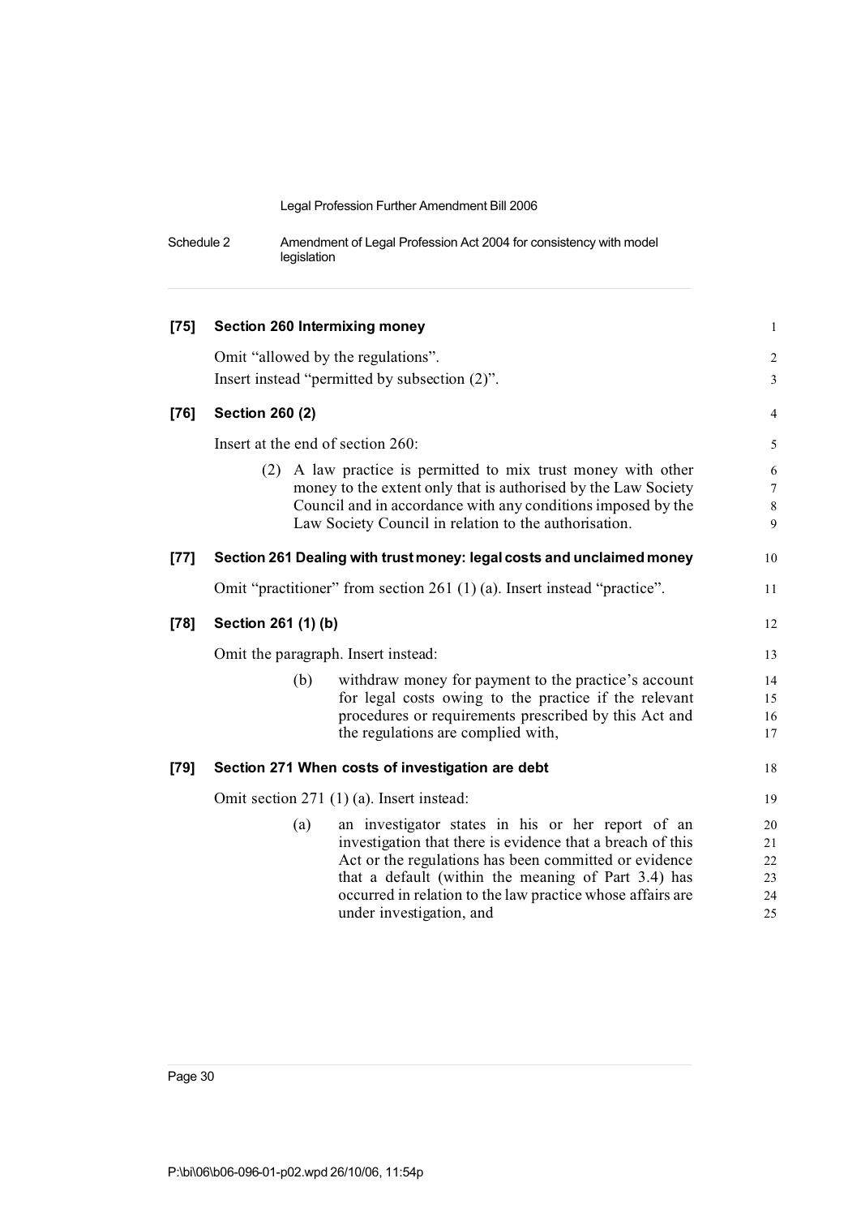**[75] Section 260 Intermixing money**

Omit "allowed by the regulations".

Insert instead "permitted by subsection (2)".

**[76] Section 260 (2)**

Insert at the end of section 260:

> (2) A law practice is permitted to mix trust money with other money to the extent only that is authorised by the Law Society Council and in accordance with any conditions imposed by the Law Society Council in relation to the authorisation.

**[77] Section 261 Dealing with trust money: legal costs and unclaimed money**

Omit "practitioner" from section 261 (1) (a). Insert instead "practice".

**[78] Section 261 (1) (b)**

Omit the paragraph. Insert instead:

> (b) withdraw money for payment to the practice's account for legal costs owing to the practice if the relevant procedures or requirements prescribed by this Act and the regulations are complied with,

**[79] Section 271 When costs of investigation are debt**

Omit section 271 (1) (a). Insert instead:

> (a) an investigator states in his or her report of an investigation that there is evidence that a breach of this Act or the regulations has been committed or evidence that a default (within the meaning of Part 3.4) has occurred in relation to the law practice whose affairs are under investigation, and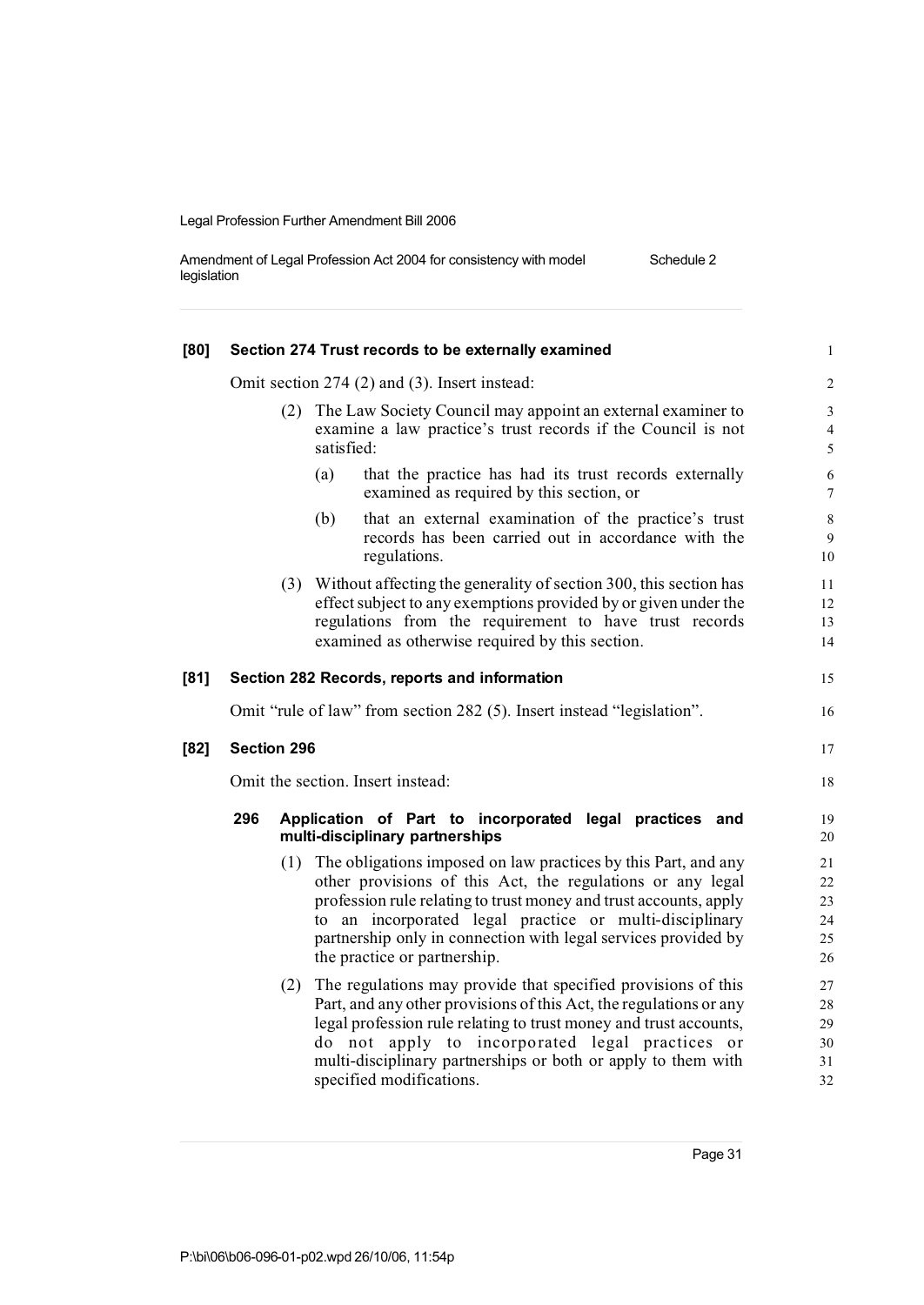**[80] Section 274 Trust records to be externally examined**

Omit section 274 (2) and (3). Insert instead:

(2) The Law Society Council may appoint an external examiner to examine a law practice's trust records if the Council is not satisfied:

(a) that the practice has had its trust records externally examined as required by this section, or

(b) that an external examination of the practice's trust records has been carried out in accordance with the regulations.

(3) Without affecting the generality of section 300, this section has effect subject to any exemptions provided by or given under the regulations from the requirement to have trust records examined as otherwise required by this section.

**[81] Section 282 Records, reports and information**

Omit "rule of law" from section 282 (5). Insert instead "legislation".

**[82] Section 296**

Omit the section. Insert instead:

**296 Application of Part to incorporated legal practices and multi-disciplinary partnerships**

(1) The obligations imposed on law practices by this Part, and any other provisions of this Act, the regulations or any legal profession rule relating to trust money and trust accounts, apply to an incorporated legal practice or multi-disciplinary partnership only in connection with legal services provided by the practice or partnership.

(2) The regulations may provide that specified provisions of this Part, and any other provisions of this Act, the regulations or any legal profession rule relating to trust money and trust accounts, do not apply to incorporated legal practices or multi-disciplinary partnerships or both or apply to them with specified modifications.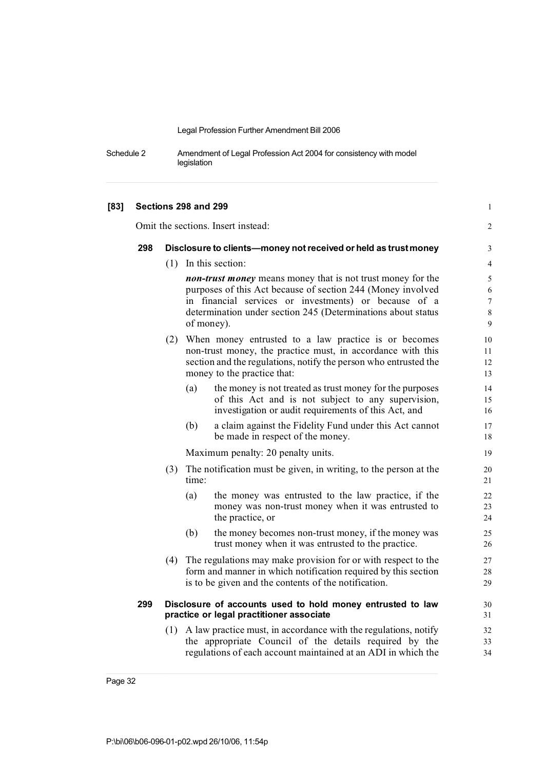**[83] Sections 298 and 299**

Omit the sections. Insert instead:

**298 Disclosure to clients—money not received or held as trust money**

(1) In this section:

***non-trust money*** means money that is not trust money for the purposes of this Act because of section 244 (Money involved in financial services or investments) or because of a determination under section 245 (Determinations about status of money).

(2) When money entrusted to a law practice is or becomes non-trust money, the practice must, in accordance with this section and the regulations, notify the person who entrusted the money to the practice that:

(a) the money is not treated as trust money for the purposes of this Act and is not subject to any supervision, investigation or audit requirements of this Act, and

(b) a claim against the Fidelity Fund under this Act cannot be made in respect of the money.

Maximum penalty: 20 penalty units.

(3) The notification must be given, in writing, to the person at the time:

(a) the money was entrusted to the law practice, if the money was non-trust money when it was entrusted to the practice, or

(b) the money becomes non-trust money, if the money was trust money when it was entrusted to the practice.

(4) The regulations may make provision for or with respect to the form and manner in which notification required by this section is to be given and the contents of the notification.

**299 Disclosure of accounts used to hold money entrusted to law practice or legal practitioner associate**

(1) A law practice must, in accordance with the regulations, notify the appropriate Council of the details required by the regulations of each account maintained at an ADI in which the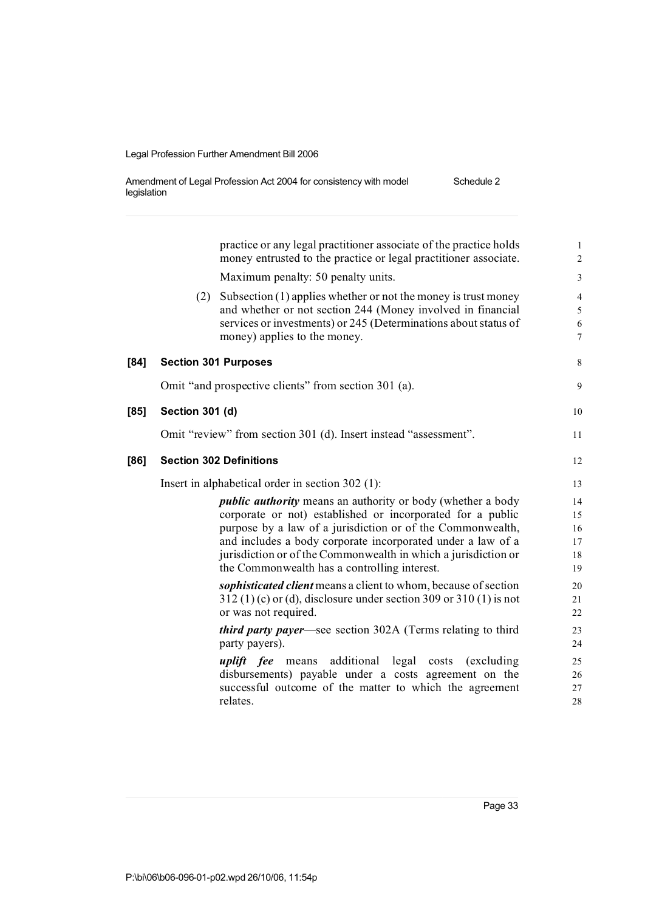practice or any legal practitioner associate of the practice holds money entrusted to the practice or legal practitioner associate.

Maximum penalty: 50 penalty units.

(2) Subsection (1) applies whether or not the money is trust money and whether or not section 244 (Money involved in financial services or investments) or 245 (Determinations about status of money) applies to the money.

**[84] Section 301 Purposes**

Omit "and prospective clients" from section 301 (a).

**[85] Section 301 (d)**

Omit "review" from section 301 (d). Insert instead "assessment".

**[86] Section 302 Definitions**

Insert in alphabetical order in section 302 (1):

***public authority*** means an authority or body (whether a body corporate or not) established or incorporated for a public purpose by a law of a jurisdiction or of the Commonwealth, and includes a body corporate incorporated under a law of a jurisdiction or of the Commonwealth in which a jurisdiction or the Commonwealth has a controlling interest.

***sophisticated client*** means a client to whom, because of section 312 (1) (c) or (d), disclosure under section 309 or 310 (1) is not or was not required.

***third party payer***—see section 302A (Terms relating to third party payers).

***uplift fee*** means additional legal costs (excluding disbursements) payable under a costs agreement on the successful outcome of the matter to which the agreement relates.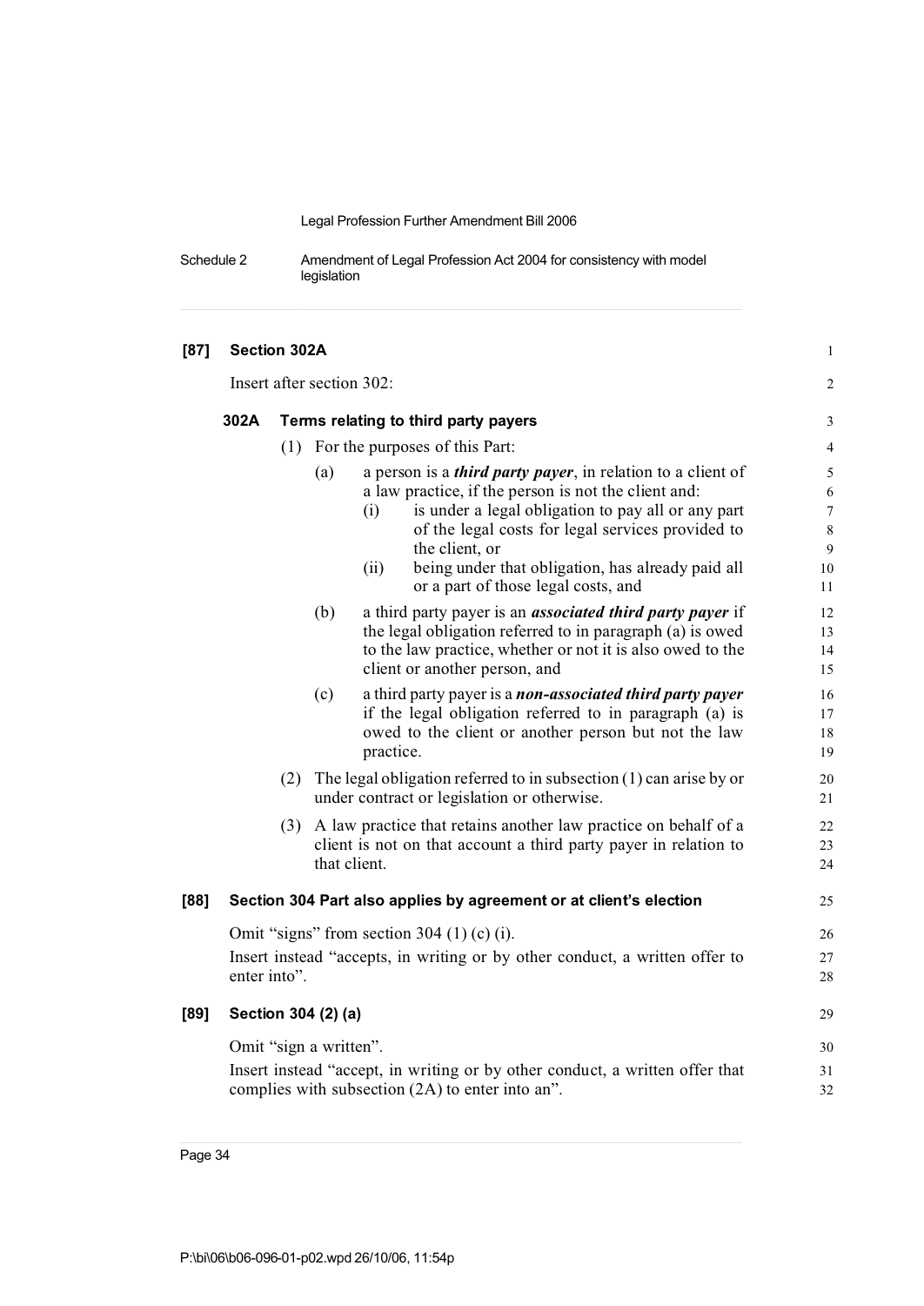**[87] Section 302A**

Insert after section 302:

**302A Terms relating to third party payers**

(1) For the purposes of this Part:

(a) a person is a ***third party payer***, in relation to a client of a law practice, if the person is not the client and:

(i) is under a legal obligation to pay all or any part of the legal costs for legal services provided to the client, or

(ii) being under that obligation, has already paid all or a part of those legal costs, and

(b) a third party payer is an ***associated third party payer*** if the legal obligation referred to in paragraph (a) is owed to the law practice, whether or not it is also owed to the client or another person, and

(c) a third party payer is a ***non-associated third party payer*** if the legal obligation referred to in paragraph (a) is owed to the client or another person but not the law practice.

(2) The legal obligation referred to in subsection (1) can arise by or under contract or legislation or otherwise.

(3) A law practice that retains another law practice on behalf of a client is not on that account a third party payer in relation to that client.

**[88] Section 304 Part also applies by agreement or at client's election**

Omit "signs" from section 304 (1) (c) (i).

Insert instead "accepts, in writing or by other conduct, a written offer to enter into".

**[89] Section 304 (2) (a)**

Omit "sign a written".

Insert instead "accept, in writing or by other conduct, a written offer that complies with subsection (2A) to enter into an".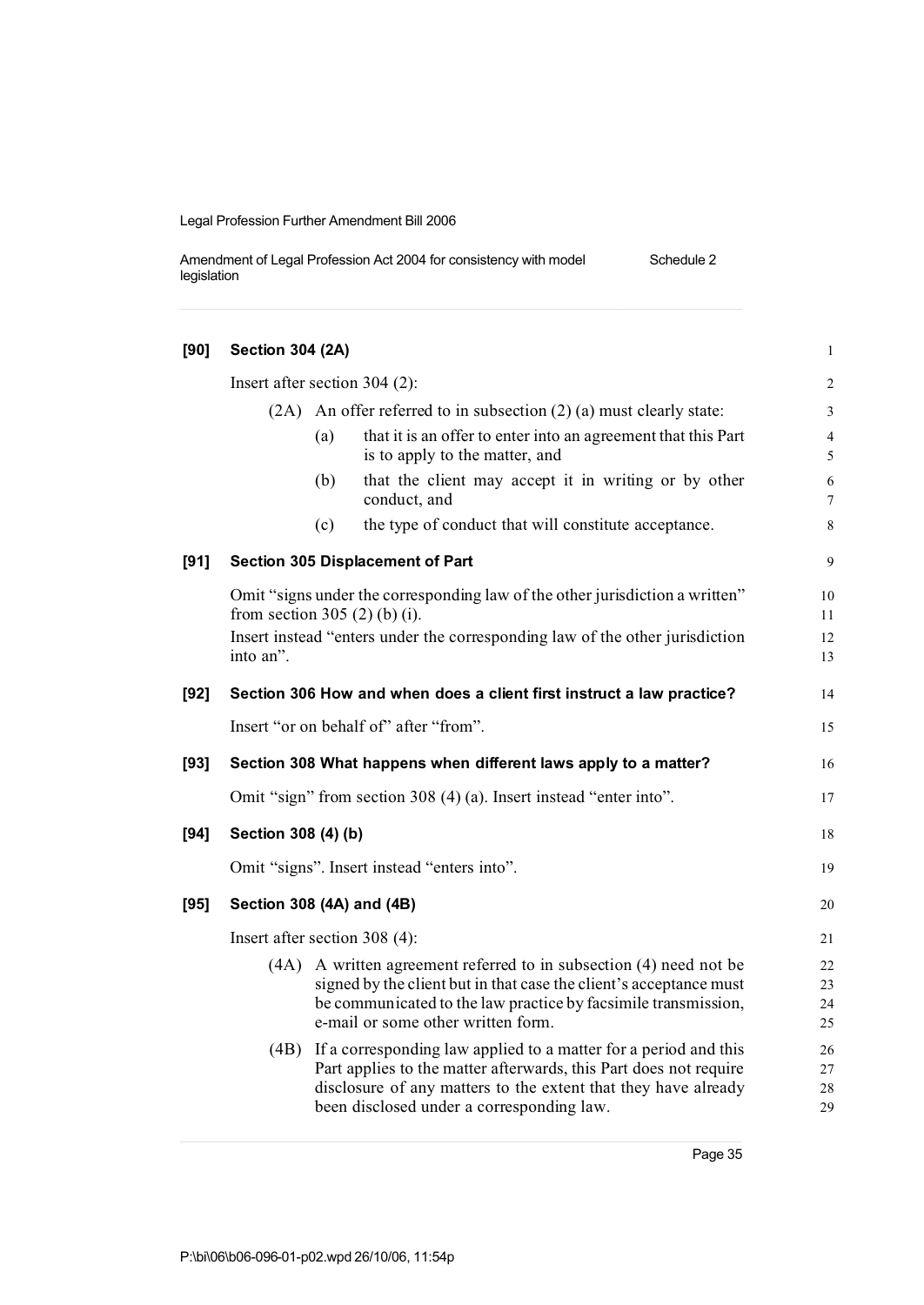**[90] Section 304 (2A)**

Insert after section 304 (2):

(2A) An offer referred to in subsection (2) (a) must clearly state:

(a) that it is an offer to enter into an agreement that this Part is to apply to the matter, and

(b) that the client may accept it in writing or by other conduct, and

(c) the type of conduct that will constitute acceptance.

**[91] Section 305 Displacement of Part**

Omit "signs under the corresponding law of the other jurisdiction a written" from section 305 (2) (b) (i).

Insert instead "enters under the corresponding law of the other jurisdiction into an".

**[92] Section 306 How and when does a client first instruct a law practice?**

Insert "or on behalf of" after "from".

**[93] Section 308 What happens when different laws apply to a matter?**

Omit "sign" from section 308 (4) (a). Insert instead "enter into".

**[94] Section 308 (4) (b)**

Omit "signs". Insert instead "enters into".

**[95] Section 308 (4A) and (4B)**

Insert after section 308 (4):

(4A) A written agreement referred to in subsection (4) need not be signed by the client but in that case the client's acceptance must be communicated to the law practice by facsimile transmission, e-mail or some other written form.

(4B) If a corresponding law applied to a matter for a period and this Part applies to the matter afterwards, this Part does not require disclosure of any matters to the extent that they have already been disclosed under a corresponding law.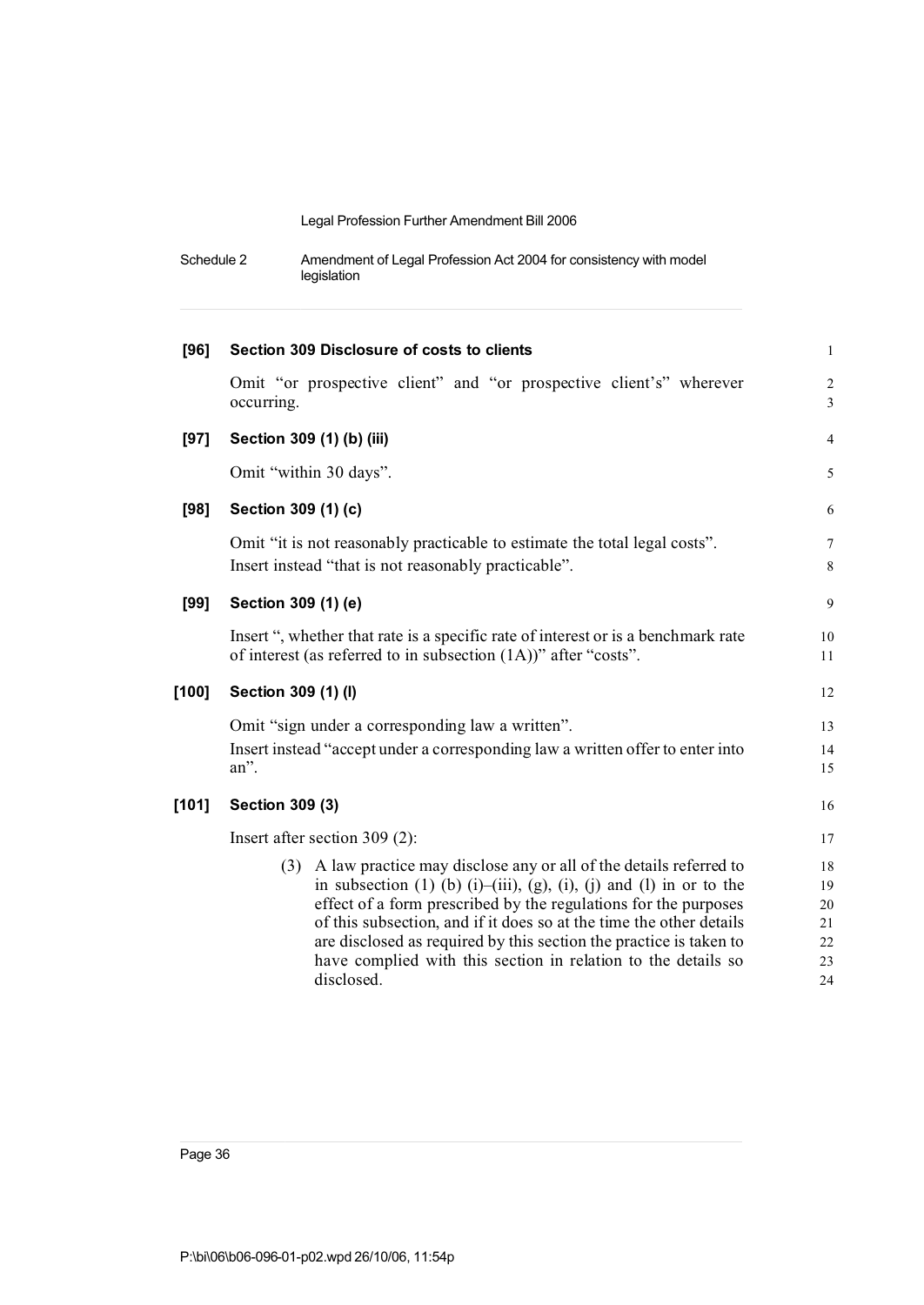**[96] Section 309 Disclosure of costs to clients**

Omit "or prospective client" and "or prospective client's" wherever occurring.

**[97] Section 309 (1) (b) (iii)**

Omit "within 30 days".

**[98] Section 309 (1) (c)**

Omit "it is not reasonably practicable to estimate the total legal costs".

Insert instead "that is not reasonably practicable".

**[99] Section 309 (1) (e)**

Insert ", whether that rate is a specific rate of interest or is a benchmark rate of interest (as referred to in subsection (1A))" after "costs".

**[100] Section 309 (1) (l)**

Omit "sign under a corresponding law a written".

Insert instead "accept under a corresponding law a written offer to enter into an".

**[101] Section 309 (3)**

Insert after section 309 (2):

(3) A law practice may disclose any or all of the details referred to in subsection (1) (b) (i)–(iii), (g), (i), (j) and (l) in or to the effect of a form prescribed by the regulations for the purposes of this subsection, and if it does so at the time the other details are disclosed as required by this section the practice is taken to have complied with this section in relation to the details so disclosed.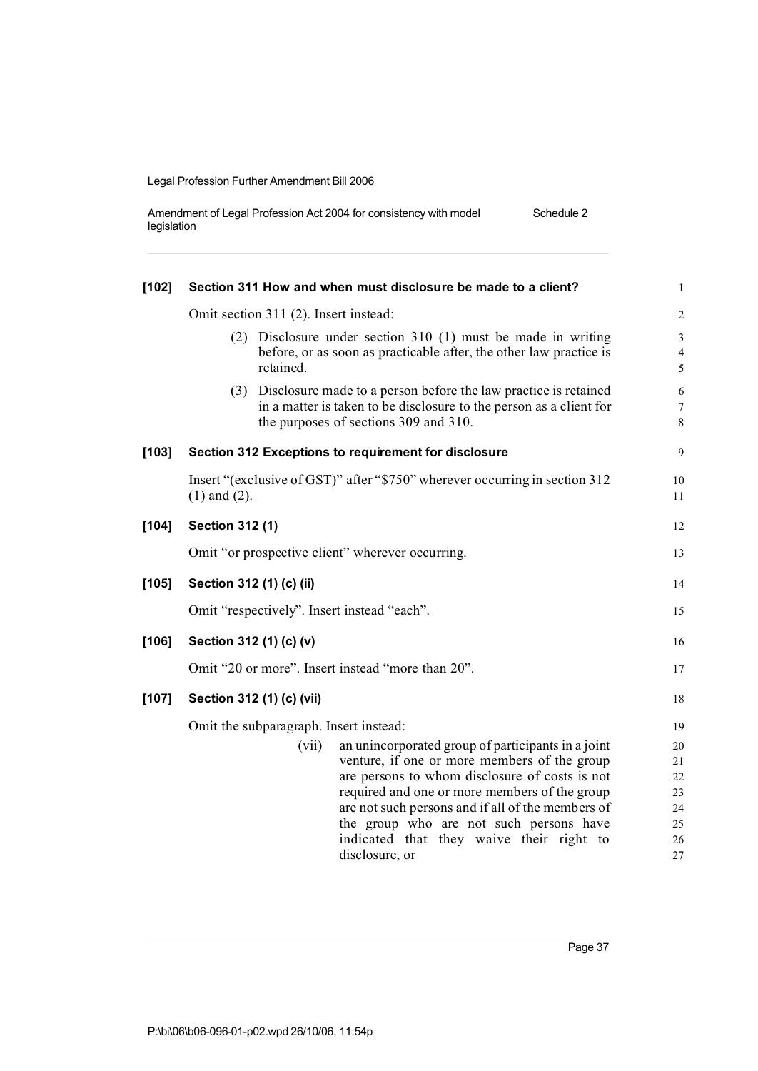**[102] Section 311 How and when must disclosure be made to a client?**

Omit section 311 (2). Insert instead:

(2) Disclosure under section 310 (1) must be made in writing before, or as soon as practicable after, the other law practice is retained.

(3) Disclosure made to a person before the law practice is retained in a matter is taken to be disclosure to the person as a client for the purposes of sections 309 and 310.

**[103] Section 312 Exceptions to requirement for disclosure**

Insert "(exclusive of GST)" after "$750" wherever occurring in section 312 (1) and (2).

**[104] Section 312 (1)**

Omit "or prospective client" wherever occurring.

**[105] Section 312 (1) (c) (ii)**

Omit "respectively". Insert instead "each".

**[106] Section 312 (1) (c) (v)**

Omit "20 or more". Insert instead "more than 20".

**[107] Section 312 (1) (c) (vii)**

Omit the subparagraph. Insert instead:

(vii) an unincorporated group of participants in a joint venture, if one or more members of the group are persons to whom disclosure of costs is not required and one or more members of the group are not such persons and if all of the members of the group who are not such persons have indicated that they waive their right to disclosure, or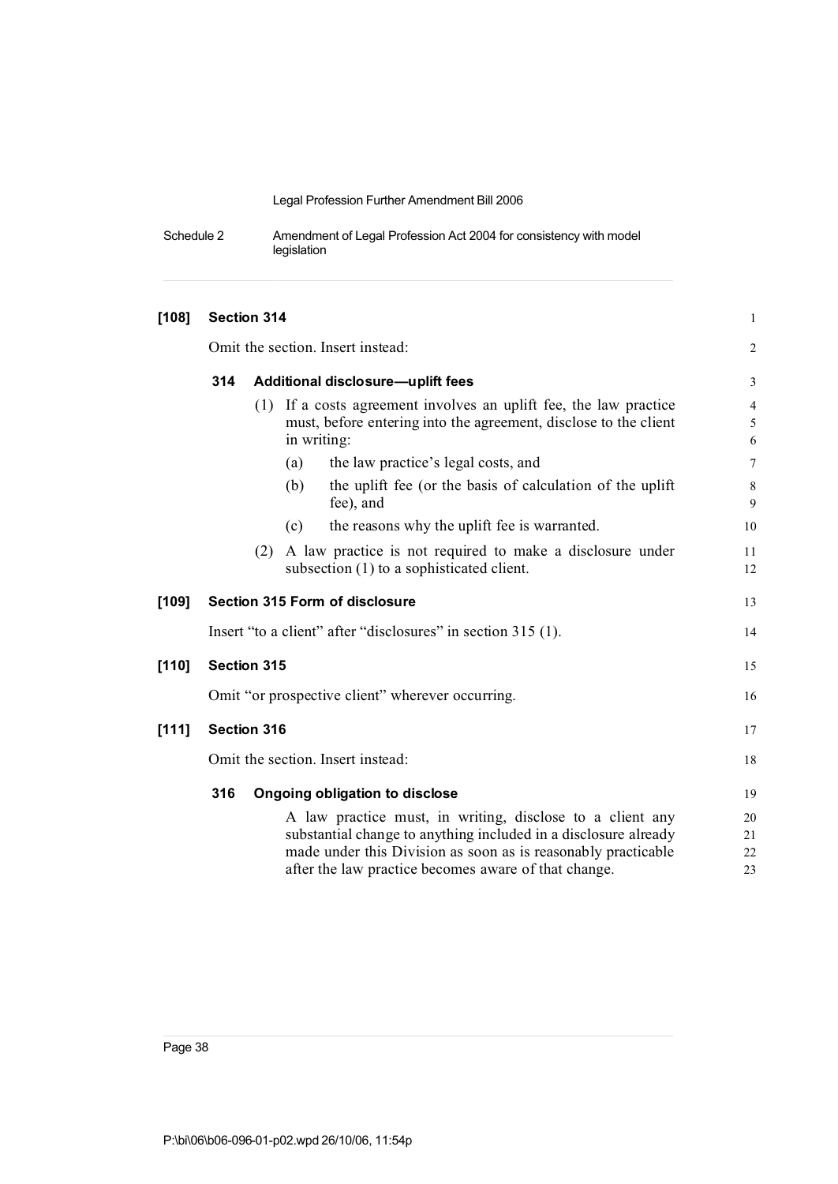**[108] Section 314**

Omit the section. Insert instead:

**314 Additional disclosure—uplift fees**

(1) If a costs agreement involves an uplift fee, the law practice must, before entering into the agreement, disclose to the client in writing:

(a) the law practice's legal costs, and

(b) the uplift fee (or the basis of calculation of the uplift fee), and

(c) the reasons why the uplift fee is warranted.

(2) A law practice is not required to make a disclosure under subsection (1) to a sophisticated client.

**[109] Section 315 Form of disclosure**

Insert "to a client" after "disclosures" in section 315 (1).

**[110] Section 315**

Omit "or prospective client" wherever occurring.

**[111] Section 316**

Omit the section. Insert instead:

**316 Ongoing obligation to disclose**

A law practice must, in writing, disclose to a client any substantial change to anything included in a disclosure already made under this Division as soon as is reasonably practicable after the law practice becomes aware of that change.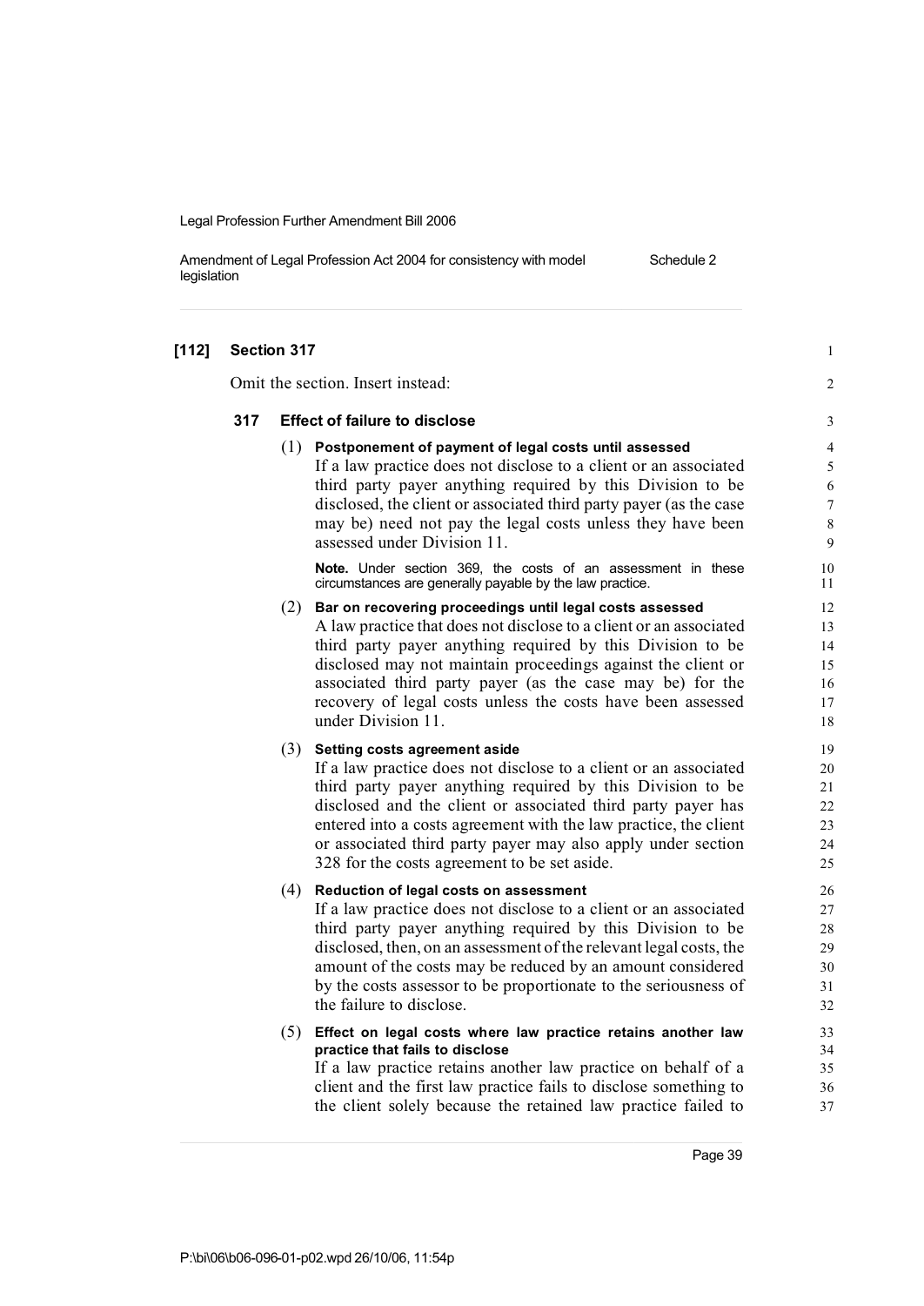**[112] Section 317**

Omit the section. Insert instead:

**317 Effect of failure to disclose**

(1) **Postponement of payment of legal costs until assessed**
If a law practice does not disclose to a client or an associated third party payer anything required by this Division to be disclosed, the client or associated third party payer (as the case may be) need not pay the legal costs unless they have been assessed under Division 11.

**Note.** Under section 369, the costs of an assessment in these circumstances are generally payable by the law practice.

(2) **Bar on recovering proceedings until legal costs assessed**
A law practice that does not disclose to a client or an associated third party payer anything required by this Division to be disclosed may not maintain proceedings against the client or associated third party payer (as the case may be) for the recovery of legal costs unless the costs have been assessed under Division 11.

(3) **Setting costs agreement aside**
If a law practice does not disclose to a client or an associated third party payer anything required by this Division to be disclosed and the client or associated third party payer has entered into a costs agreement with the law practice, the client or associated third party payer may also apply under section 328 for the costs agreement to be set aside.

(4) **Reduction of legal costs on assessment**
If a law practice does not disclose to a client or an associated third party payer anything required by this Division to be disclosed, then, on an assessment of the relevant legal costs, the amount of the costs may be reduced by an amount considered by the costs assessor to be proportionate to the seriousness of the failure to disclose.

(5) **Effect on legal costs where law practice retains another law practice that fails to disclose**
If a law practice retains another law practice on behalf of a client and the first law practice fails to disclose something to the client solely because the retained law practice failed to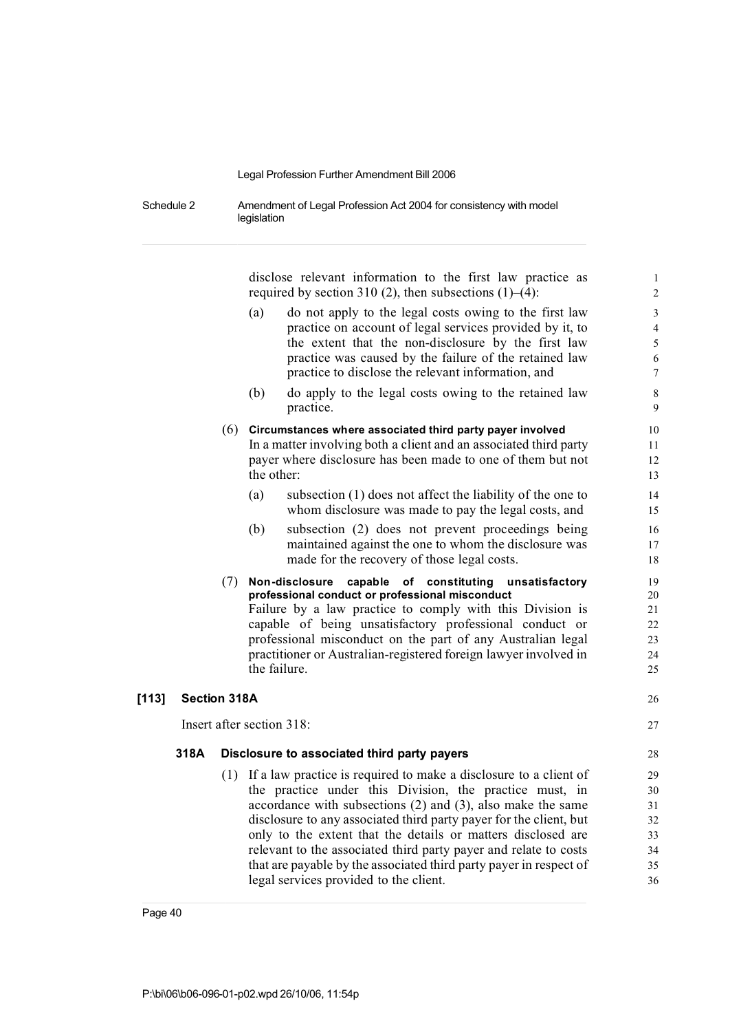disclose relevant information to the first law practice as required by section 310 (2), then subsections (1)–(4):

(a) do not apply to the legal costs owing to the first law practice on account of legal services provided by it, to the extent that the non-disclosure by the first law practice was caused by the failure of the retained law practice to disclose the relevant information, and

(b) do apply to the legal costs owing to the retained law practice.

(6) **Circumstances where associated third party payer involved**

In a matter involving both a client and an associated third party payer where disclosure has been made to one of them but not the other:

(a) subsection (1) does not affect the liability of the one to whom disclosure was made to pay the legal costs, and

(b) subsection (2) does not prevent proceedings being maintained against the one to whom the disclosure was made for the recovery of those legal costs.

(7) **Non-disclosure capable of constituting unsatisfactory professional conduct or professional misconduct**

Failure by a law practice to comply with this Division is capable of being unsatisfactory professional conduct or professional misconduct on the part of any Australian legal practitioner or Australian-registered foreign lawyer involved in the failure.

**[113] Section 318A**

Insert after section 318:

**318A Disclosure to associated third party payers**

(1) If a law practice is required to make a disclosure to a client of the practice under this Division, the practice must, in accordance with subsections (2) and (3), also make the same disclosure to any associated third party payer for the client, but only to the extent that the details or matters disclosed are relevant to the associated third party payer and relate to costs that are payable by the associated third party payer in respect of legal services provided to the client.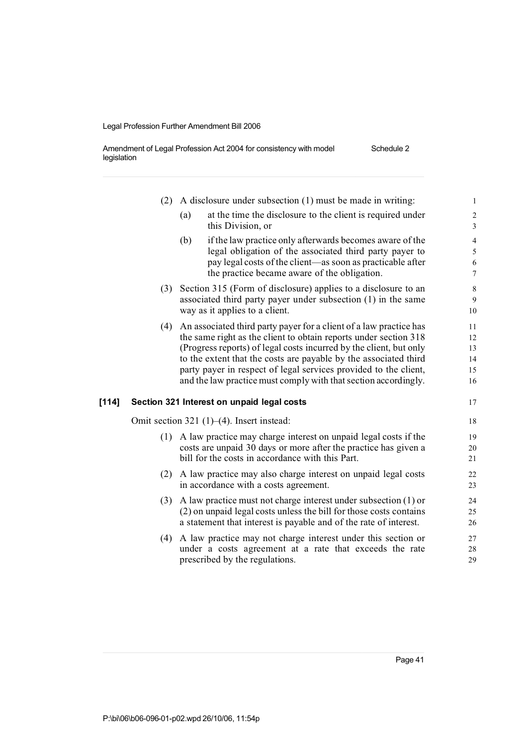(2) A disclosure under subsection (1) must be made in writing:

(a) at the time the disclosure to the client is required under this Division, or

(b) if the law practice only afterwards becomes aware of the legal obligation of the associated third party payer to pay legal costs of the client—as soon as practicable after the practice became aware of the obligation.

(3) Section 315 (Form of disclosure) applies to a disclosure to an associated third party payer under subsection (1) in the same way as it applies to a client.

(4) An associated third party payer for a client of a law practice has the same right as the client to obtain reports under section 318 (Progress reports) of legal costs incurred by the client, but only to the extent that the costs are payable by the associated third party payer in respect of legal services provided to the client, and the law practice must comply with that section accordingly.

### [114] Section 321 Interest on unpaid legal costs

Omit section 321 (1)–(4). Insert instead:

(1) A law practice may charge interest on unpaid legal costs if the costs are unpaid 30 days or more after the practice has given a bill for the costs in accordance with this Part.

(2) A law practice may also charge interest on unpaid legal costs in accordance with a costs agreement.

(3) A law practice must not charge interest under subsection (1) or (2) on unpaid legal costs unless the bill for those costs contains a statement that interest is payable and of the rate of interest.

(4) A law practice may not charge interest under this section or under a costs agreement at a rate that exceeds the rate prescribed by the regulations.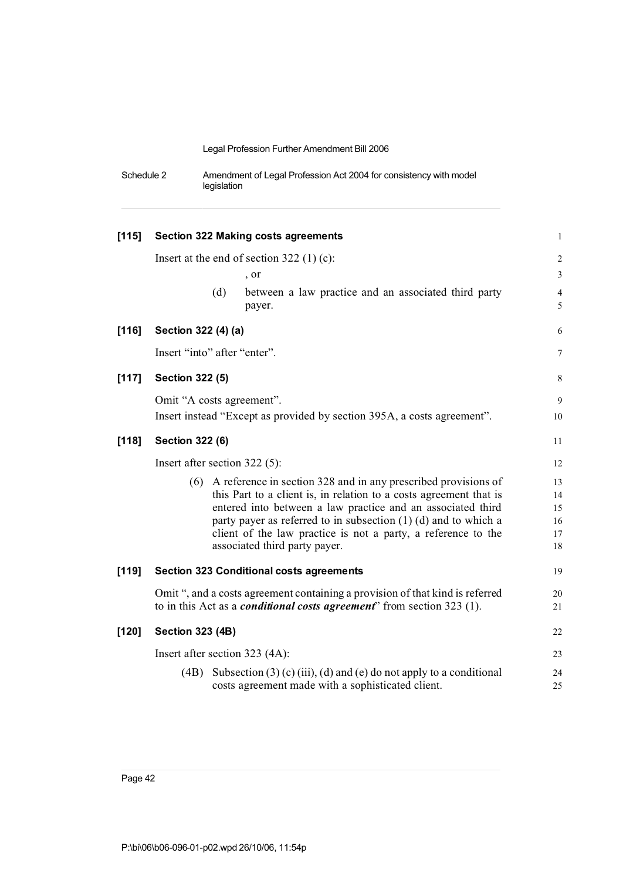**[115] Section 322 Making costs agreements**

Insert at the end of section 322 (1) (c):

, or

(d) between a law practice and an associated third party payer.

**[116] Section 322 (4) (a)**

Insert "into" after "enter".

**[117] Section 322 (5)**

Omit "A costs agreement".

Insert instead "Except as provided by section 395A, a costs agreement".

**[118] Section 322 (6)**

Insert after section 322 (5):

(6) A reference in section 328 and in any prescribed provisions of this Part to a client is, in relation to a costs agreement that is entered into between a law practice and an associated third party payer as referred to in subsection (1) (d) and to which a client of the law practice is not a party, a reference to the associated third party payer.

**[119] Section 323 Conditional costs agreements**

Omit ", and a costs agreement containing a provision of that kind is referred to in this Act as a ***conditional costs agreement***" from section 323 (1).

**[120] Section 323 (4B)**

Insert after section 323 (4A):

(4B) Subsection (3) (c) (iii), (d) and (e) do not apply to a conditional costs agreement made with a sophisticated client.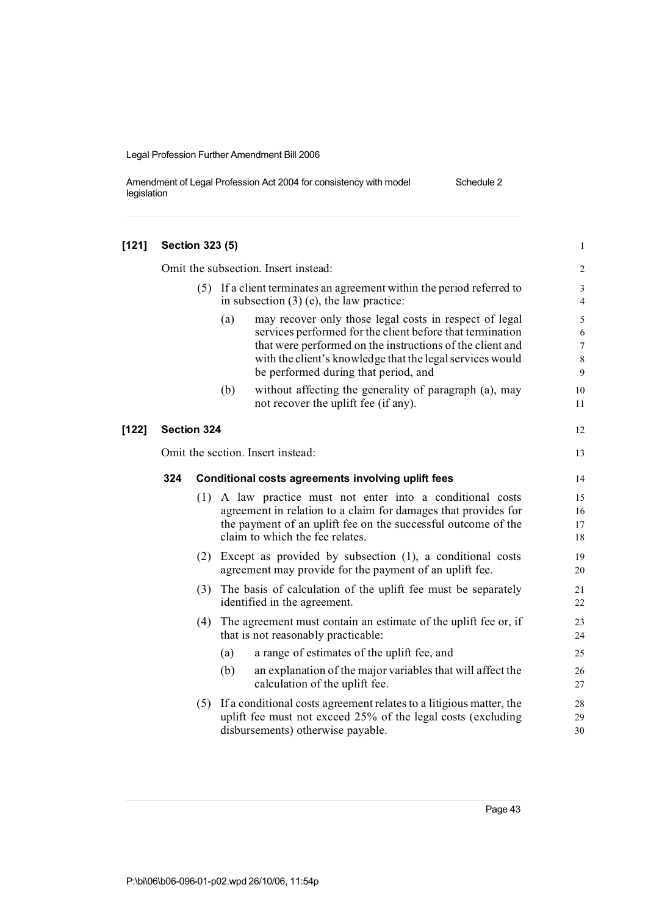**[121] Section 323 (5)**

Omit the subsection. Insert instead:

(5) If a client terminates an agreement within the period referred to in subsection (3) (e), the law practice:

(a) may recover only those legal costs in respect of legal services performed for the client before that termination that were performed on the instructions of the client and with the client's knowledge that the legal services would be performed during that period, and

(b) without affecting the generality of paragraph (a), may not recover the uplift fee (if any).

**[122] Section 324**

Omit the section. Insert instead:

**324 Conditional costs agreements involving uplift fees**

(1) A law practice must not enter into a conditional costs agreement in relation to a claim for damages that provides for the payment of an uplift fee on the successful outcome of the claim to which the fee relates.

(2) Except as provided by subsection (1), a conditional costs agreement may provide for the payment of an uplift fee.

(3) The basis of calculation of the uplift fee must be separately identified in the agreement.

(4) The agreement must contain an estimate of the uplift fee or, if that is not reasonably practicable:

(a) a range of estimates of the uplift fee, and

(b) an explanation of the major variables that will affect the calculation of the uplift fee.

(5) If a conditional costs agreement relates to a litigious matter, the uplift fee must not exceed 25% of the legal costs (excluding disbursements) otherwise payable.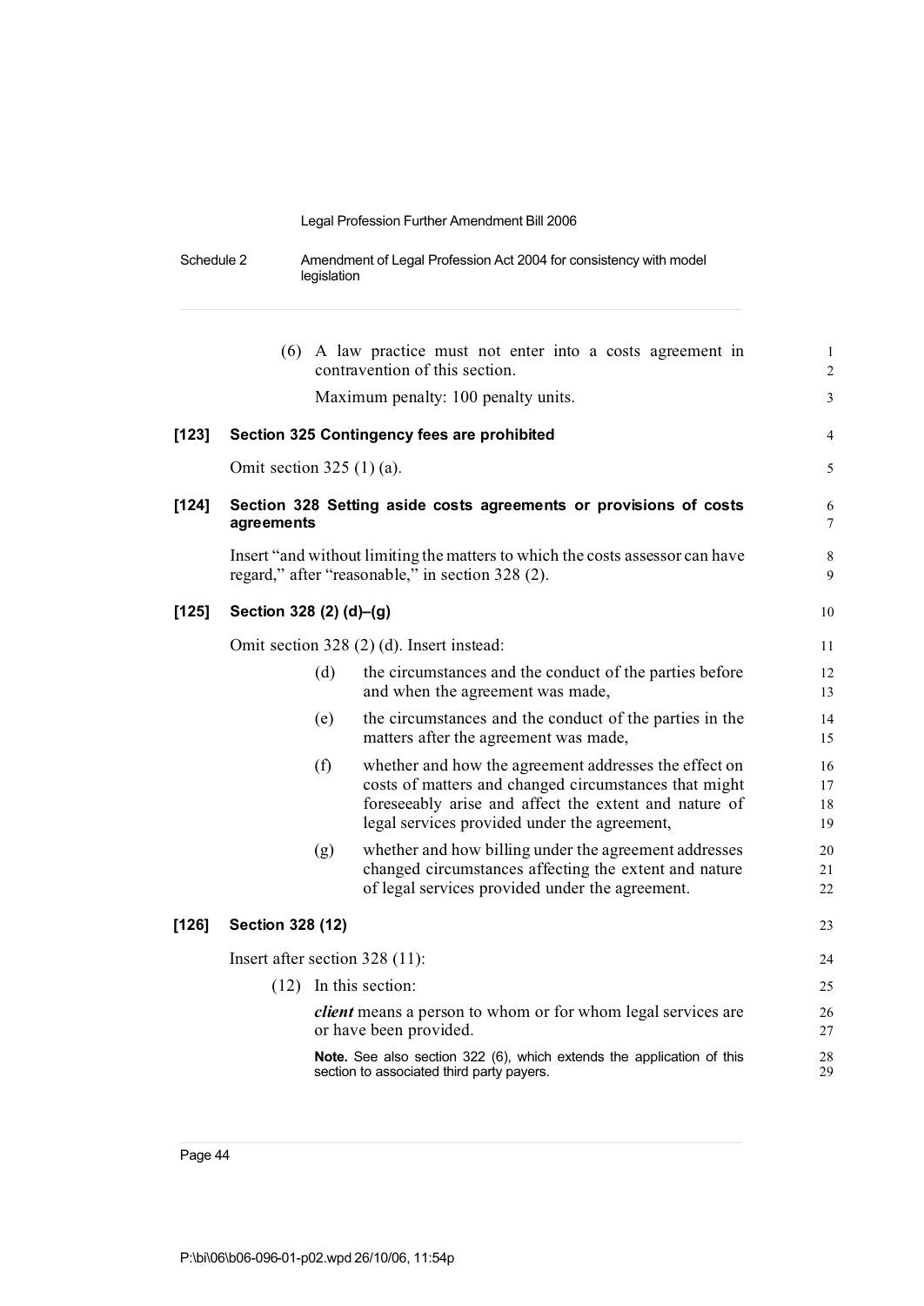(6) A law practice must not enter into a costs agreement in contravention of this section.

Maximum penalty: 100 penalty units.

**[123] Section 325 Contingency fees are prohibited**

Omit section 325 (1) (a).

**[124] Section 328 Setting aside costs agreements or provisions of costs agreements**

Insert "and without limiting the matters to which the costs assessor can have regard," after "reasonable," in section 328 (2).

**[125] Section 328 (2) (d)–(g)**

Omit section 328 (2) (d). Insert instead:

(d) the circumstances and the conduct of the parties before and when the agreement was made,

(e) the circumstances and the conduct of the parties in the matters after the agreement was made,

(f) whether and how the agreement addresses the effect on costs of matters and changed circumstances that might foreseeably arise and affect the extent and nature of legal services provided under the agreement,

(g) whether and how billing under the agreement addresses changed circumstances affecting the extent and nature of legal services provided under the agreement.

**[126] Section 328 (12)**

Insert after section 328 (11):

(12) In this section:

***client*** means a person to whom or for whom legal services are or have been provided.

**Note.** See also section 322 (6), which extends the application of this section to associated third party payers.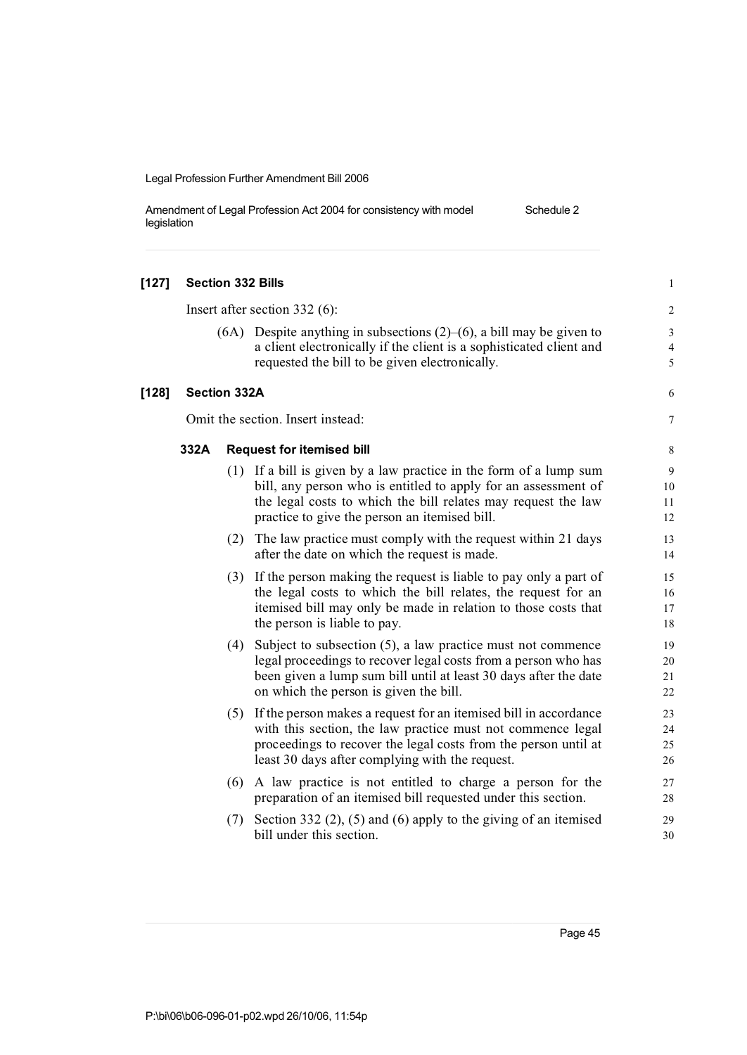**[127] Section 332 Bills**

Insert after section 332 (6):

(6A) Despite anything in subsections (2)–(6), a bill may be given to a client electronically if the client is a sophisticated client and requested the bill to be given electronically.

**[128] Section 332A**

Omit the section. Insert instead:

**332A Request for itemised bill**

(1) If a bill is given by a law practice in the form of a lump sum bill, any person who is entitled to apply for an assessment of the legal costs to which the bill relates may request the law practice to give the person an itemised bill.

(2) The law practice must comply with the request within 21 days after the date on which the request is made.

(3) If the person making the request is liable to pay only a part of the legal costs to which the bill relates, the request for an itemised bill may only be made in relation to those costs that the person is liable to pay.

(4) Subject to subsection (5), a law practice must not commence legal proceedings to recover legal costs from a person who has been given a lump sum bill until at least 30 days after the date on which the person is given the bill.

(5) If the person makes a request for an itemised bill in accordance with this section, the law practice must not commence legal proceedings to recover the legal costs from the person until at least 30 days after complying with the request.

(6) A law practice is not entitled to charge a person for the preparation of an itemised bill requested under this section.

(7) Section 332 (2), (5) and (6) apply to the giving of an itemised bill under this section.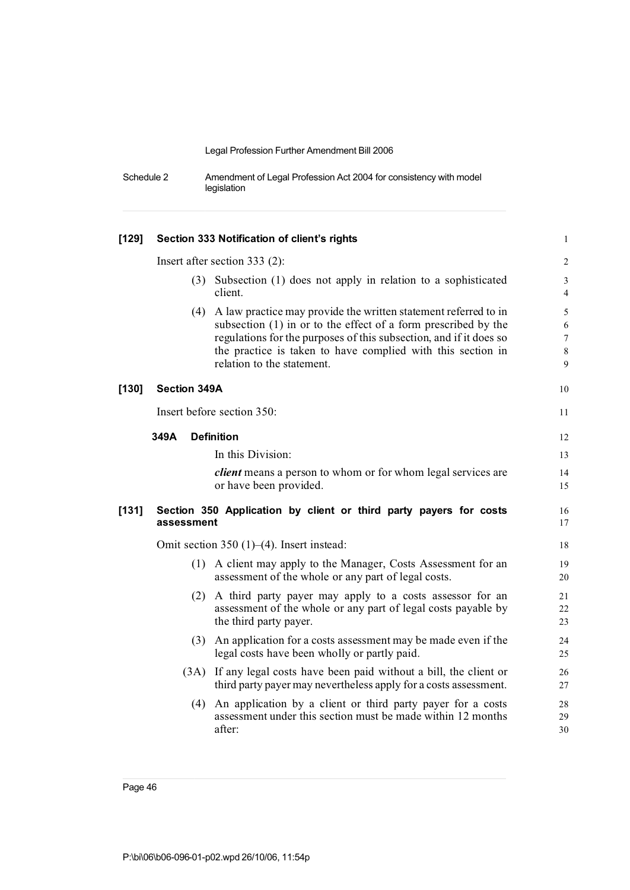**[129] Section 333 Notification of client's rights**

Insert after section 333 (2):

(3) Subsection (1) does not apply in relation to a sophisticated client.

(4) A law practice may provide the written statement referred to in subsection (1) in or to the effect of a form prescribed by the regulations for the purposes of this subsection, and if it does so the practice is taken to have complied with this section in relation to the statement.

**[130] Section 349A**

Insert before section 350:

**349A Definition**

In this Division:

***client*** means a person to whom or for whom legal services are or have been provided.

**[131] Section 350 Application by client or third party payers for costs assessment**

Omit section 350 (1)–(4). Insert instead:

(1) A client may apply to the Manager, Costs Assessment for an assessment of the whole or any part of legal costs.

(2) A third party payer may apply to a costs assessor for an assessment of the whole or any part of legal costs payable by the third party payer.

(3) An application for a costs assessment may be made even if the legal costs have been wholly or partly paid.

(3A) If any legal costs have been paid without a bill, the client or third party payer may nevertheless apply for a costs assessment.

(4) An application by a client or third party payer for a costs assessment under this section must be made within 12 months after: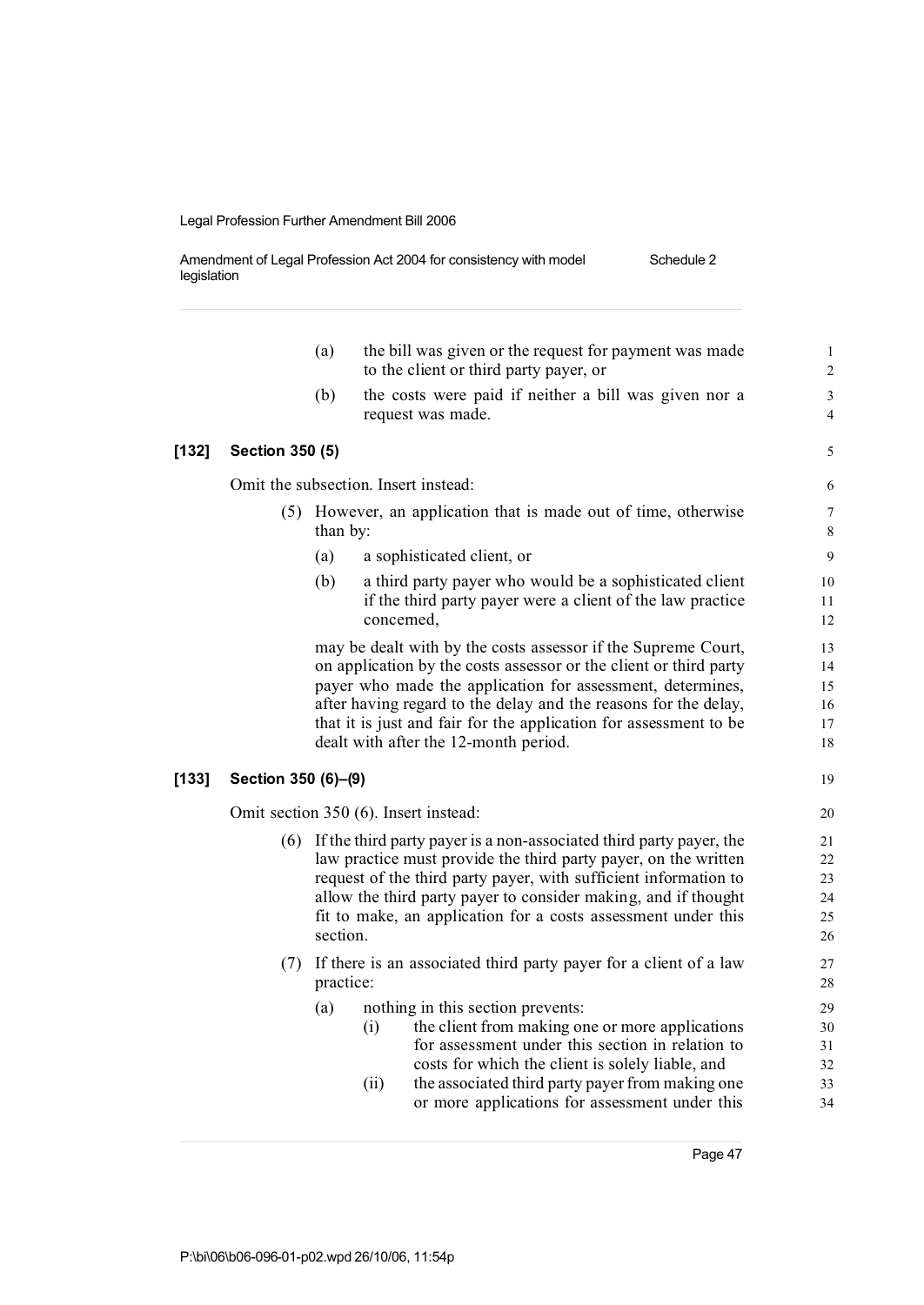(a) the bill was given or the request for payment was made to the client or third party payer, or

(b) the costs were paid if neither a bill was given nor a request was made.

### [132] Section 350 (5)

Omit the subsection. Insert instead:

(5) However, an application that is made out of time, otherwise than by:

(a) a sophisticated client, or

(b) a third party payer who would be a sophisticated client if the third party payer were a client of the law practice concerned,

may be dealt with by the costs assessor if the Supreme Court, on application by the costs assessor or the client or third party payer who made the application for assessment, determines, after having regard to the delay and the reasons for the delay, that it is just and fair for the application for assessment to be dealt with after the 12-month period.

### [133] Section 350 (6)–(9)

Omit section 350 (6). Insert instead:

(6) If the third party payer is a non-associated third party payer, the law practice must provide the third party payer, on the written request of the third party payer, with sufficient information to allow the third party payer to consider making, and if thought fit to make, an application for a costs assessment under this section.

(7) If there is an associated third party payer for a client of a law practice:

(a) nothing in this section prevents:

(i) the client from making one or more applications for assessment under this section in relation to costs for which the client is solely liable, and

(ii) the associated third party payer from making one or more applications for assessment under this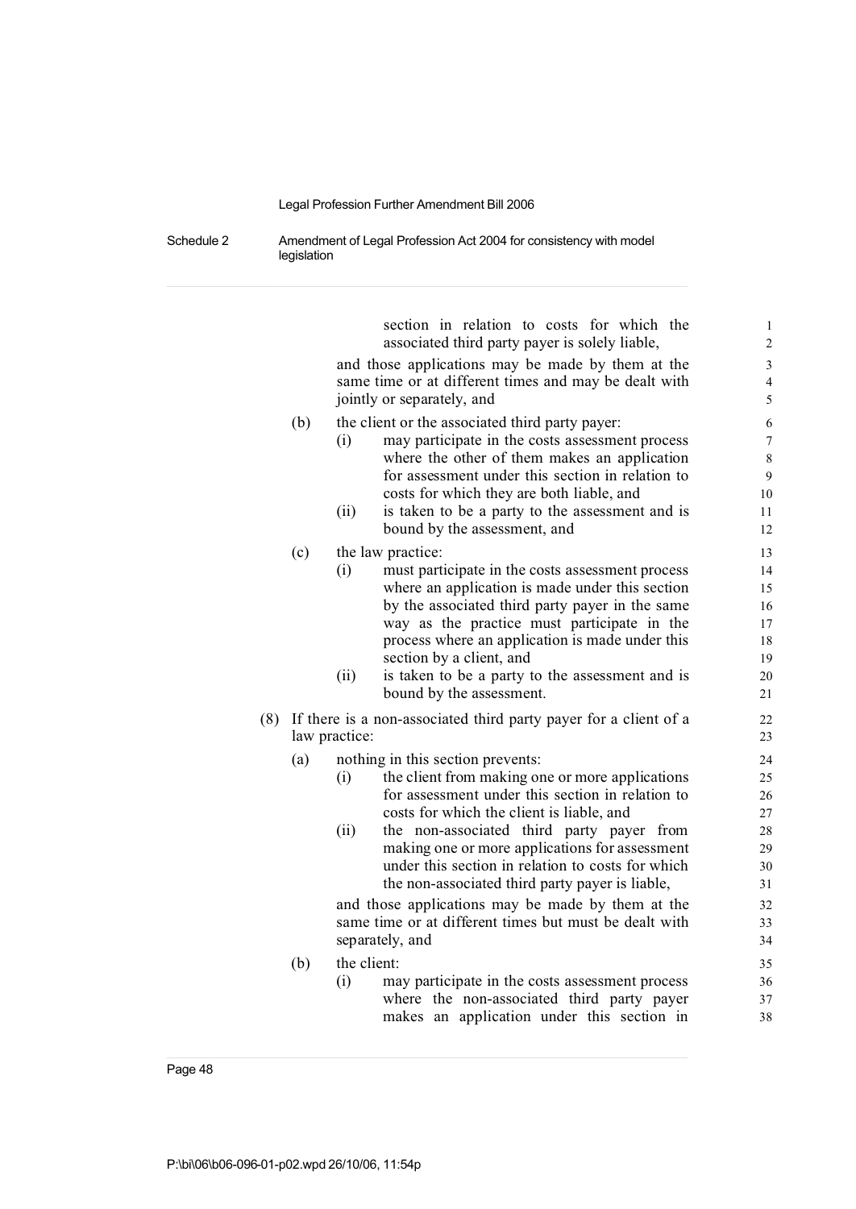section in relation to costs for which the associated third party payer is solely liable,

and those applications may be made by them at the same time or at different times and may be dealt with jointly or separately, and

(b) the client or the associated third party payer:

(i) may participate in the costs assessment process where the other of them makes an application for assessment under this section in relation to costs for which they are both liable, and

(ii) is taken to be a party to the assessment and is bound by the assessment, and

(c) the law practice:

(i) must participate in the costs assessment process where an application is made under this section by the associated third party payer in the same way as the practice must participate in the process where an application is made under this section by a client, and

(ii) is taken to be a party to the assessment and is bound by the assessment.

(8) If there is a non-associated third party payer for a client of a law practice:

(a) nothing in this section prevents:

(i) the client from making one or more applications for assessment under this section in relation to costs for which the client is liable, and

(ii) the non-associated third party payer from making one or more applications for assessment under this section in relation to costs for which the non-associated third party payer is liable,

and those applications may be made by them at the same time or at different times but must be dealt with separately, and

(b) the client:

(i) may participate in the costs assessment process where the non-associated third party payer makes an application under this section in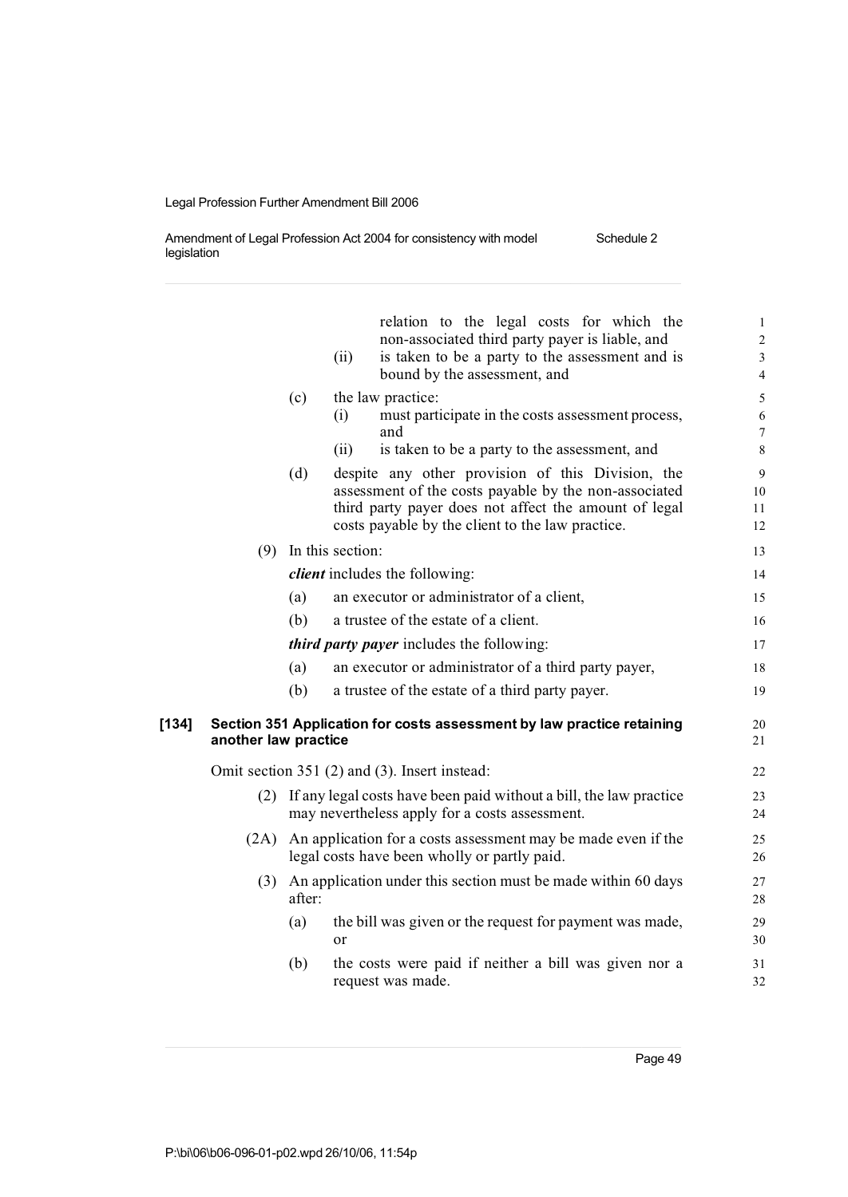relation to the legal costs for which the non-associated third party payer is liable, and

(ii) is taken to be a party to the assessment and is bound by the assessment, and

(c) the law practice:

(i) must participate in the costs assessment process, and

(ii) is taken to be a party to the assessment, and

(d) despite any other provision of this Division, the assessment of the costs payable by the non-associated third party payer does not affect the amount of legal costs payable by the client to the law practice.

(9) In this section:

***client*** includes the following:

(a) an executor or administrator of a client,

(b) a trustee of the estate of a client.

***third party payer*** includes the following:

(a) an executor or administrator of a third party payer,

(b) a trustee of the estate of a third party payer.

**[134] Section 351 Application for costs assessment by law practice retaining another law practice**

Omit section 351 (2) and (3). Insert instead:

(2) If any legal costs have been paid without a bill, the law practice may nevertheless apply for a costs assessment.

(2A) An application for a costs assessment may be made even if the legal costs have been wholly or partly paid.

(3) An application under this section must be made within 60 days after:

(a) the bill was given or the request for payment was made, or

(b) the costs were paid if neither a bill was given nor a request was made.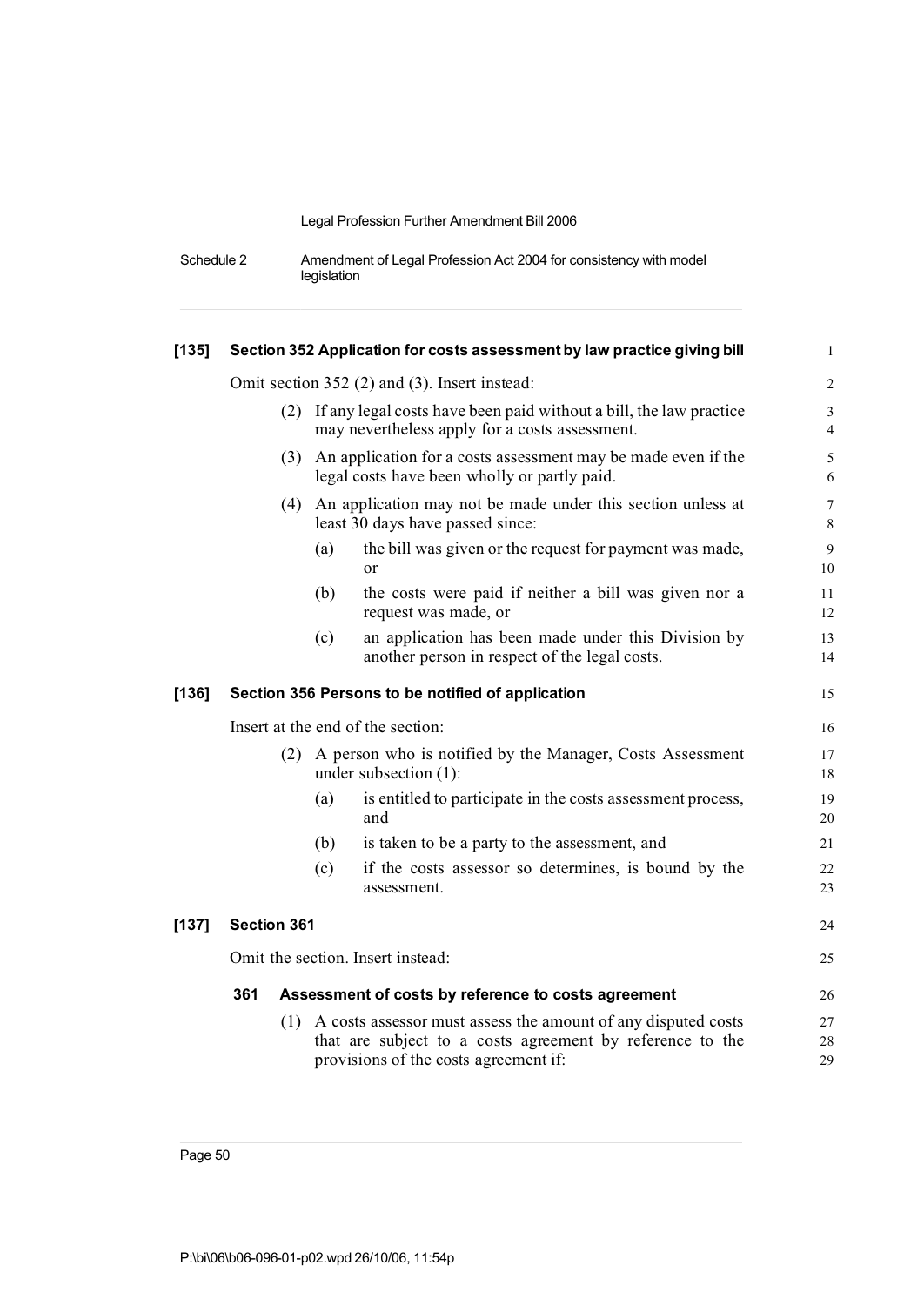### [135] Section 352 Application for costs assessment by law practice giving bill

Omit section 352 (2) and (3). Insert instead:

(2) If any legal costs have been paid without a bill, the law practice may nevertheless apply for a costs assessment.

(3) An application for a costs assessment may be made even if the legal costs have been wholly or partly paid.

(4) An application may not be made under this section unless at least 30 days have passed since:

(a) the bill was given or the request for payment was made, or

(b) the costs were paid if neither a bill was given nor a request was made, or

(c) an application has been made under this Division by another person in respect of the legal costs.

### [136] Section 356 Persons to be notified of application

Insert at the end of the section:

(2) A person who is notified by the Manager, Costs Assessment under subsection (1):

(a) is entitled to participate in the costs assessment process, and

(b) is taken to be a party to the assessment, and

(c) if the costs assessor so determines, is bound by the assessment.

### [137] Section 361

Omit the section. Insert instead:

#### 361 Assessment of costs by reference to costs agreement

(1) A costs assessor must assess the amount of any disputed costs that are subject to a costs agreement by reference to the provisions of the costs agreement if: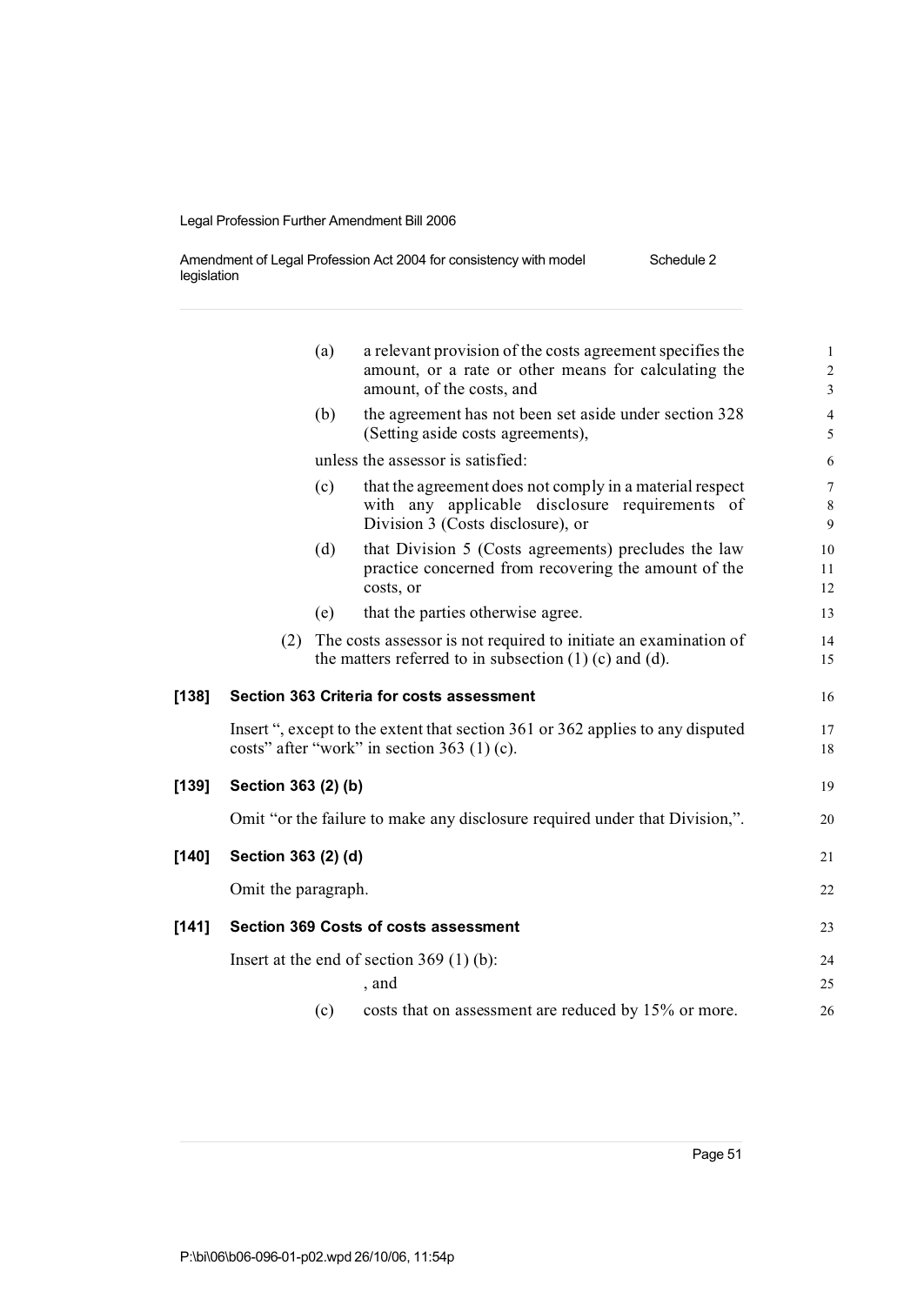(a) a relevant provision of the costs agreement specifies the amount, or a rate or other means for calculating the amount, of the costs, and

(b) the agreement has not been set aside under section 328 (Setting aside costs agreements),

unless the assessor is satisfied:

(c) that the agreement does not comply in a material respect with any applicable disclosure requirements of Division 3 (Costs disclosure), or

(d) that Division 5 (Costs agreements) precludes the law practice concerned from recovering the amount of the costs, or

(e) that the parties otherwise agree.

(2) The costs assessor is not required to initiate an examination of the matters referred to in subsection (1) (c) and (d).

**[138] Section 363 Criteria for costs assessment**

Insert ", except to the extent that section 361 or 362 applies to any disputed costs" after "work" in section 363 (1) (c).

**[139] Section 363 (2) (b)**

Omit "or the failure to make any disclosure required under that Division,".

**[140] Section 363 (2) (d)**

Omit the paragraph.

**[141] Section 369 Costs of costs assessment**

Insert at the end of section 369 (1) (b):

, and

(c) costs that on assessment are reduced by 15% or more.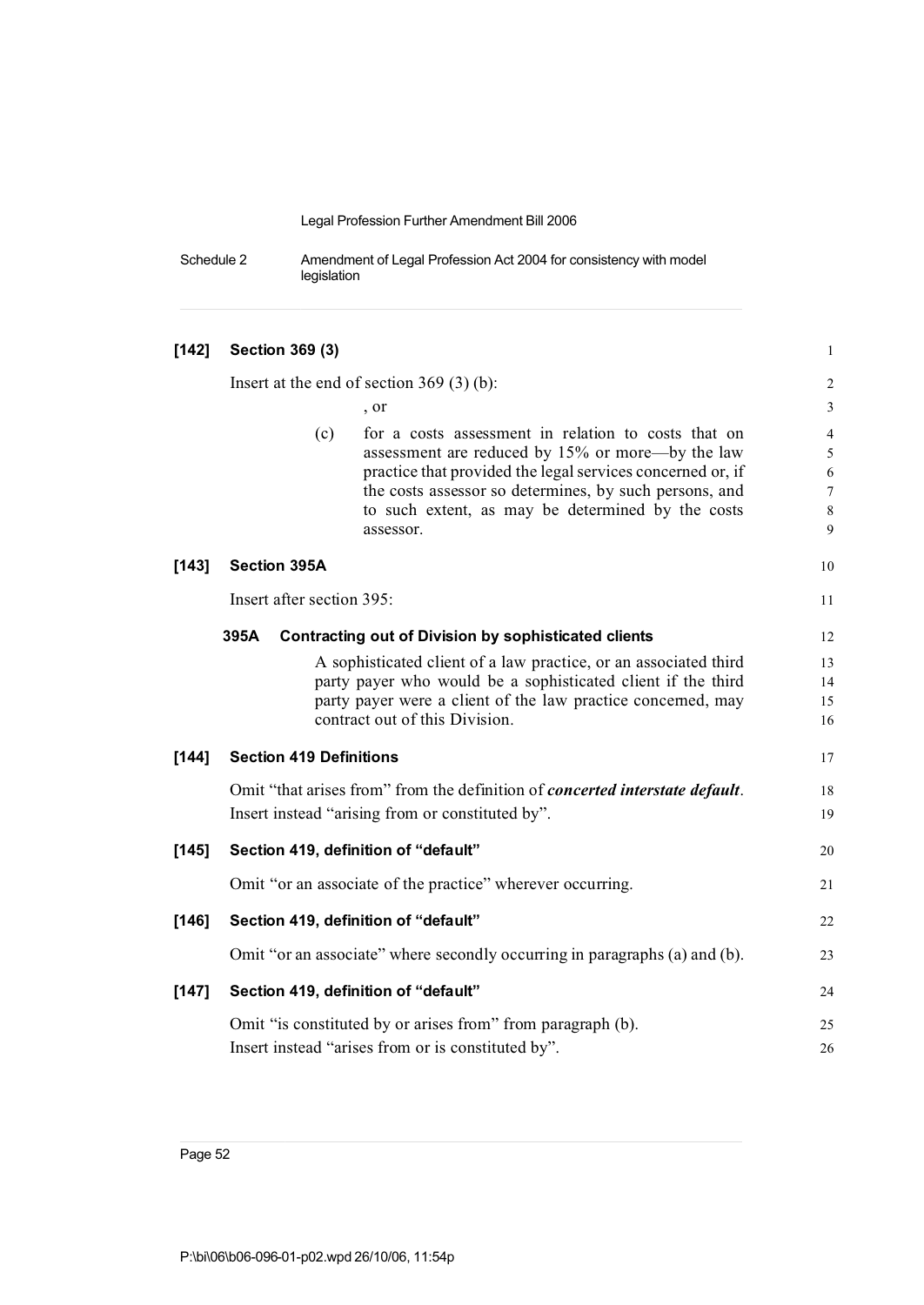**[142] Section 369 (3)**

Insert at the end of section 369 (3) (b):

, or

(c) for a costs assessment in relation to costs that on assessment are reduced by 15% or more—by the law practice that provided the legal services concerned or, if the costs assessor so determines, by such persons, and to such extent, as may be determined by the costs assessor.

**[143] Section 395A**

Insert after section 395:

**395A Contracting out of Division by sophisticated clients**

A sophisticated client of a law practice, or an associated third party payer who would be a sophisticated client if the third party payer were a client of the law practice concerned, may contract out of this Division.

**[144] Section 419 Definitions**

Omit "that arises from" from the definition of ***concerted interstate default***. Insert instead "arising from or constituted by".

**[145] Section 419, definition of "default"**

Omit "or an associate of the practice" wherever occurring.

**[146] Section 419, definition of "default"**

Omit "or an associate" where secondly occurring in paragraphs (a) and (b).

**[147] Section 419, definition of "default"**

Omit "is constituted by or arises from" from paragraph (b). Insert instead "arises from or is constituted by".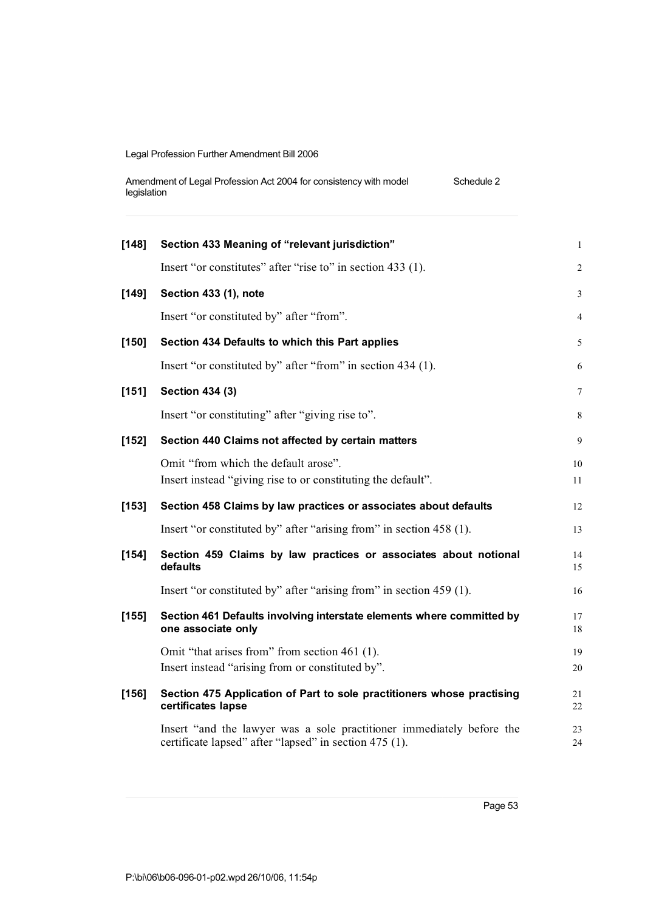**[148] Section 433 Meaning of "relevant jurisdiction"**

Insert "or constitutes" after "rise to" in section 433 (1).

**[149] Section 433 (1), note**

Insert "or constituted by" after "from".

**[150] Section 434 Defaults to which this Part applies**

Insert "or constituted by" after "from" in section 434 (1).

**[151] Section 434 (3)**

Insert "or constituting" after "giving rise to".

**[152] Section 440 Claims not affected by certain matters**

Omit "from which the default arose".
Insert instead "giving rise to or constituting the default".

**[153] Section 458 Claims by law practices or associates about defaults**

Insert "or constituted by" after "arising from" in section 458 (1).

**[154] Section 459 Claims by law practices or associates about notional defaults**

Insert "or constituted by" after "arising from" in section 459 (1).

**[155] Section 461 Defaults involving interstate elements where committed by one associate only**

Omit "that arises from" from section 461 (1).
Insert instead "arising from or constituted by".

**[156] Section 475 Application of Part to sole practitioners whose practising certificates lapse**

Insert "and the lawyer was a sole practitioner immediately before the certificate lapsed" after "lapsed" in section 475 (1).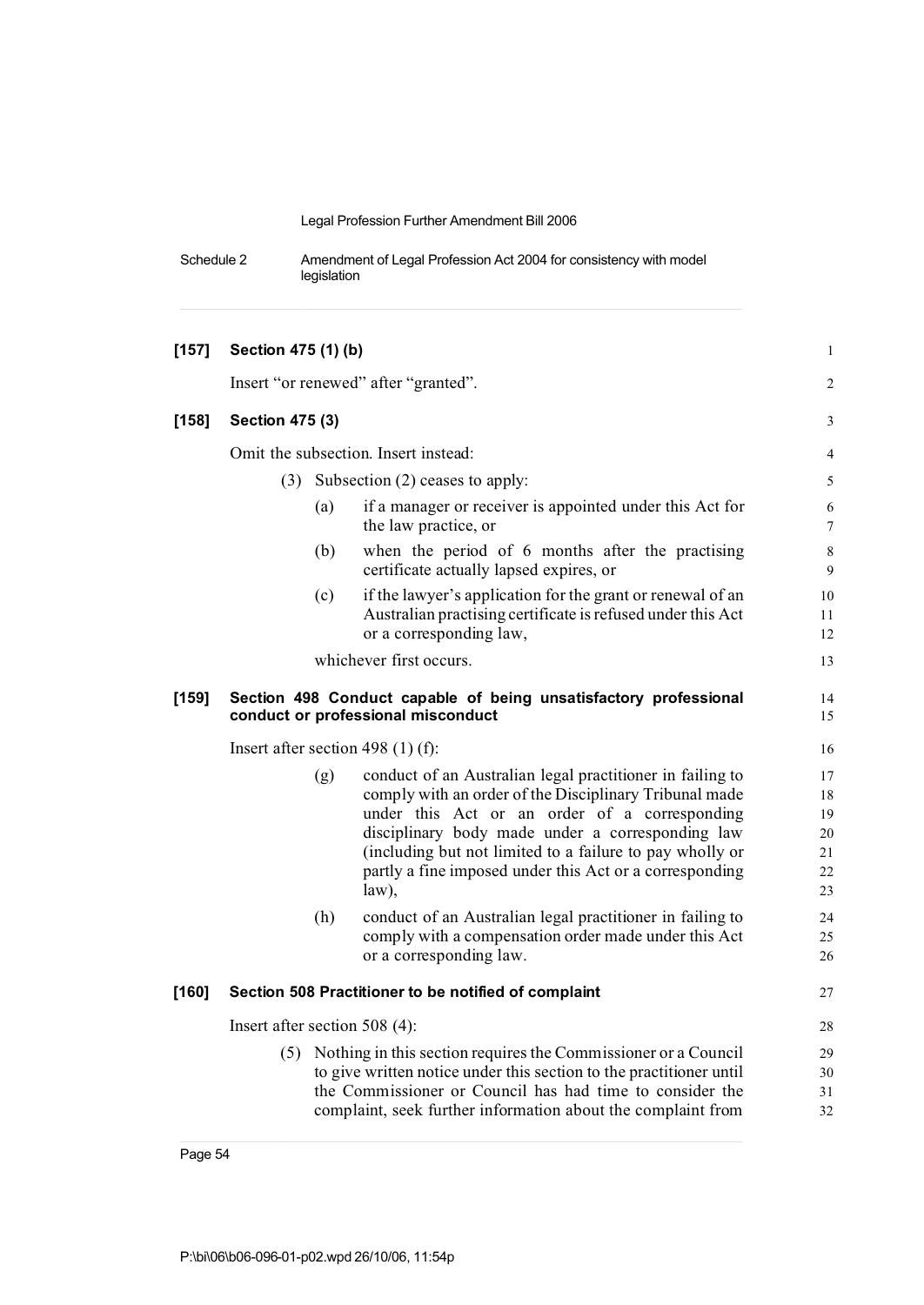**[157] Section 475 (1) (b)**

Insert "or renewed" after "granted".

**[158] Section 475 (3)**

Omit the subsection. Insert instead:

(3) Subsection (2) ceases to apply:

(a) if a manager or receiver is appointed under this Act for the law practice, or

(b) when the period of 6 months after the practising certificate actually lapsed expires, or

(c) if the lawyer's application for the grant or renewal of an Australian practising certificate is refused under this Act or a corresponding law,

whichever first occurs.

**[159] Section 498 Conduct capable of being unsatisfactory professional conduct or professional misconduct**

Insert after section 498 (1) (f):

(g) conduct of an Australian legal practitioner in failing to comply with an order of the Disciplinary Tribunal made under this Act or an order of a corresponding disciplinary body made under a corresponding law (including but not limited to a failure to pay wholly or partly a fine imposed under this Act or a corresponding law),

(h) conduct of an Australian legal practitioner in failing to comply with a compensation order made under this Act or a corresponding law.

**[160] Section 508 Practitioner to be notified of complaint**

Insert after section 508 (4):

(5) Nothing in this section requires the Commissioner or a Council to give written notice under this section to the practitioner until the Commissioner or Council has had time to consider the complaint, seek further information about the complaint from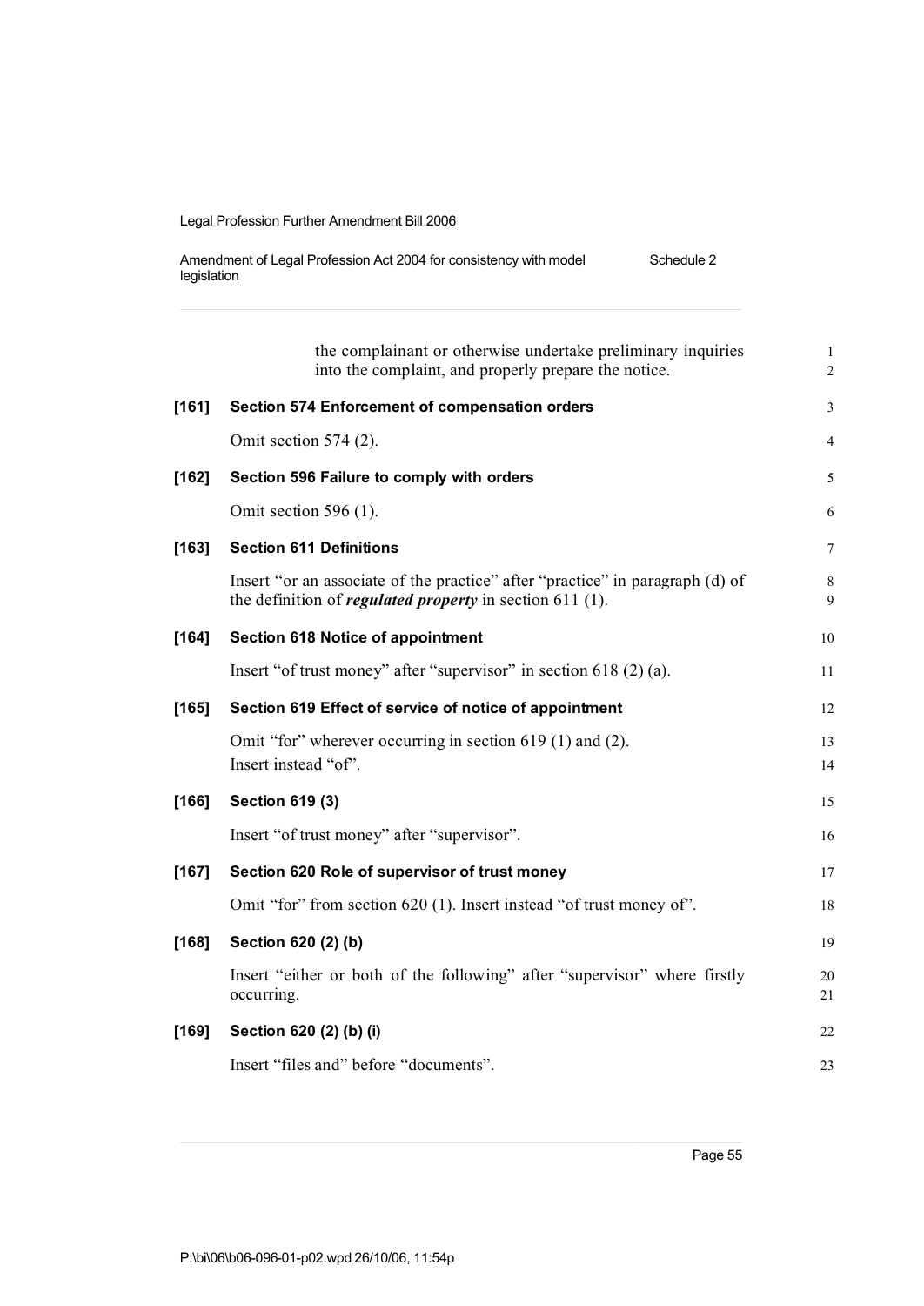the complainant or otherwise undertake preliminary inquiries into the complaint, and properly prepare the notice.

**[161] Section 574 Enforcement of compensation orders**

Omit section 574 (2).

**[162] Section 596 Failure to comply with orders**

Omit section 596 (1).

**[163] Section 611 Definitions**

Insert "or an associate of the practice" after "practice" in paragraph (d) of the definition of ***regulated property*** in section 611 (1).

**[164] Section 618 Notice of appointment**

Insert "of trust money" after "supervisor" in section 618 (2) (a).

**[165] Section 619 Effect of service of notice of appointment**

Omit "for" wherever occurring in section 619 (1) and (2).
Insert instead "of".

**[166] Section 619 (3)**

Insert "of trust money" after "supervisor".

**[167] Section 620 Role of supervisor of trust money**

Omit "for" from section 620 (1). Insert instead "of trust money of".

**[168] Section 620 (2) (b)**

Insert "either or both of the following" after "supervisor" where firstly occurring.

**[169] Section 620 (2) (b) (i)**

Insert "files and" before "documents".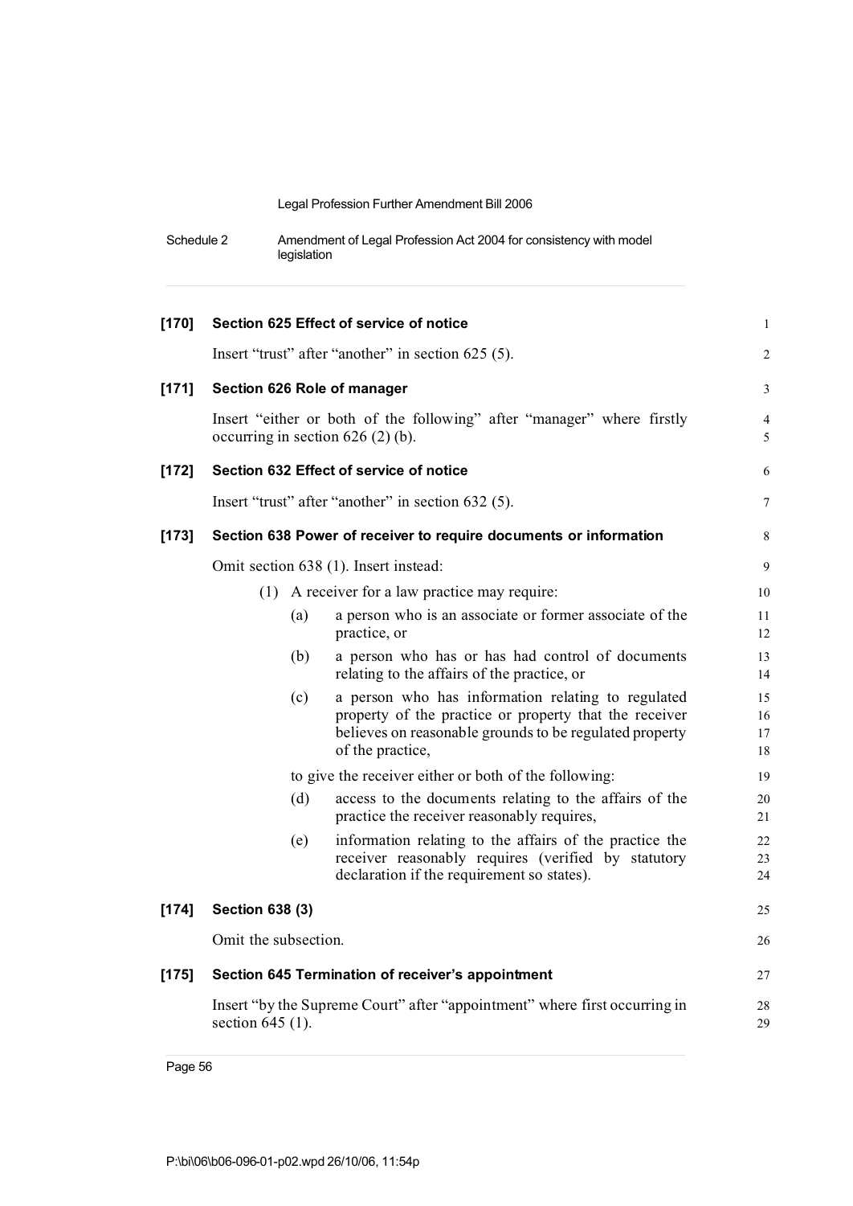**[170] Section 625 Effect of service of notice**

Insert "trust" after "another" in section 625 (5).

**[171] Section 626 Role of manager**

Insert "either or both of the following" after "manager" where firstly occurring in section 626 (2) (b).

**[172] Section 632 Effect of service of notice**

Insert "trust" after "another" in section 632 (5).

**[173] Section 638 Power of receiver to require documents or information**

Omit section 638 (1). Insert instead:

(1) A receiver for a law practice may require:

(a) a person who is an associate or former associate of the practice, or

(b) a person who has or has had control of documents relating to the affairs of the practice, or

(c) a person who has information relating to regulated property of the practice or property that the receiver believes on reasonable grounds to be regulated property of the practice,

to give the receiver either or both of the following:

(d) access to the documents relating to the affairs of the practice the receiver reasonably requires,

(e) information relating to the affairs of the practice the receiver reasonably requires (verified by statutory declaration if the requirement so states).

**[174] Section 638 (3)**

Omit the subsection.

**[175] Section 645 Termination of receiver's appointment**

Insert "by the Supreme Court" after "appointment" where first occurring in section 645 (1).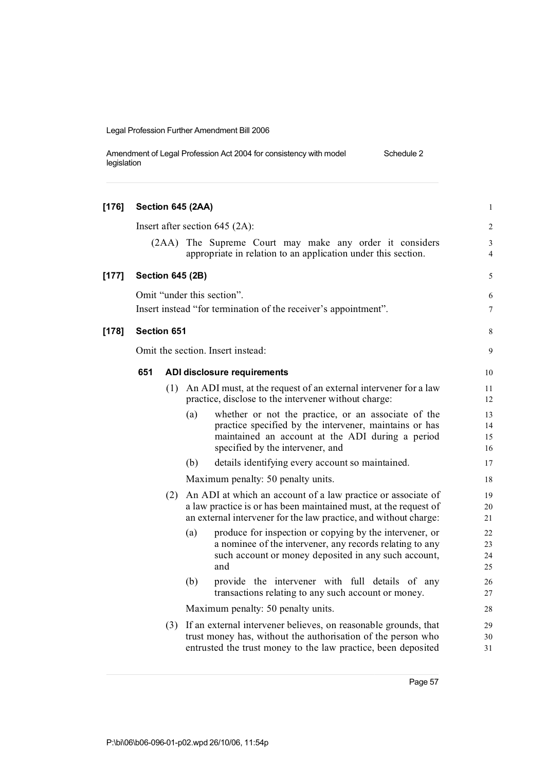**[176] Section 645 (2AA)**

Insert after section 645 (2A):

(2AA) The Supreme Court may make any order it considers appropriate in relation to an application under this section.

**[177] Section 645 (2B)**

Omit "under this section".

Insert instead "for termination of the receiver's appointment".

**[178] Section 651**

Omit the section. Insert instead:

**651 ADI disclosure requirements**

(1) An ADI must, at the request of an external intervener for a law practice, disclose to the intervener without charge:

(a) whether or not the practice, or an associate of the practice specified by the intervener, maintains or has maintained an account at the ADI during a period specified by the intervener, and

(b) details identifying every account so maintained.

Maximum penalty: 50 penalty units.

(2) An ADI at which an account of a law practice or associate of a law practice is or has been maintained must, at the request of an external intervener for the law practice, and without charge:

(a) produce for inspection or copying by the intervener, or a nominee of the intervener, any records relating to any such account or money deposited in any such account, and

(b) provide the intervener with full details of any transactions relating to any such account or money.

Maximum penalty: 50 penalty units.

(3) If an external intervener believes, on reasonable grounds, that trust money has, without the authorisation of the person who entrusted the trust money to the law practice, been deposited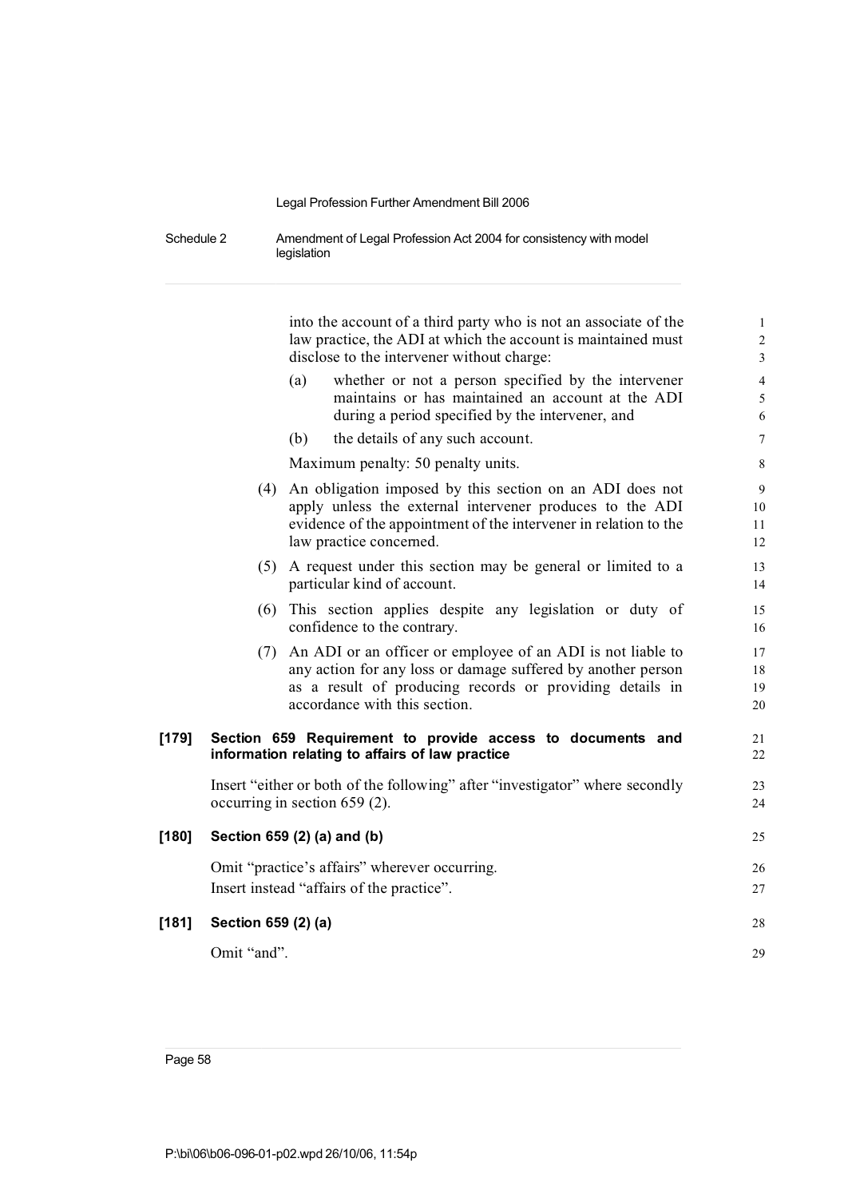into the account of a third party who is not an associate of the law practice, the ADI at which the account is maintained must disclose to the intervener without charge:

(a) whether or not a person specified by the intervener maintains or has maintained an account at the ADI during a period specified by the intervener, and

(b) the details of any such account.

Maximum penalty: 50 penalty units.

(4) An obligation imposed by this section on an ADI does not apply unless the external intervener produces to the ADI evidence of the appointment of the intervener in relation to the law practice concerned.

(5) A request under this section may be general or limited to a particular kind of account.

(6) This section applies despite any legislation or duty of confidence to the contrary.

(7) An ADI or an officer or employee of an ADI is not liable to any action for any loss or damage suffered by another person as a result of producing records or providing details in accordance with this section.

**[179] Section 659 Requirement to provide access to documents and information relating to affairs of law practice**

Insert "either or both of the following" after "investigator" where secondly occurring in section 659 (2).

**[180] Section 659 (2) (a) and (b)**

Omit "practice's affairs" wherever occurring.

Insert instead "affairs of the practice".

**[181] Section 659 (2) (a)**

Omit "and".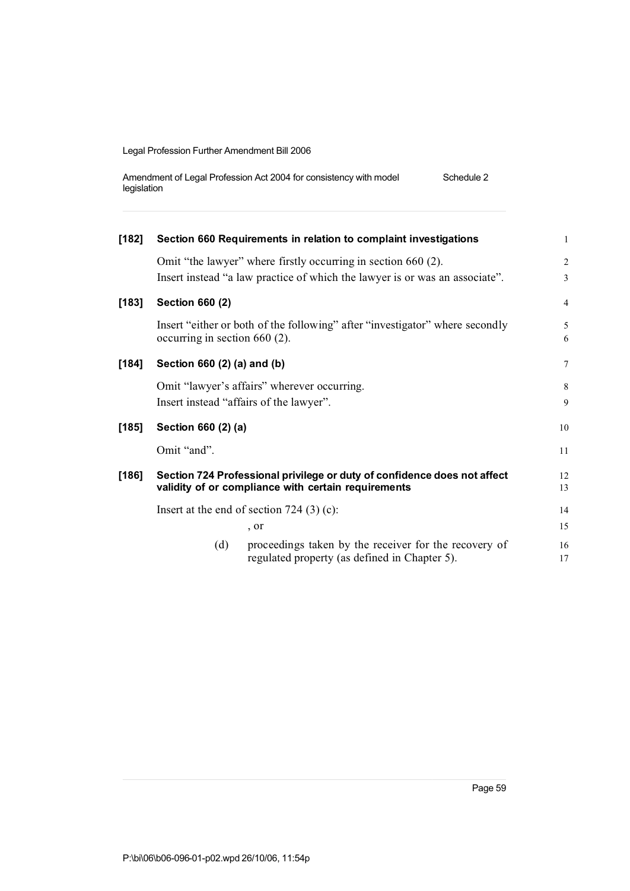**[182] Section 660 Requirements in relation to complaint investigations**

Omit "the lawyer" where firstly occurring in section 660 (2).

Insert instead "a law practice of which the lawyer is or was an associate".

**[183] Section 660 (2)**

Insert "either or both of the following" after "investigator" where secondly occurring in section 660 (2).

**[184] Section 660 (2) (a) and (b)**

Omit "lawyer's affairs" wherever occurring.

Insert instead "affairs of the lawyer".

**[185] Section 660 (2) (a)**

Omit "and".

**[186] Section 724 Professional privilege or duty of confidence does not affect validity of or compliance with certain requirements**

Insert at the end of section 724 (3) (c):

, or

(d) proceedings taken by the receiver for the recovery of regulated property (as defined in Chapter 5).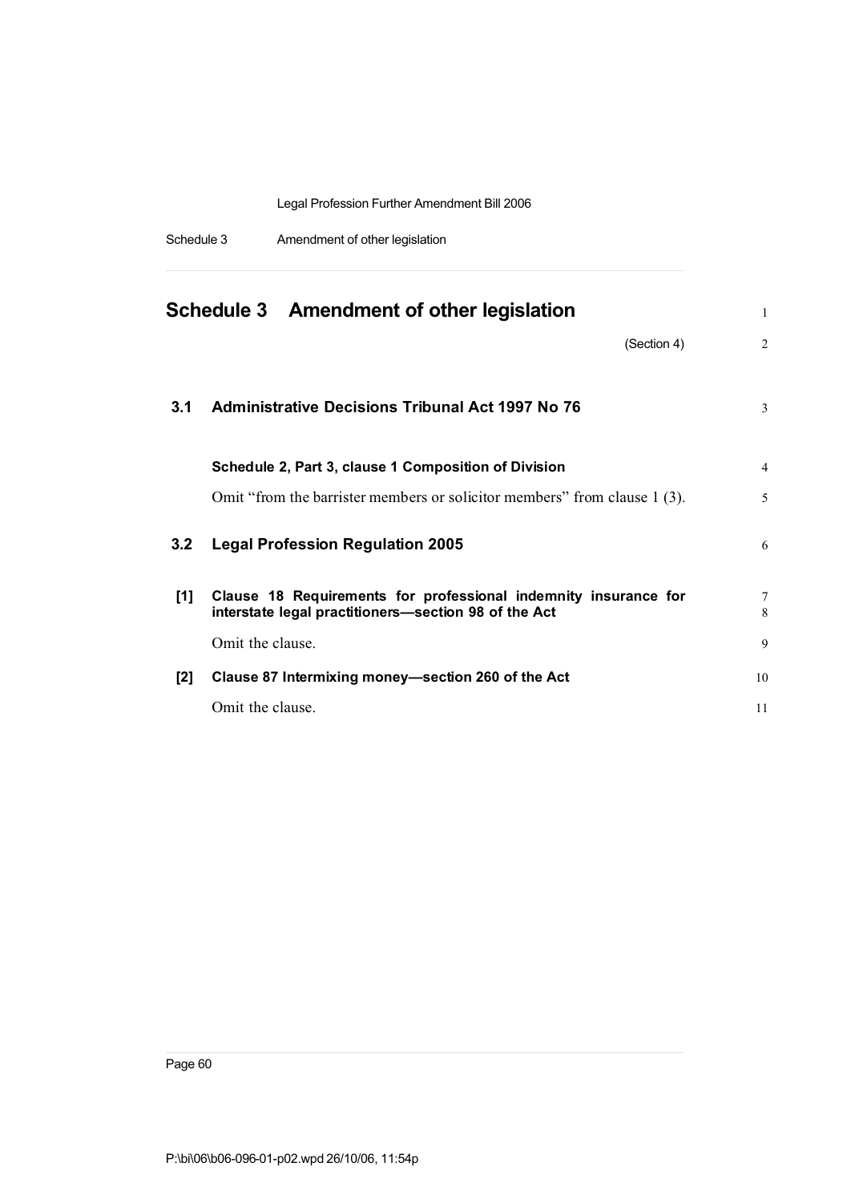# Schedule 3 Amendment of other legislation

(Section 4)

## 3.1 Administrative Decisions Tribunal Act 1997 No 76

**Schedule 2, Part 3, clause 1 Composition of Division**

Omit "from the barrister members or solicitor members" from clause 1 (3).

## 3.2 Legal Profession Regulation 2005

**[1] Clause 18 Requirements for professional indemnity insurance for interstate legal practitioners—section 98 of the Act**

Omit the clause.

**[2] Clause 87 Intermixing money—section 260 of the Act**

Omit the clause.